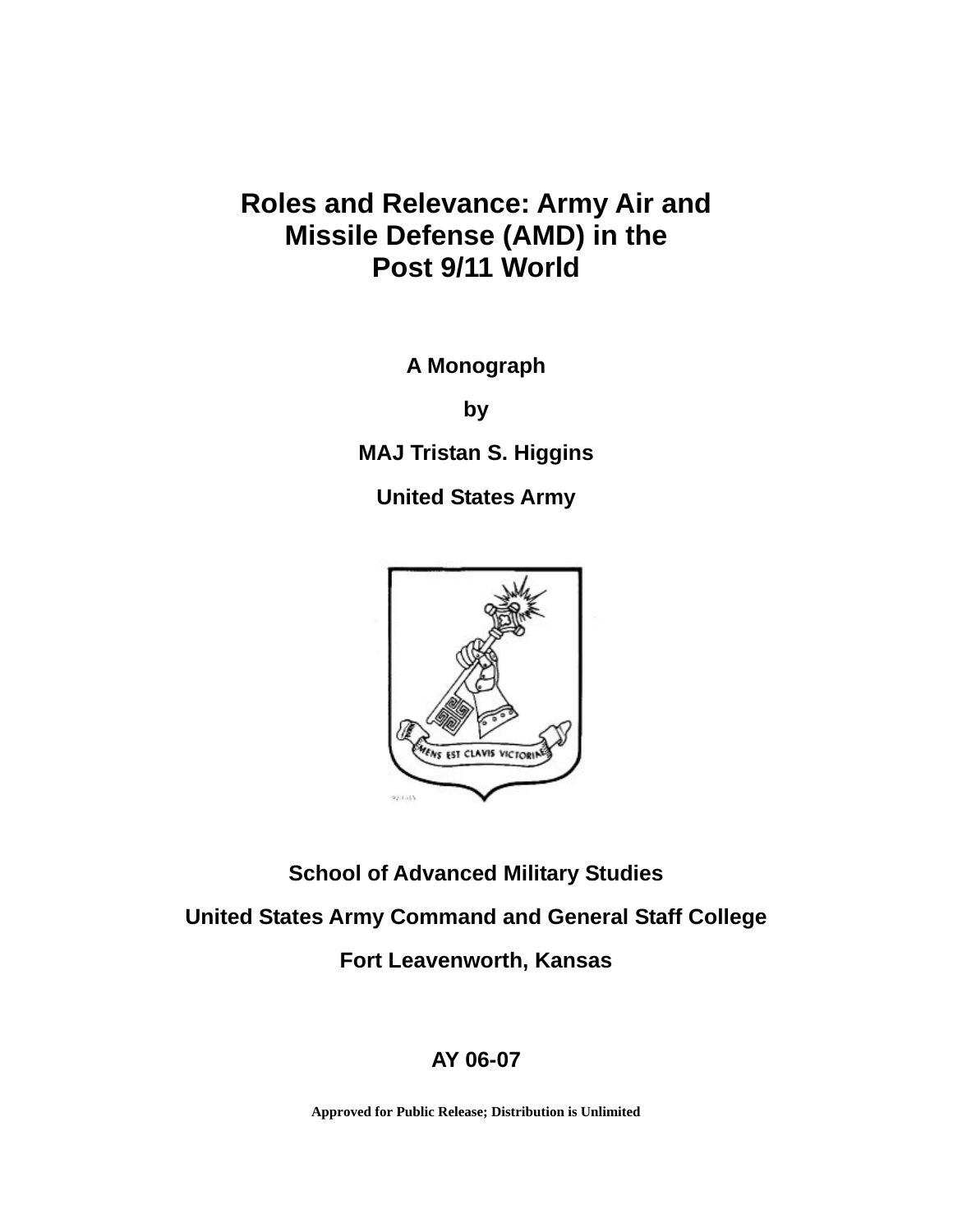# Roles and Relevance: Army Air and Missile Defense (AMD) in the Post 9/11 World

**A Monograph**

**by**

**MAJ Tristan S. Higgins**

**United States Army**

**School of Advanced Military Studies**

**United States Army Command and General Staff College**

**Fort Leavenworth, Kansas**

**AY 06-07**

**Approved for Public Release; Distribution is Unlimited**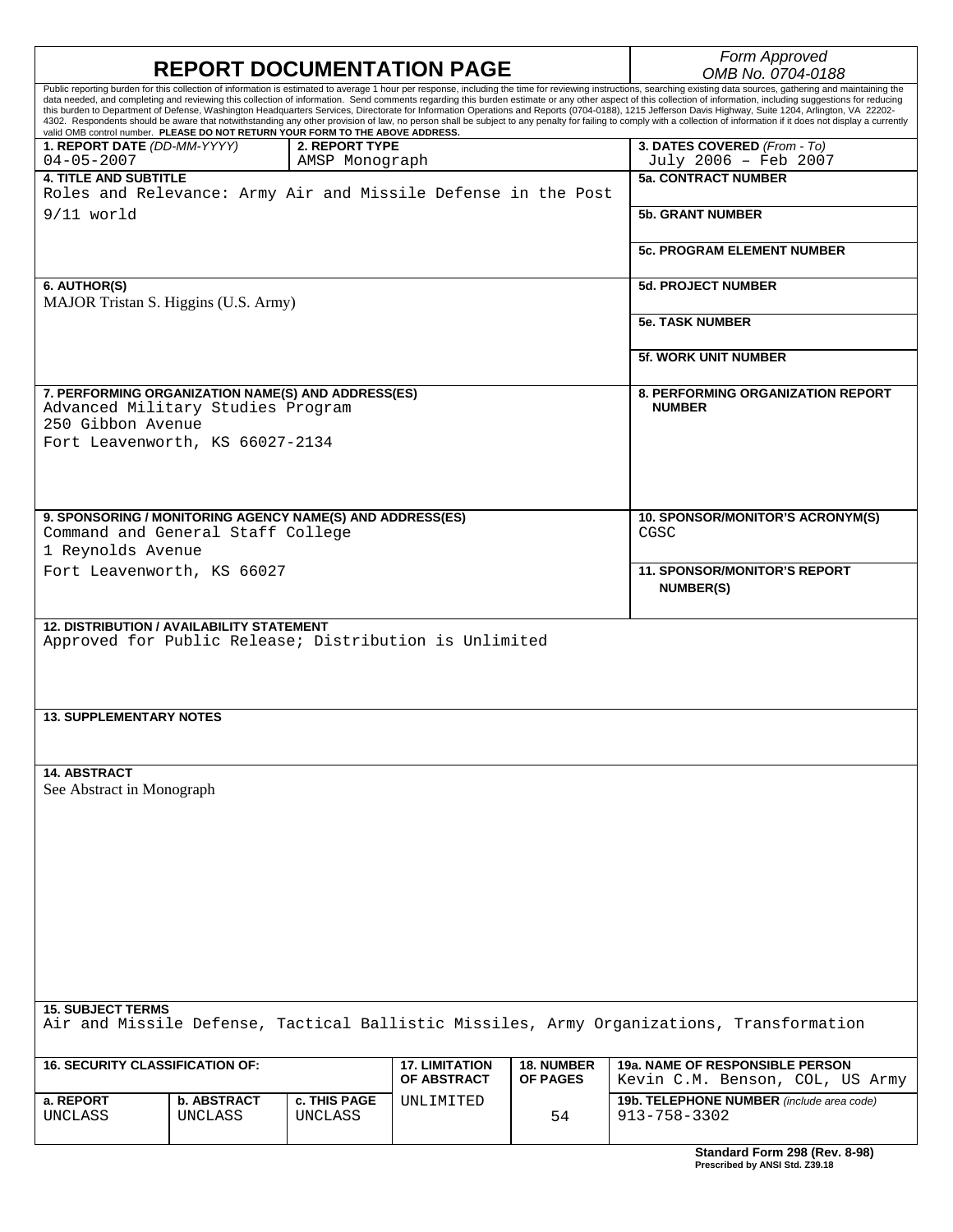# REPORT DOCUMENTATION PAGE

*Form Approved*
*OMB No. 0704-0188*

Public reporting burden for this collection of information is estimated to average 1 hour per response, including the time for reviewing instructions, searching existing data sources, gathering and maintaining the data needed, and completing and reviewing this collection of information. Send comments regarding this burden estimate or any other aspect of this collection of information, including suggestions for reducing this burden to Department of Defense, Washington Headquarters Services, Directorate for Information Operations and Reports (0704-0188), 1215 Jefferson Davis Highway, Suite 1204, Arlington, VA 22202-4302. Respondents should be aware that notwithstanding any other provision of law, no person shall be subject to any penalty for failing to comply with a collection of information if it does not display a currently valid OMB control number. **PLEASE DO NOT RETURN YOUR FORM TO THE ABOVE ADDRESS.**

| **1. REPORT DATE** *(DD-MM-YYYY)* | **2. REPORT TYPE** | **3. DATES COVERED** *(From - To)* |
|---|---|---|
| 04-05-2007 | AMSP Monograph | July 2006 – Feb 2007 |

**4. TITLE AND SUBTITLE**
Roles and Relevance: Army Air and Missile Defense in the Post 9/11 world

**5a. CONTRACT NUMBER**

**5b. GRANT NUMBER**

**5c. PROGRAM ELEMENT NUMBER**

**6. AUTHOR(S)**
MAJOR Tristan S. Higgins (U.S. Army)

**5d. PROJECT NUMBER**

**5e. TASK NUMBER**

**5f. WORK UNIT NUMBER**

**7. PERFORMING ORGANIZATION NAME(S) AND ADDRESS(ES)**
Advanced Military Studies Program
250 Gibbon Avenue
Fort Leavenworth, KS 66027-2134

**8. PERFORMING ORGANIZATION REPORT NUMBER**

**9. SPONSORING / MONITORING AGENCY NAME(S) AND ADDRESS(ES)**
Command and General Staff College
1 Reynolds Avenue
Fort Leavenworth, KS 66027

**10. SPONSOR/MONITOR'S ACRONYM(S)**
CGSC

**11. SPONSOR/MONITOR'S REPORT NUMBER(S)**

**12. DISTRIBUTION / AVAILABILITY STATEMENT**
Approved for Public Release; Distribution is Unlimited

**13. SUPPLEMENTARY NOTES**

**14. ABSTRACT**
See Abstract in Monograph

**15. SUBJECT TERMS**
Air and Missile Defense, Tactical Ballistic Missiles, Army Organizations, Transformation

| **16. SECURITY CLASSIFICATION OF:** | | | **17. LIMITATION OF ABSTRACT** | **18. NUMBER OF PAGES** | **19a. NAME OF RESPONSIBLE PERSON** |
|---|---|---|---|---|---|
| **a. REPORT** | **b. ABSTRACT** | **c. THIS PAGE** | | | Kevin C.M. Benson, COL, US Army |
| UNCLASS | UNCLASS | UNCLASS | UNLIMITED | 54 | **19b. TELEPHONE NUMBER** *(include area code)* 913-758-3302 |

**Standard Form 298 (Rev. 8-98)**
**Prescribed by ANSI Std. Z39.18**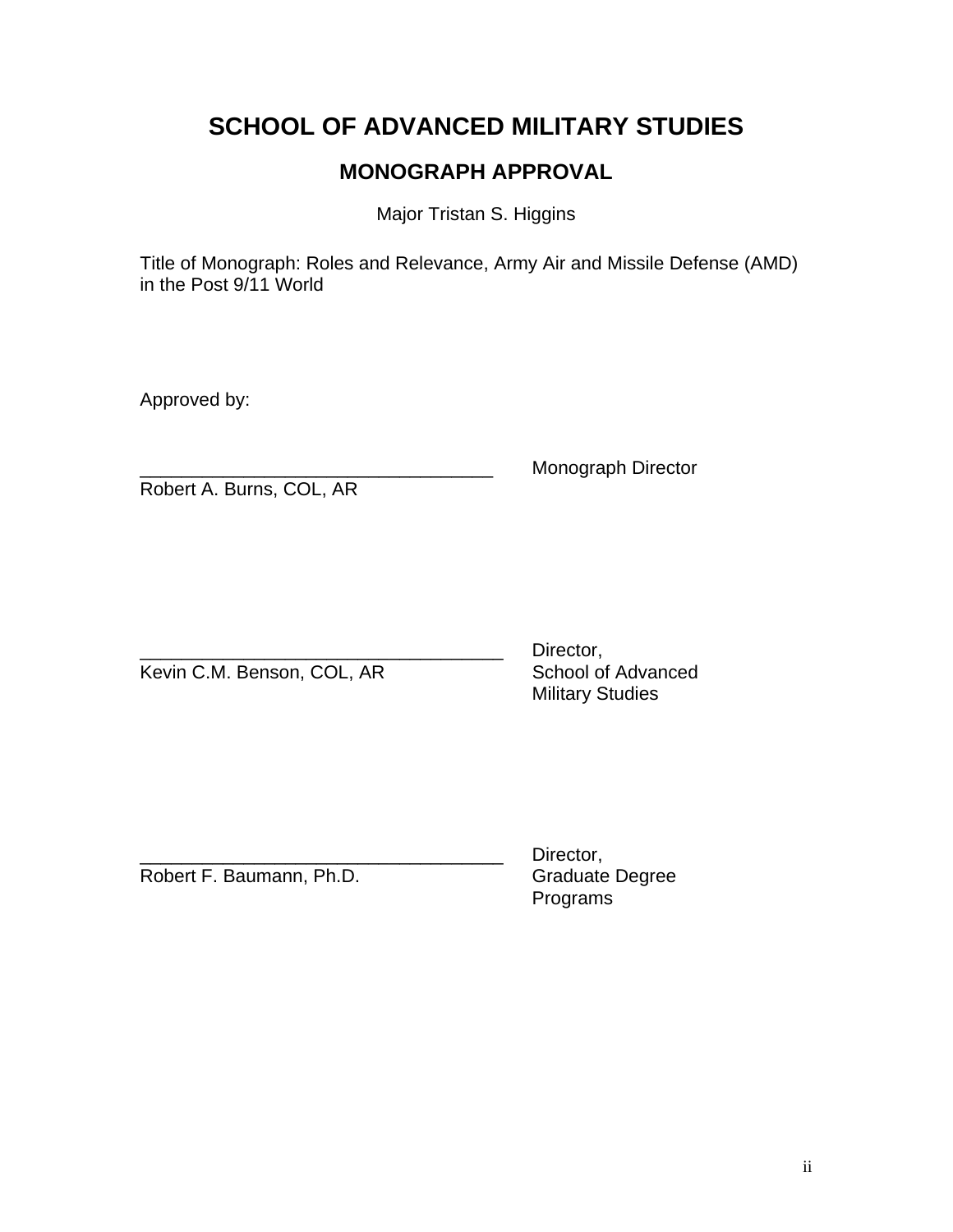# SCHOOL OF ADVANCED MILITARY STUDIES

## MONOGRAPH APPROVAL

Major Tristan S. Higgins

Title of Monograph: Roles and Relevance, Army Air and Missile Defense (AMD) in the Post 9/11 World

Approved by:

\_\_\_\_\_\_\_\_\_\_\_\_\_\_\_\_\_\_\_\_\_\_\_\_\_\_\_\_\_\_\_\_\_\_ Monograph Director
Robert A. Burns, COL, AR

\_\_\_\_\_\_\_\_\_\_\_\_\_\_\_\_\_\_\_\_\_\_\_\_\_\_\_\_\_\_\_\_\_\_ Director, School of Advanced Military Studies
Kevin C.M. Benson, COL, AR

\_\_\_\_\_\_\_\_\_\_\_\_\_\_\_\_\_\_\_\_\_\_\_\_\_\_\_\_\_\_\_\_\_\_ Director, Graduate Degree Programs
Robert F. Baumann, Ph.D.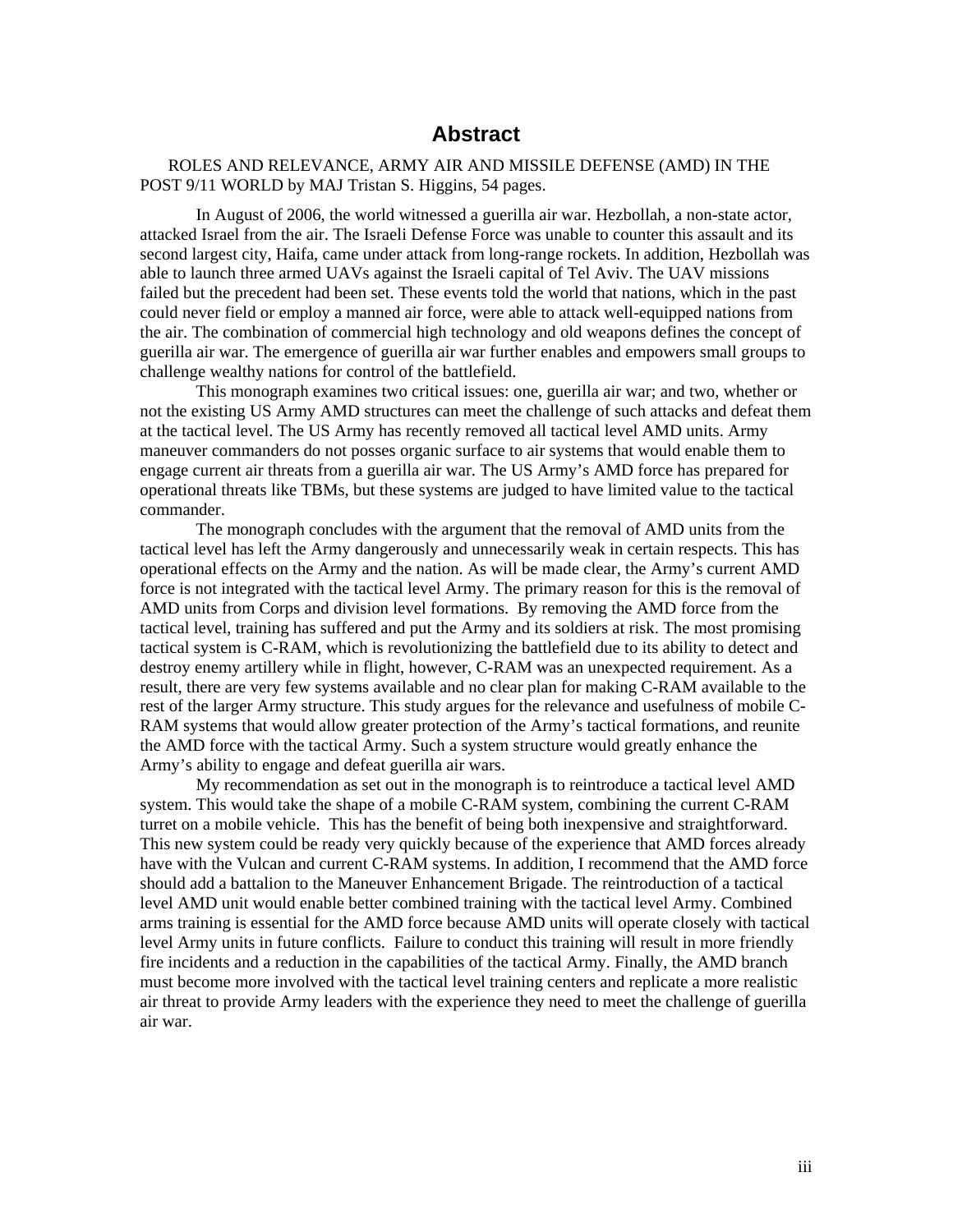# Abstract

ROLES AND RELEVANCE, ARMY AIR AND MISSILE DEFENSE (AMD) IN THE POST 9/11 WORLD by MAJ Tristan S. Higgins, 54 pages.

In August of 2006, the world witnessed a guerilla air war. Hezbollah, a non-state actor, attacked Israel from the air. The Israeli Defense Force was unable to counter this assault and its second largest city, Haifa, came under attack from long-range rockets. In addition, Hezbollah was able to launch three armed UAVs against the Israeli capital of Tel Aviv. The UAV missions failed but the precedent had been set. These events told the world that nations, which in the past could never field or employ a manned air force, were able to attack well-equipped nations from the air. The combination of commercial high technology and old weapons defines the concept of guerilla air war. The emergence of guerilla air war further enables and empowers small groups to challenge wealthy nations for control of the battlefield.

This monograph examines two critical issues: one, guerilla air war; and two, whether or not the existing US Army AMD structures can meet the challenge of such attacks and defeat them at the tactical level. The US Army has recently removed all tactical level AMD units. Army maneuver commanders do not posses organic surface to air systems that would enable them to engage current air threats from a guerilla air war. The US Army's AMD force has prepared for operational threats like TBMs, but these systems are judged to have limited value to the tactical commander.

The monograph concludes with the argument that the removal of AMD units from the tactical level has left the Army dangerously and unnecessarily weak in certain respects. This has operational effects on the Army and the nation. As will be made clear, the Army's current AMD force is not integrated with the tactical level Army. The primary reason for this is the removal of AMD units from Corps and division level formations. By removing the AMD force from the tactical level, training has suffered and put the Army and its soldiers at risk. The most promising tactical system is C-RAM, which is revolutionizing the battlefield due to its ability to detect and destroy enemy artillery while in flight, however, C-RAM was an unexpected requirement. As a result, there are very few systems available and no clear plan for making C-RAM available to the rest of the larger Army structure. This study argues for the relevance and usefulness of mobile C-RAM systems that would allow greater protection of the Army's tactical formations, and reunite the AMD force with the tactical Army. Such a system structure would greatly enhance the Army's ability to engage and defeat guerilla air wars.

My recommendation as set out in the monograph is to reintroduce a tactical level AMD system. This would take the shape of a mobile C-RAM system, combining the current C-RAM turret on a mobile vehicle. This has the benefit of being both inexpensive and straightforward. This new system could be ready very quickly because of the experience that AMD forces already have with the Vulcan and current C-RAM systems. In addition, I recommend that the AMD force should add a battalion to the Maneuver Enhancement Brigade. The reintroduction of a tactical level AMD unit would enable better combined training with the tactical level Army. Combined arms training is essential for the AMD force because AMD units will operate closely with tactical level Army units in future conflicts. Failure to conduct this training will result in more friendly fire incidents and a reduction in the capabilities of the tactical Army. Finally, the AMD branch must become more involved with the tactical level training centers and replicate a more realistic air threat to provide Army leaders with the experience they need to meet the challenge of guerilla air war.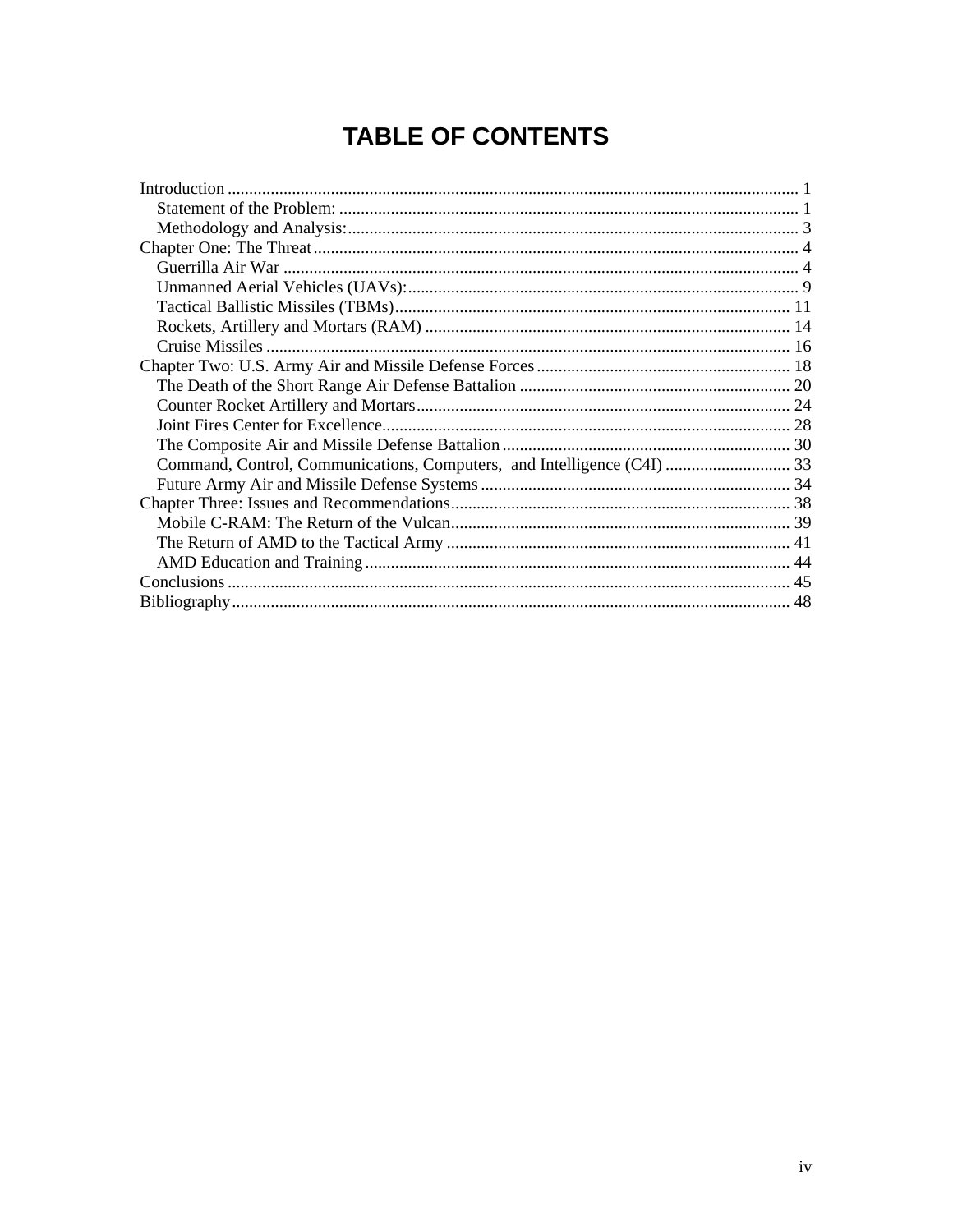# TABLE OF CONTENTS

Introduction .......... 1
- Statement of the Problem: .......... 1
- Methodology and Analysis: .......... 3

Chapter One: The Threat .......... 4
- Guerrilla Air War .......... 4
- Unmanned Aerial Vehicles (UAVs): .......... 9
- Tactical Ballistic Missiles (TBMs) .......... 11
- Rockets, Artillery and Mortars (RAM) .......... 14
- Cruise Missiles .......... 16

Chapter Two: U.S. Army Air and Missile Defense Forces .......... 18
- The Death of the Short Range Air Defense Battalion .......... 20
- Counter Rocket Artillery and Mortars .......... 24
- Joint Fires Center for Excellence .......... 28
- The Composite Air and Missile Defense Battalion .......... 30
- Command, Control, Communications, Computers, and Intelligence (C4I) .......... 33
- Future Army Air and Missile Defense Systems .......... 34

Chapter Three: Issues and Recommendations .......... 38
- Mobile C-RAM: The Return of the Vulcan .......... 39
- The Return of AMD to the Tactical Army .......... 41
- AMD Education and Training .......... 44

Conclusions .......... 45

Bibliography .......... 48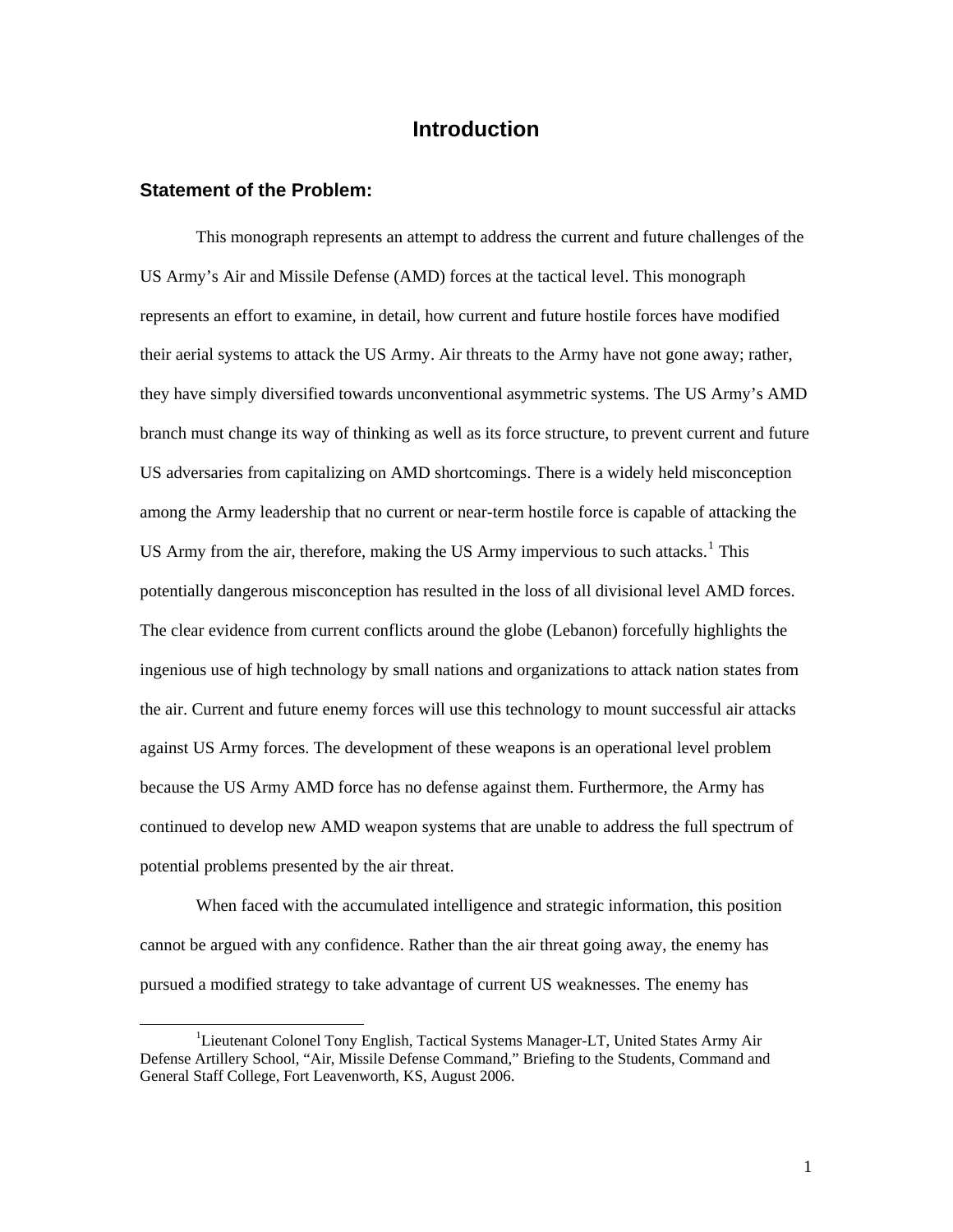# Introduction

## Statement of the Problem:

This monograph represents an attempt to address the current and future challenges of the US Army's Air and Missile Defense (AMD) forces at the tactical level. This monograph represents an effort to examine, in detail, how current and future hostile forces have modified their aerial systems to attack the US Army. Air threats to the Army have not gone away; rather, they have simply diversified towards unconventional asymmetric systems. The US Army's AMD branch must change its way of thinking as well as its force structure, to prevent current and future US adversaries from capitalizing on AMD shortcomings. There is a widely held misconception among the Army leadership that no current or near-term hostile force is capable of attacking the US Army from the air, therefore, making the US Army impervious to such attacks.[1] This potentially dangerous misconception has resulted in the loss of all divisional level AMD forces. The clear evidence from current conflicts around the globe (Lebanon) forcefully highlights the ingenious use of high technology by small nations and organizations to attack nation states from the air. Current and future enemy forces will use this technology to mount successful air attacks against US Army forces. The development of these weapons is an operational level problem because the US Army AMD force has no defense against them. Furthermore, the Army has continued to develop new AMD weapon systems that are unable to address the full spectrum of potential problems presented by the air threat.

When faced with the accumulated intelligence and strategic information, this position cannot be argued with any confidence. Rather than the air threat going away, the enemy has pursued a modified strategy to take advantage of current US weaknesses. The enemy has

[1] Lieutenant Colonel Tony English, Tactical Systems Manager-LT, United States Army Air Defense Artillery School, "Air, Missile Defense Command," Briefing to the Students, Command and General Staff College, Fort Leavenworth, KS, August 2006.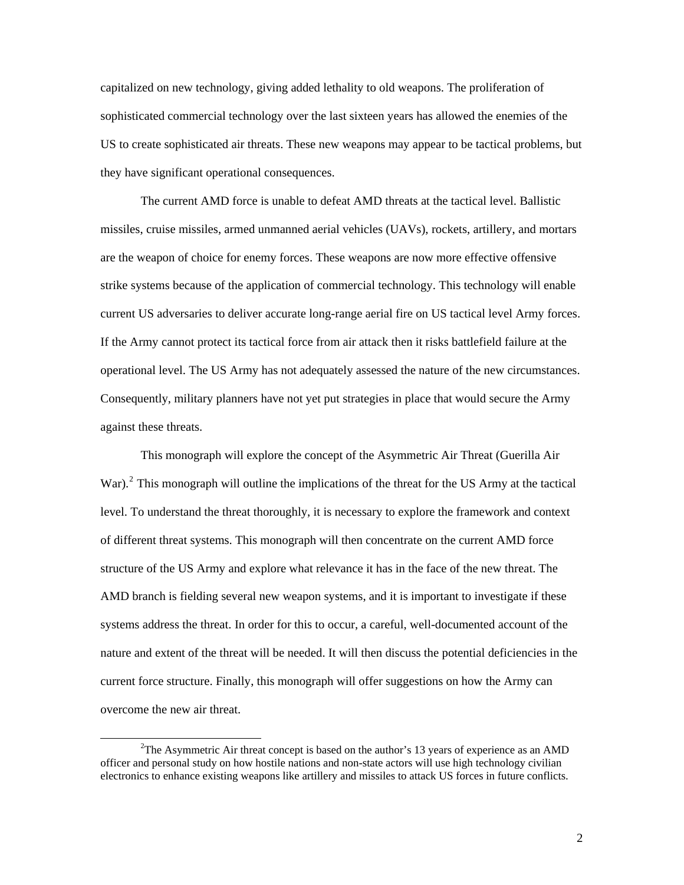capitalized on new technology, giving added lethality to old weapons. The proliferation of sophisticated commercial technology over the last sixteen years has allowed the enemies of the US to create sophisticated air threats. These new weapons may appear to be tactical problems, but they have significant operational consequences.

The current AMD force is unable to defeat AMD threats at the tactical level. Ballistic missiles, cruise missiles, armed unmanned aerial vehicles (UAVs), rockets, artillery, and mortars are the weapon of choice for enemy forces. These weapons are now more effective offensive strike systems because of the application of commercial technology. This technology will enable current US adversaries to deliver accurate long-range aerial fire on US tactical level Army forces. If the Army cannot protect its tactical force from air attack then it risks battlefield failure at the operational level. The US Army has not adequately assessed the nature of the new circumstances. Consequently, military planners have not yet put strategies in place that would secure the Army against these threats.

This monograph will explore the concept of the Asymmetric Air Threat (Guerilla Air War).[2] This monograph will outline the implications of the threat for the US Army at the tactical level. To understand the threat thoroughly, it is necessary to explore the framework and context of different threat systems. This monograph will then concentrate on the current AMD force structure of the US Army and explore what relevance it has in the face of the new threat. The AMD branch is fielding several new weapon systems, and it is important to investigate if these systems address the threat. In order for this to occur, a careful, well-documented account of the nature and extent of the threat will be needed. It will then discuss the potential deficiencies in the current force structure. Finally, this monograph will offer suggestions on how the Army can overcome the new air threat.

---

[2]The Asymmetric Air threat concept is based on the author's 13 years of experience as an AMD officer and personal study on how hostile nations and non-state actors will use high technology civilian electronics to enhance existing weapons like artillery and missiles to attack US forces in future conflicts.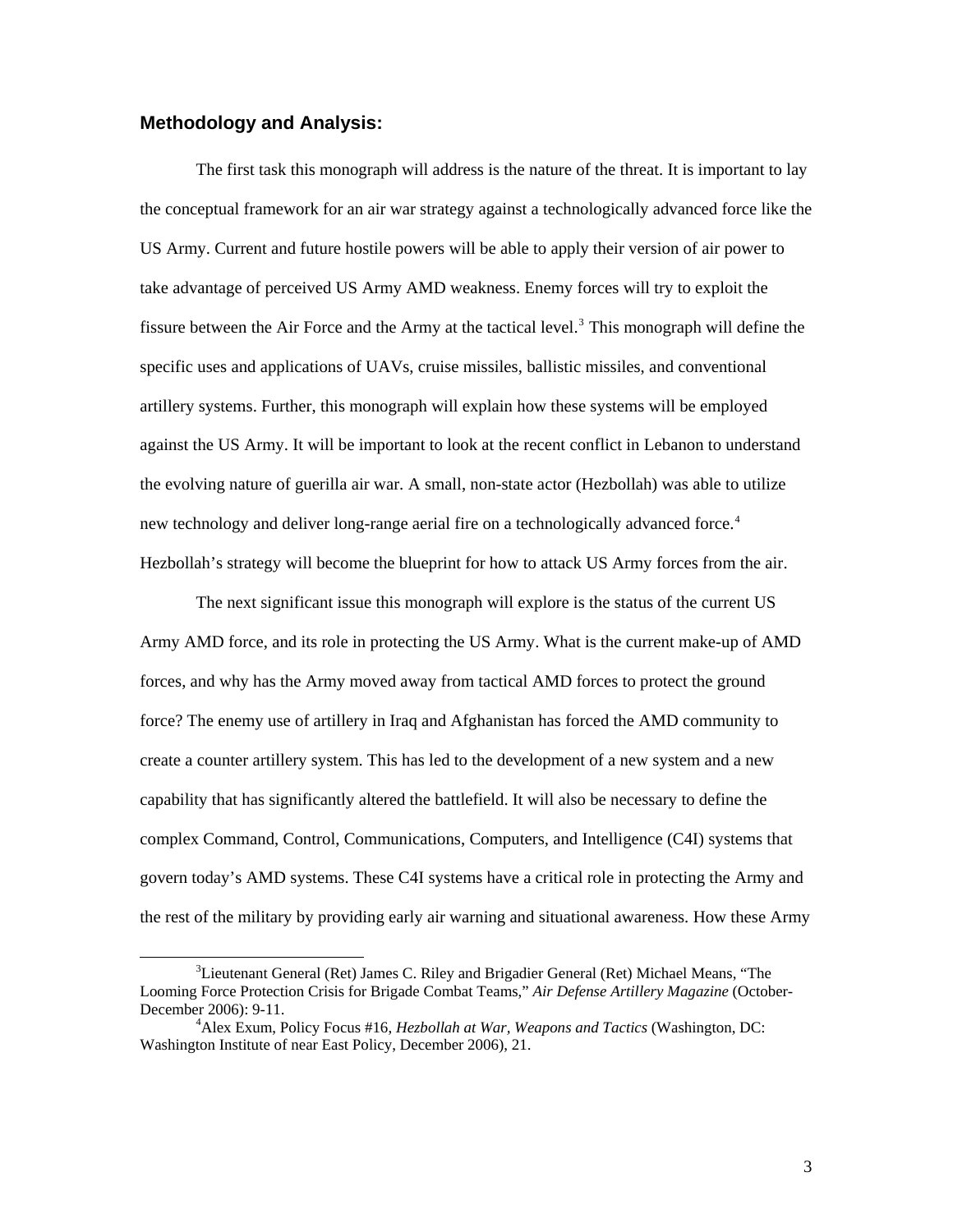### **Methodology and Analysis:**

The first task this monograph will address is the nature of the threat. It is important to lay the conceptual framework for an air war strategy against a technologically advanced force like the US Army. Current and future hostile powers will be able to apply their version of air power to take advantage of perceived US Army AMD weakness. Enemy forces will try to exploit the fissure between the Air Force and the Army at the tactical level.[3] This monograph will define the specific uses and applications of UAVs, cruise missiles, ballistic missiles, and conventional artillery systems. Further, this monograph will explain how these systems will be employed against the US Army. It will be important to look at the recent conflict in Lebanon to understand the evolving nature of guerilla air war. A small, non-state actor (Hezbollah) was able to utilize new technology and deliver long-range aerial fire on a technologically advanced force.[4] Hezbollah's strategy will become the blueprint for how to attack US Army forces from the air.

The next significant issue this monograph will explore is the status of the current US Army AMD force, and its role in protecting the US Army. What is the current make-up of AMD forces, and why has the Army moved away from tactical AMD forces to protect the ground force? The enemy use of artillery in Iraq and Afghanistan has forced the AMD community to create a counter artillery system. This has led to the development of a new system and a new capability that has significantly altered the battlefield. It will also be necessary to define the complex Command, Control, Communications, Computers, and Intelligence (C4I) systems that govern today's AMD systems. These C4I systems have a critical role in protecting the Army and the rest of the military by providing early air warning and situational awareness. How these Army

---

[3] Lieutenant General (Ret) James C. Riley and Brigadier General (Ret) Michael Means, "The Looming Force Protection Crisis for Brigade Combat Teams," *Air Defense Artillery Magazine* (October-December 2006): 9-11.

[4] Alex Exum, Policy Focus #16, *Hezbollah at War, Weapons and Tactics* (Washington, DC: Washington Institute of near East Policy, December 2006), 21.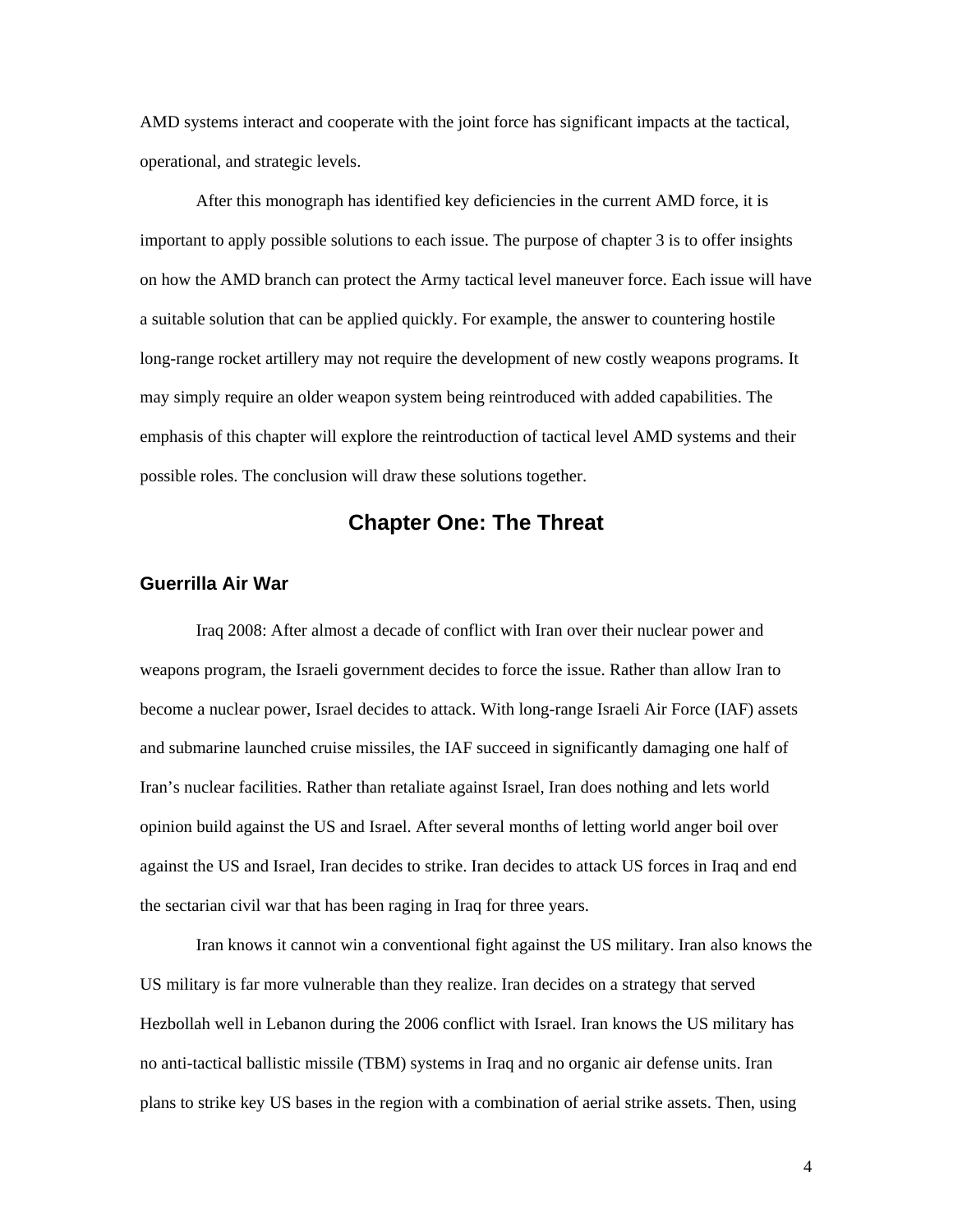AMD systems interact and cooperate with the joint force has significant impacts at the tactical, operational, and strategic levels.

After this monograph has identified key deficiencies in the current AMD force, it is important to apply possible solutions to each issue. The purpose of chapter 3 is to offer insights on how the AMD branch can protect the Army tactical level maneuver force. Each issue will have a suitable solution that can be applied quickly. For example, the answer to countering hostile long-range rocket artillery may not require the development of new costly weapons programs. It may simply require an older weapon system being reintroduced with added capabilities. The emphasis of this chapter will explore the reintroduction of tactical level AMD systems and their possible roles. The conclusion will draw these solutions together.

# Chapter One: The Threat

## Guerrilla Air War

Iraq 2008: After almost a decade of conflict with Iran over their nuclear power and weapons program, the Israeli government decides to force the issue. Rather than allow Iran to become a nuclear power, Israel decides to attack. With long-range Israeli Air Force (IAF) assets and submarine launched cruise missiles, the IAF succeed in significantly damaging one half of Iran's nuclear facilities. Rather than retaliate against Israel, Iran does nothing and lets world opinion build against the US and Israel. After several months of letting world anger boil over against the US and Israel, Iran decides to strike. Iran decides to attack US forces in Iraq and end the sectarian civil war that has been raging in Iraq for three years.

Iran knows it cannot win a conventional fight against the US military. Iran also knows the US military is far more vulnerable than they realize. Iran decides on a strategy that served Hezbollah well in Lebanon during the 2006 conflict with Israel. Iran knows the US military has no anti-tactical ballistic missile (TBM) systems in Iraq and no organic air defense units. Iran plans to strike key US bases in the region with a combination of aerial strike assets. Then, using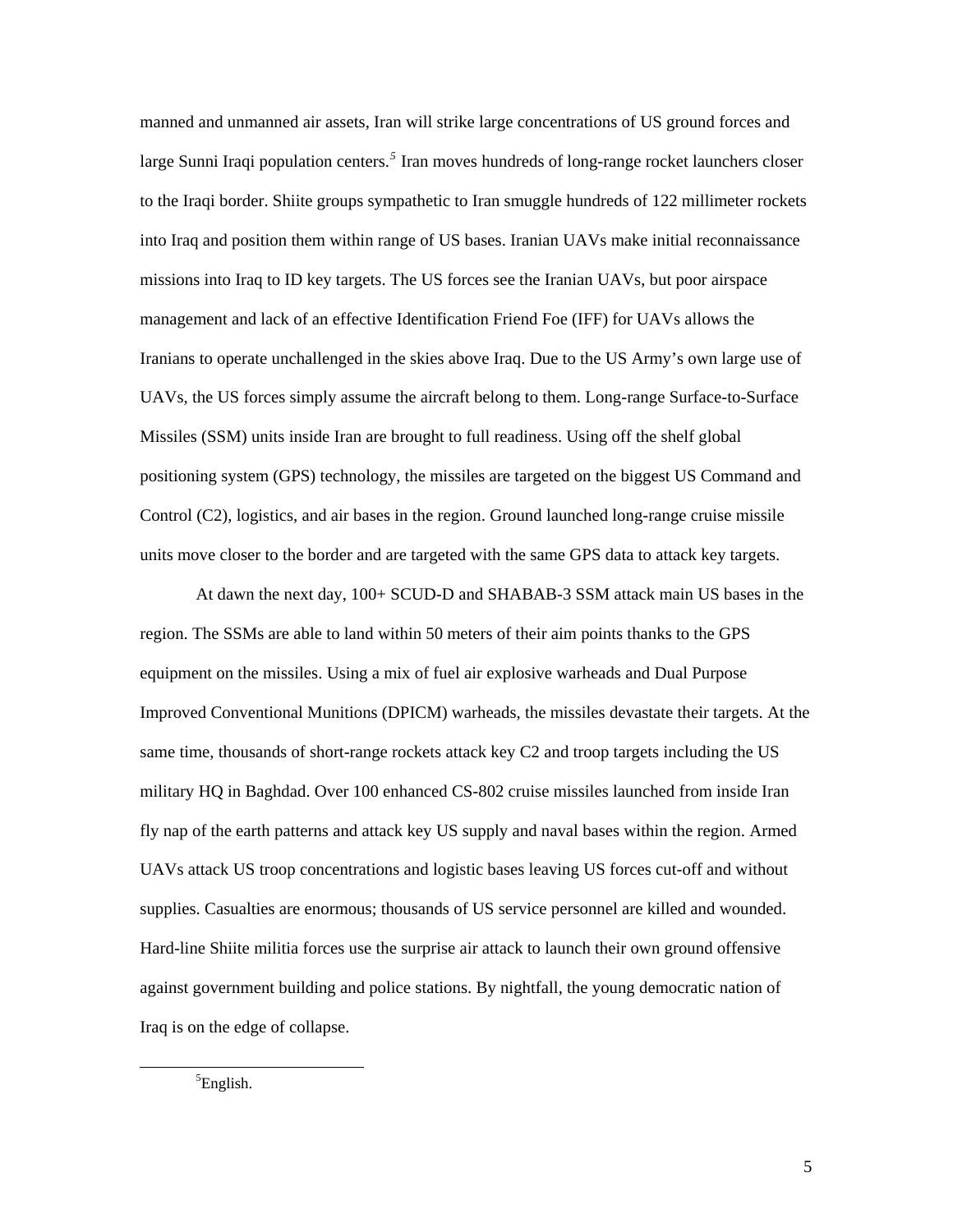manned and unmanned air assets, Iran will strike large concentrations of US ground forces and large Sunni Iraqi population centers.[5] Iran moves hundreds of long-range rocket launchers closer to the Iraqi border. Shiite groups sympathetic to Iran smuggle hundreds of 122 millimeter rockets into Iraq and position them within range of US bases. Iranian UAVs make initial reconnaissance missions into Iraq to ID key targets. The US forces see the Iranian UAVs, but poor airspace management and lack of an effective Identification Friend Foe (IFF) for UAVs allows the Iranians to operate unchallenged in the skies above Iraq. Due to the US Army's own large use of UAVs, the US forces simply assume the aircraft belong to them. Long-range Surface-to-Surface Missiles (SSM) units inside Iran are brought to full readiness. Using off the shelf global positioning system (GPS) technology, the missiles are targeted on the biggest US Command and Control (C2), logistics, and air bases in the region. Ground launched long-range cruise missile units move closer to the border and are targeted with the same GPS data to attack key targets.

At dawn the next day, 100+ SCUD-D and SHABAB-3 SSM attack main US bases in the region. The SSMs are able to land within 50 meters of their aim points thanks to the GPS equipment on the missiles. Using a mix of fuel air explosive warheads and Dual Purpose Improved Conventional Munitions (DPICM) warheads, the missiles devastate their targets. At the same time, thousands of short-range rockets attack key C2 and troop targets including the US military HQ in Baghdad. Over 100 enhanced CS-802 cruise missiles launched from inside Iran fly nap of the earth patterns and attack key US supply and naval bases within the region. Armed UAVs attack US troop concentrations and logistic bases leaving US forces cut-off and without supplies. Casualties are enormous; thousands of US service personnel are killed and wounded. Hard-line Shiite militia forces use the surprise air attack to launch their own ground offensive against government building and police stations. By nightfall, the young democratic nation of Iraq is on the edge of collapse.

[5] English.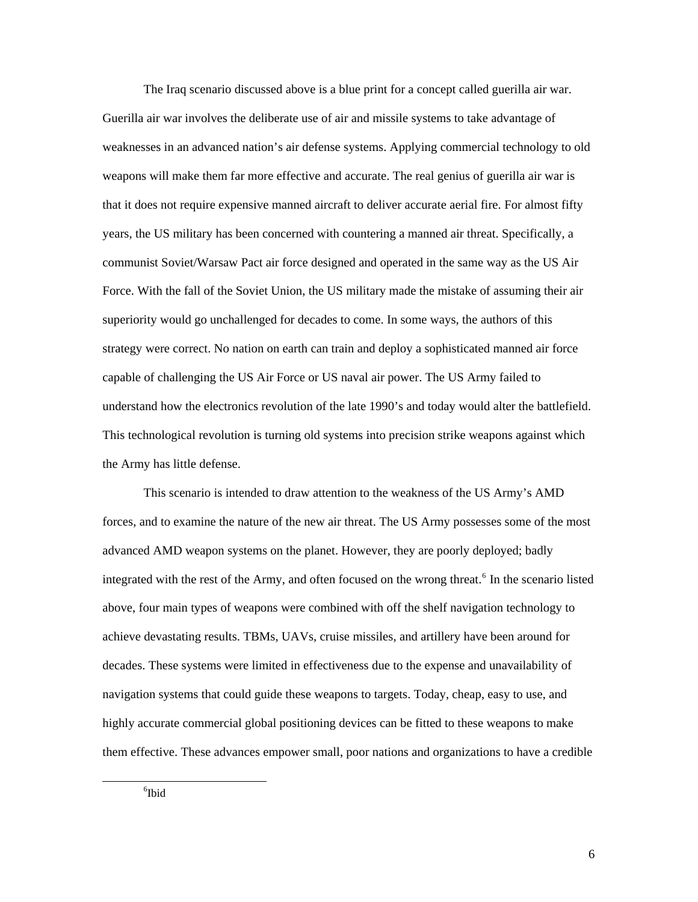The Iraq scenario discussed above is a blue print for a concept called guerilla air war. Guerilla air war involves the deliberate use of air and missile systems to take advantage of weaknesses in an advanced nation's air defense systems. Applying commercial technology to old weapons will make them far more effective and accurate. The real genius of guerilla air war is that it does not require expensive manned aircraft to deliver accurate aerial fire. For almost fifty years, the US military has been concerned with countering a manned air threat. Specifically, a communist Soviet/Warsaw Pact air force designed and operated in the same way as the US Air Force. With the fall of the Soviet Union, the US military made the mistake of assuming their air superiority would go unchallenged for decades to come. In some ways, the authors of this strategy were correct. No nation on earth can train and deploy a sophisticated manned air force capable of challenging the US Air Force or US naval air power. The US Army failed to understand how the electronics revolution of the late 1990's and today would alter the battlefield. This technological revolution is turning old systems into precision strike weapons against which the Army has little defense.

This scenario is intended to draw attention to the weakness of the US Army's AMD forces, and to examine the nature of the new air threat. The US Army possesses some of the most advanced AMD weapon systems on the planet. However, they are poorly deployed; badly integrated with the rest of the Army, and often focused on the wrong threat.[6] In the scenario listed above, four main types of weapons were combined with off the shelf navigation technology to achieve devastating results. TBMs, UAVs, cruise missiles, and artillery have been around for decades. These systems were limited in effectiveness due to the expense and unavailability of navigation systems that could guide these weapons to targets. Today, cheap, easy to use, and highly accurate commercial global positioning devices can be fitted to these weapons to make them effective. These advances empower small, poor nations and organizations to have a credible

---

[6] Ibid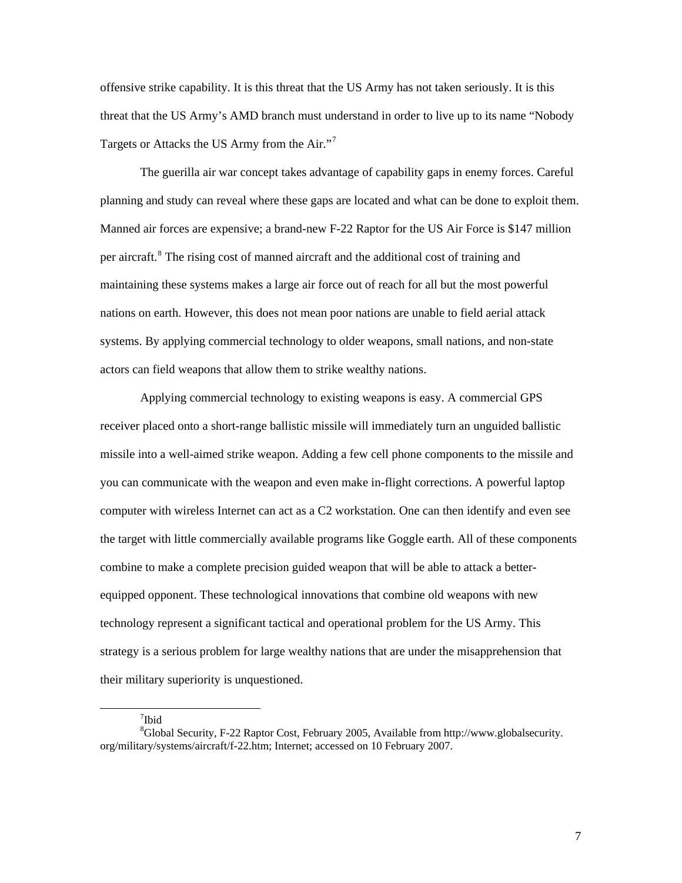offensive strike capability. It is this threat that the US Army has not taken seriously. It is this threat that the US Army's AMD branch must understand in order to live up to its name "Nobody Targets or Attacks the US Army from the Air."[7]

The guerilla air war concept takes advantage of capability gaps in enemy forces. Careful planning and study can reveal where these gaps are located and what can be done to exploit them. Manned air forces are expensive; a brand-new F-22 Raptor for the US Air Force is $147 million per aircraft.[8] The rising cost of manned aircraft and the additional cost of training and maintaining these systems makes a large air force out of reach for all but the most powerful nations on earth. However, this does not mean poor nations are unable to field aerial attack systems. By applying commercial technology to older weapons, small nations, and non-state actors can field weapons that allow them to strike wealthy nations.

Applying commercial technology to existing weapons is easy. A commercial GPS receiver placed onto a short-range ballistic missile will immediately turn an unguided ballistic missile into a well-aimed strike weapon. Adding a few cell phone components to the missile and you can communicate with the weapon and even make in-flight corrections. A powerful laptop computer with wireless Internet can act as a C2 workstation. One can then identify and even see the target with little commercially available programs like Goggle earth. All of these components combine to make a complete precision guided weapon that will be able to attack a better-equipped opponent. These technological innovations that combine old weapons with new technology represent a significant tactical and operational problem for the US Army. This strategy is a serious problem for large wealthy nations that are under the misapprehension that their military superiority is unquestioned.

[7]Ibid

[8]Global Security, F-22 Raptor Cost, February 2005, Available from http://www.globalsecurity.org/military/systems/aircraft/f-22.htm; Internet; accessed on 10 February 2007.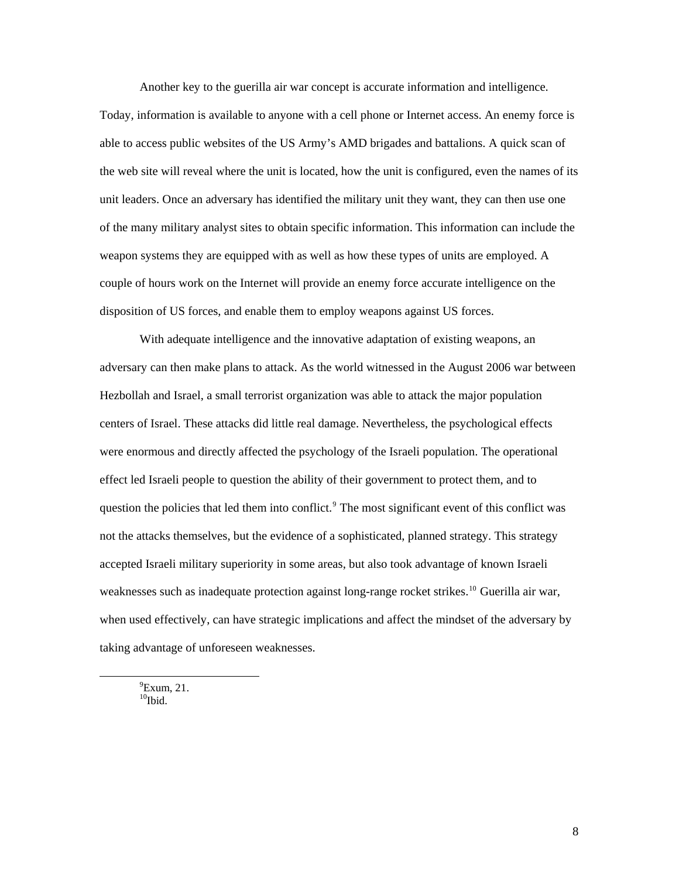Another key to the guerilla air war concept is accurate information and intelligence. Today, information is available to anyone with a cell phone or Internet access. An enemy force is able to access public websites of the US Army's AMD brigades and battalions. A quick scan of the web site will reveal where the unit is located, how the unit is configured, even the names of its unit leaders. Once an adversary has identified the military unit they want, they can then use one of the many military analyst sites to obtain specific information. This information can include the weapon systems they are equipped with as well as how these types of units are employed. A couple of hours work on the Internet will provide an enemy force accurate intelligence on the disposition of US forces, and enable them to employ weapons against US forces.

With adequate intelligence and the innovative adaptation of existing weapons, an adversary can then make plans to attack. As the world witnessed in the August 2006 war between Hezbollah and Israel, a small terrorist organization was able to attack the major population centers of Israel. These attacks did little real damage. Nevertheless, the psychological effects were enormous and directly affected the psychology of the Israeli population. The operational effect led Israeli people to question the ability of their government to protect them, and to question the policies that led them into conflict.[9] The most significant event of this conflict was not the attacks themselves, but the evidence of a sophisticated, planned strategy. This strategy accepted Israeli military superiority in some areas, but also took advantage of known Israeli weaknesses such as inadequate protection against long-range rocket strikes.[10] Guerilla air war, when used effectively, can have strategic implications and affect the mindset of the adversary by taking advantage of unforeseen weaknesses.

---

[9] Exum, 21.
[10] Ibid.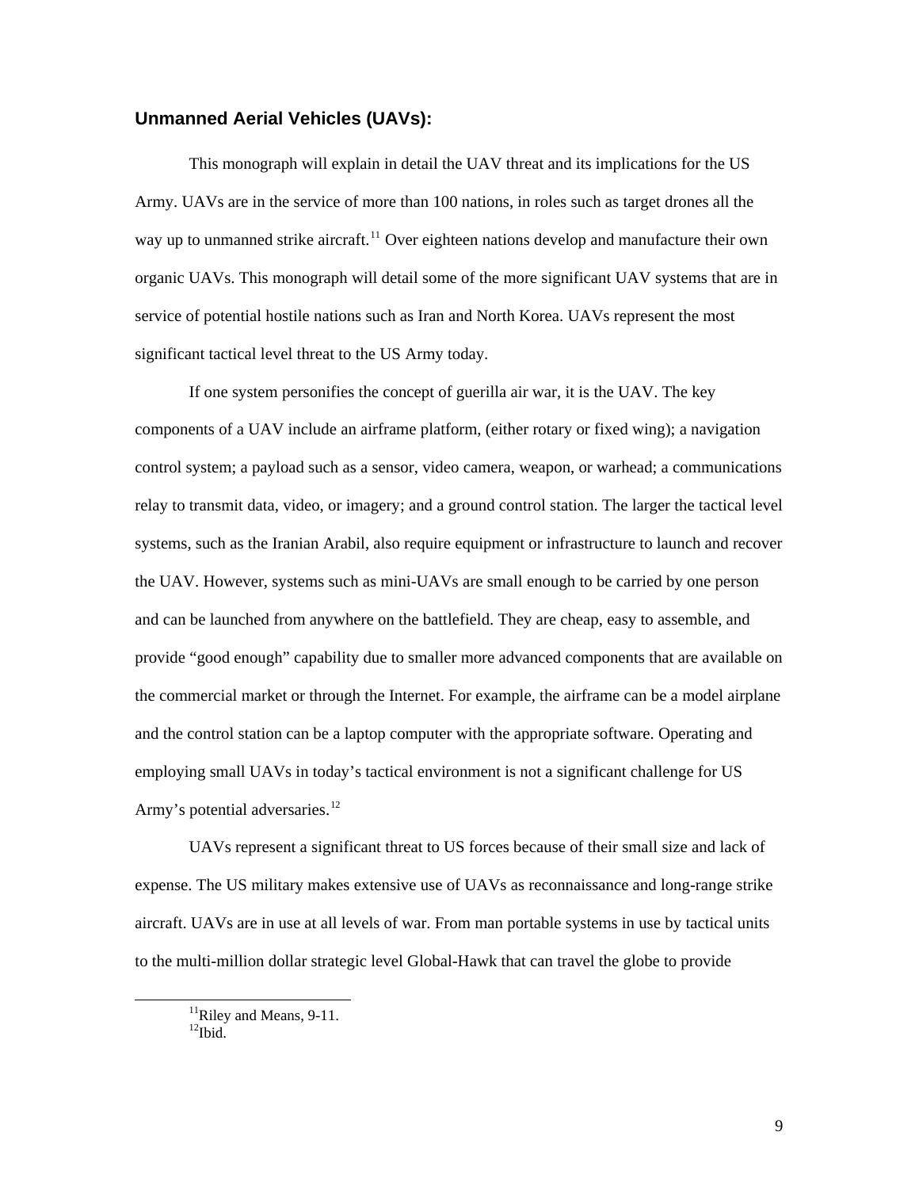## Unmanned Aerial Vehicles (UAVs):

This monograph will explain in detail the UAV threat and its implications for the US Army. UAVs are in the service of more than 100 nations, in roles such as target drones all the way up to unmanned strike aircraft.[11] Over eighteen nations develop and manufacture their own organic UAVs. This monograph will detail some of the more significant UAV systems that are in service of potential hostile nations such as Iran and North Korea. UAVs represent the most significant tactical level threat to the US Army today.

If one system personifies the concept of guerilla air war, it is the UAV. The key components of a UAV include an airframe platform, (either rotary or fixed wing); a navigation control system; a payload such as a sensor, video camera, weapon, or warhead; a communications relay to transmit data, video, or imagery; and a ground control station. The larger the tactical level systems, such as the Iranian Arabil, also require equipment or infrastructure to launch and recover the UAV. However, systems such as mini-UAVs are small enough to be carried by one person and can be launched from anywhere on the battlefield. They are cheap, easy to assemble, and provide "good enough" capability due to smaller more advanced components that are available on the commercial market or through the Internet. For example, the airframe can be a model airplane and the control station can be a laptop computer with the appropriate software. Operating and employing small UAVs in today's tactical environment is not a significant challenge for US Army's potential adversaries.[12]

UAVs represent a significant threat to US forces because of their small size and lack of expense. The US military makes extensive use of UAVs as reconnaissance and long-range strike aircraft. UAVs are in use at all levels of war. From man portable systems in use by tactical units to the multi-million dollar strategic level Global-Hawk that can travel the globe to provide

---

[11] Riley and Means, 9-11.

[12] Ibid.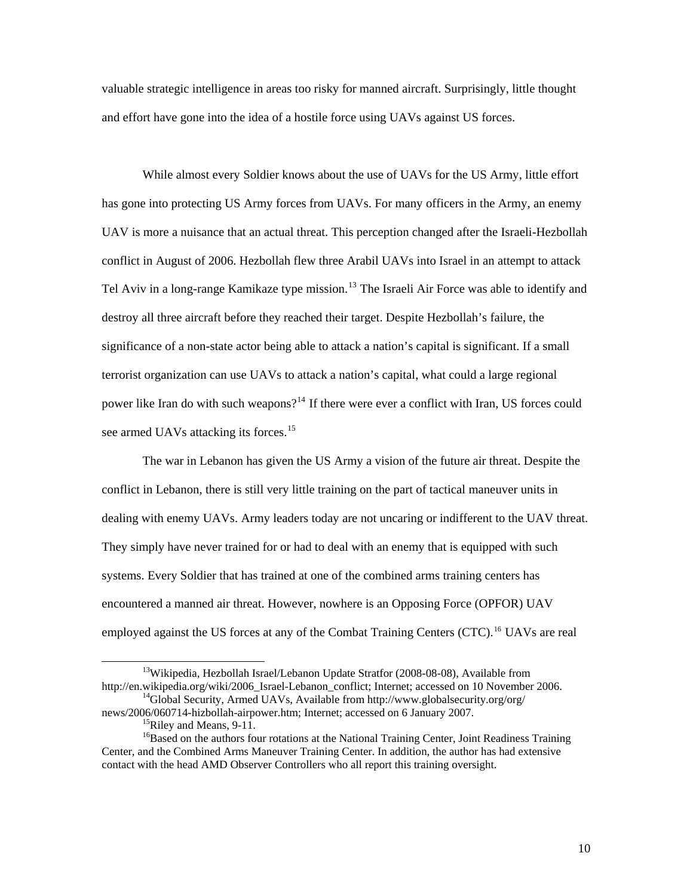valuable strategic intelligence in areas too risky for manned aircraft. Surprisingly, little thought and effort have gone into the idea of a hostile force using UAVs against US forces.

While almost every Soldier knows about the use of UAVs for the US Army, little effort has gone into protecting US Army forces from UAVs. For many officers in the Army, an enemy UAV is more a nuisance that an actual threat. This perception changed after the Israeli-Hezbollah conflict in August of 2006. Hezbollah flew three Arabil UAVs into Israel in an attempt to attack Tel Aviv in a long-range Kamikaze type mission.[13] The Israeli Air Force was able to identify and destroy all three aircraft before they reached their target. Despite Hezbollah's failure, the significance of a non-state actor being able to attack a nation's capital is significant. If a small terrorist organization can use UAVs to attack a nation's capital, what could a large regional power like Iran do with such weapons?[14] If there were ever a conflict with Iran, US forces could see armed UAVs attacking its forces.[15]

The war in Lebanon has given the US Army a vision of the future air threat. Despite the conflict in Lebanon, there is still very little training on the part of tactical maneuver units in dealing with enemy UAVs. Army leaders today are not uncaring or indifferent to the UAV threat. They simply have never trained for or had to deal with an enemy that is equipped with such systems. Every Soldier that has trained at one of the combined arms training centers has encountered a manned air threat. However, nowhere is an Opposing Force (OPFOR) UAV employed against the US forces at any of the Combat Training Centers (CTC).[16] UAVs are real

---

[13] Wikipedia, Hezbollah Israel/Lebanon Update Stratfor (2008-08-08), Available from http://en.wikipedia.org/wiki/2006_Israel-Lebanon_conflict; Internet; accessed on 10 November 2006.

[14] Global Security, Armed UAVs, Available from http://www.globalsecurity.org/org/news/2006/060714-hizbollah-airpower.htm; Internet; accessed on 6 January 2007.

[15] Riley and Means, 9-11.

[16] Based on the authors four rotations at the National Training Center, Joint Readiness Training Center, and the Combined Arms Maneuver Training Center. In addition, the author has had extensive contact with the head AMD Observer Controllers who all report this training oversight.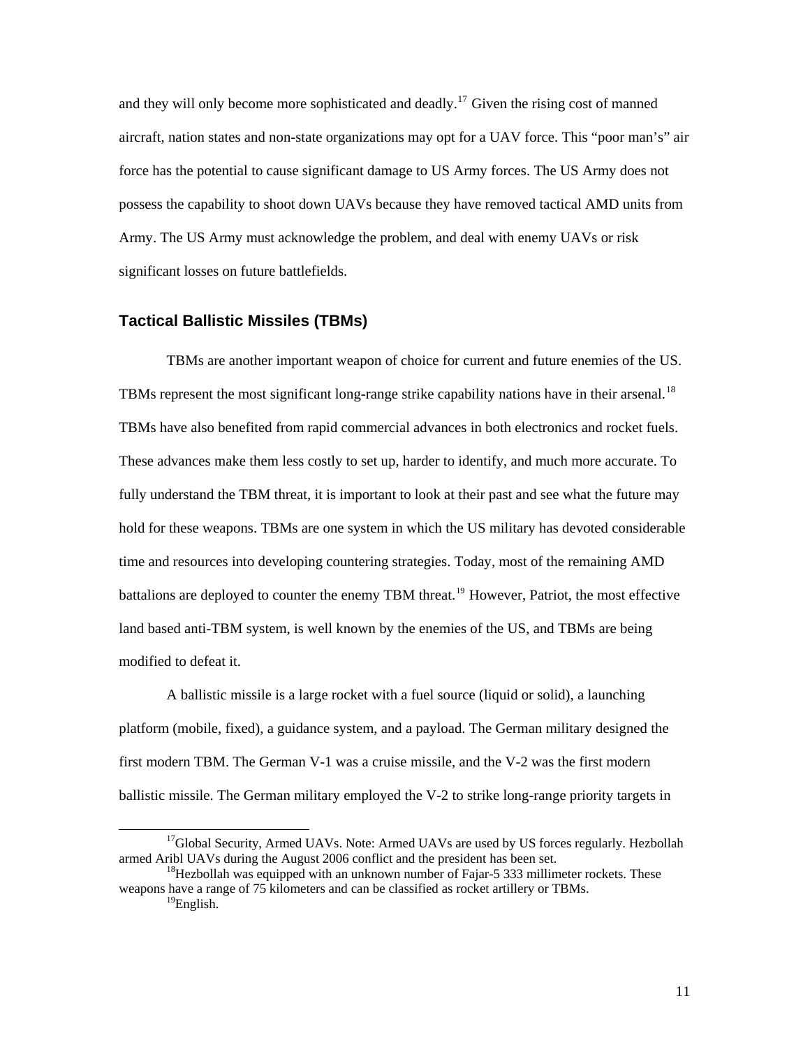and they will only become more sophisticated and deadly.[17] Given the rising cost of manned aircraft, nation states and non-state organizations may opt for a UAV force. This "poor man's" air force has the potential to cause significant damage to US Army forces. The US Army does not possess the capability to shoot down UAVs because they have removed tactical AMD units from Army. The US Army must acknowledge the problem, and deal with enemy UAVs or risk significant losses on future battlefields.

### Tactical Ballistic Missiles (TBMs)

TBMs are another important weapon of choice for current and future enemies of the US. TBMs represent the most significant long-range strike capability nations have in their arsenal.[18] TBMs have also benefited from rapid commercial advances in both electronics and rocket fuels. These advances make them less costly to set up, harder to identify, and much more accurate. To fully understand the TBM threat, it is important to look at their past and see what the future may hold for these weapons. TBMs are one system in which the US military has devoted considerable time and resources into developing countering strategies. Today, most of the remaining AMD battalions are deployed to counter the enemy TBM threat.[19] However, Patriot, the most effective land based anti-TBM system, is well known by the enemies of the US, and TBMs are being modified to defeat it.

A ballistic missile is a large rocket with a fuel source (liquid or solid), a launching platform (mobile, fixed), a guidance system, and a payload. The German military designed the first modern TBM. The German V-1 was a cruise missile, and the V-2 was the first modern ballistic missile. The German military employed the V-2 to strike long-range priority targets in

---

[17] Global Security, Armed UAVs. Note: Armed UAVs are used by US forces regularly. Hezbollah armed Aribl UAVs during the August 2006 conflict and the president has been set.

[18] Hezbollah was equipped with an unknown number of Fajar-5 333 millimeter rockets. These weapons have a range of 75 kilometers and can be classified as rocket artillery or TBMs.

[19] English.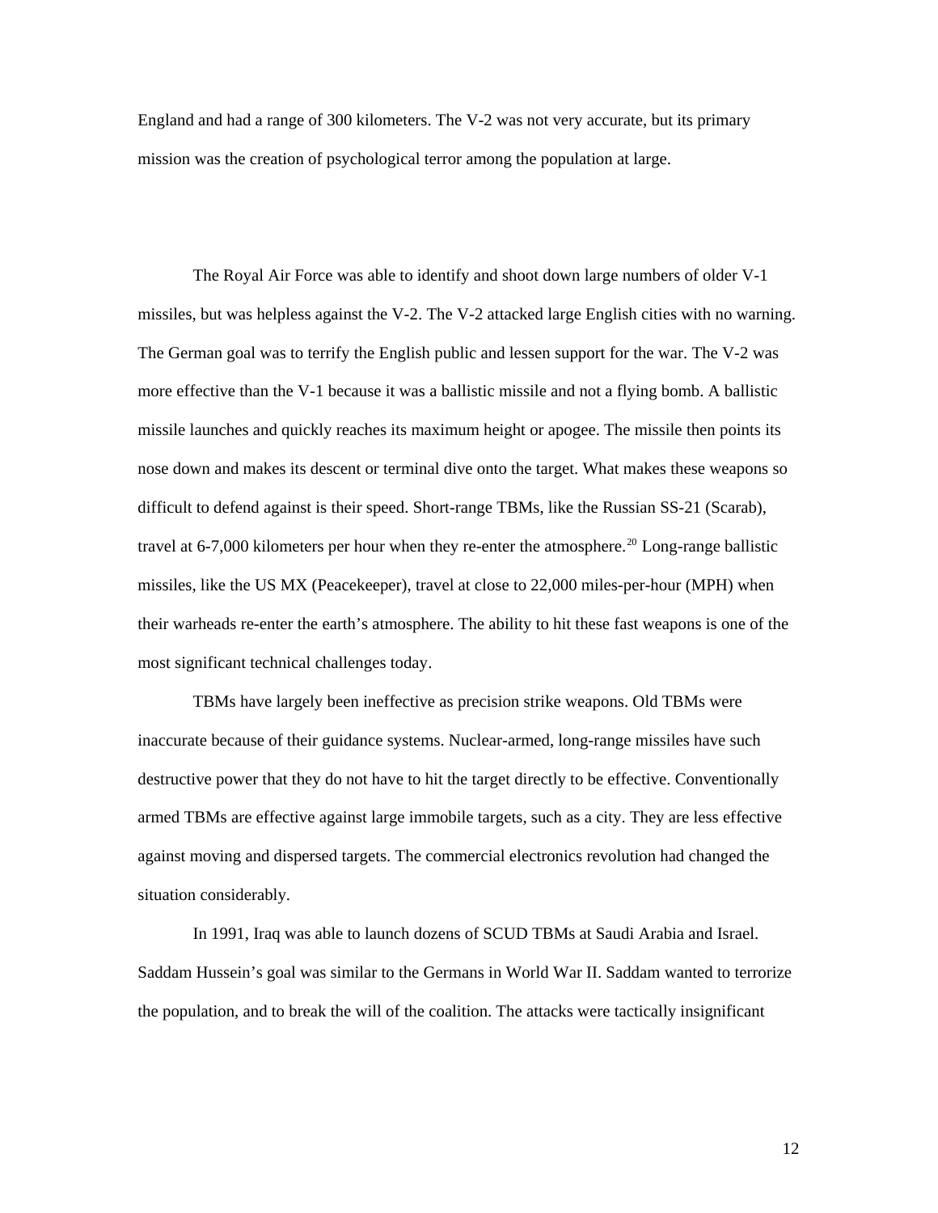England and had a range of 300 kilometers. The V-2 was not very accurate, but its primary mission was the creation of psychological terror among the population at large.

The Royal Air Force was able to identify and shoot down large numbers of older V-1 missiles, but was helpless against the V-2. The V-2 attacked large English cities with no warning. The German goal was to terrify the English public and lessen support for the war. The V-2 was more effective than the V-1 because it was a ballistic missile and not a flying bomb. A ballistic missile launches and quickly reaches its maximum height or apogee. The missile then points its nose down and makes its descent or terminal dive onto the target. What makes these weapons so difficult to defend against is their speed. Short-range TBMs, like the Russian SS-21 (Scarab), travel at 6-7,000 kilometers per hour when they re-enter the atmosphere.[20] Long-range ballistic missiles, like the US MX (Peacekeeper), travel at close to 22,000 miles-per-hour (MPH) when their warheads re-enter the earth's atmosphere. The ability to hit these fast weapons is one of the most significant technical challenges today.

TBMs have largely been ineffective as precision strike weapons. Old TBMs were inaccurate because of their guidance systems. Nuclear-armed, long-range missiles have such destructive power that they do not have to hit the target directly to be effective. Conventionally armed TBMs are effective against large immobile targets, such as a city. They are less effective against moving and dispersed targets. The commercial electronics revolution had changed the situation considerably.

In 1991, Iraq was able to launch dozens of SCUD TBMs at Saudi Arabia and Israel. Saddam Hussein's goal was similar to the Germans in World War II. Saddam wanted to terrorize the population, and to break the will of the coalition. The attacks were tactically insignificant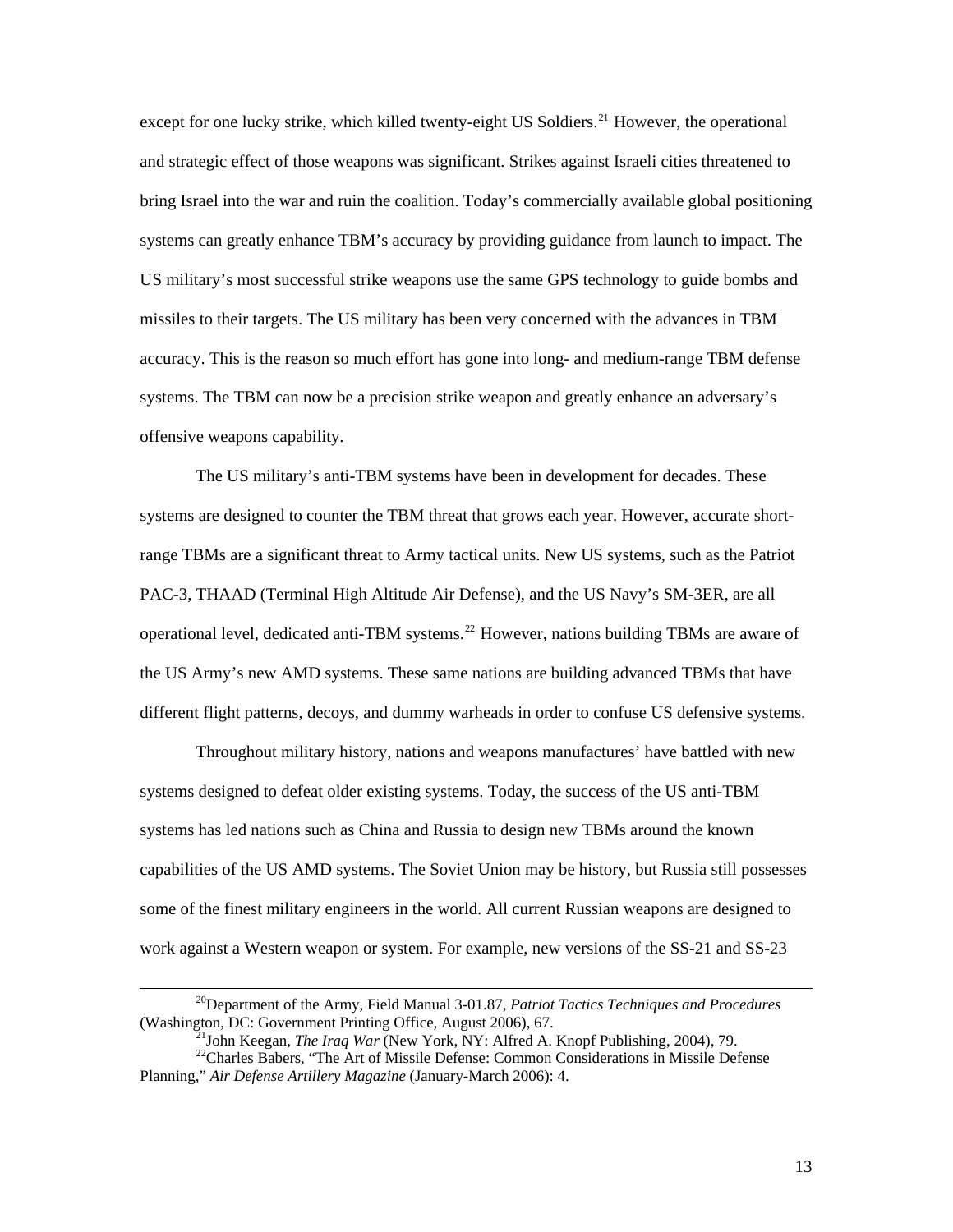except for one lucky strike, which killed twenty-eight US Soldiers.[21] However, the operational and strategic effect of those weapons was significant. Strikes against Israeli cities threatened to bring Israel into the war and ruin the coalition. Today's commercially available global positioning systems can greatly enhance TBM's accuracy by providing guidance from launch to impact. The US military's most successful strike weapons use the same GPS technology to guide bombs and missiles to their targets. The US military has been very concerned with the advances in TBM accuracy. This is the reason so much effort has gone into long- and medium-range TBM defense systems. The TBM can now be a precision strike weapon and greatly enhance an adversary's offensive weapons capability.

The US military's anti-TBM systems have been in development for decades. These systems are designed to counter the TBM threat that grows each year. However, accurate short-range TBMs are a significant threat to Army tactical units. New US systems, such as the Patriot PAC-3, THAAD (Terminal High Altitude Air Defense), and the US Navy's SM-3ER, are all operational level, dedicated anti-TBM systems.[22] However, nations building TBMs are aware of the US Army's new AMD systems. These same nations are building advanced TBMs that have different flight patterns, decoys, and dummy warheads in order to confuse US defensive systems.

Throughout military history, nations and weapons manufactures' have battled with new systems designed to defeat older existing systems. Today, the success of the US anti-TBM systems has led nations such as China and Russia to design new TBMs around the known capabilities of the US AMD systems. The Soviet Union may be history, but Russia still possesses some of the finest military engineers in the world. All current Russian weapons are designed to work against a Western weapon or system. For example, new versions of the SS-21 and SS-23

---

[20] Department of the Army, Field Manual 3-01.87, *Patriot Tactics Techniques and Procedures* (Washington, DC: Government Printing Office, August 2006), 67.

[21] John Keegan, *The Iraq War* (New York, NY: Alfred A. Knopf Publishing, 2004), 79.

[22] Charles Babers, "The Art of Missile Defense: Common Considerations in Missile Defense Planning," *Air Defense Artillery Magazine* (January-March 2006): 4.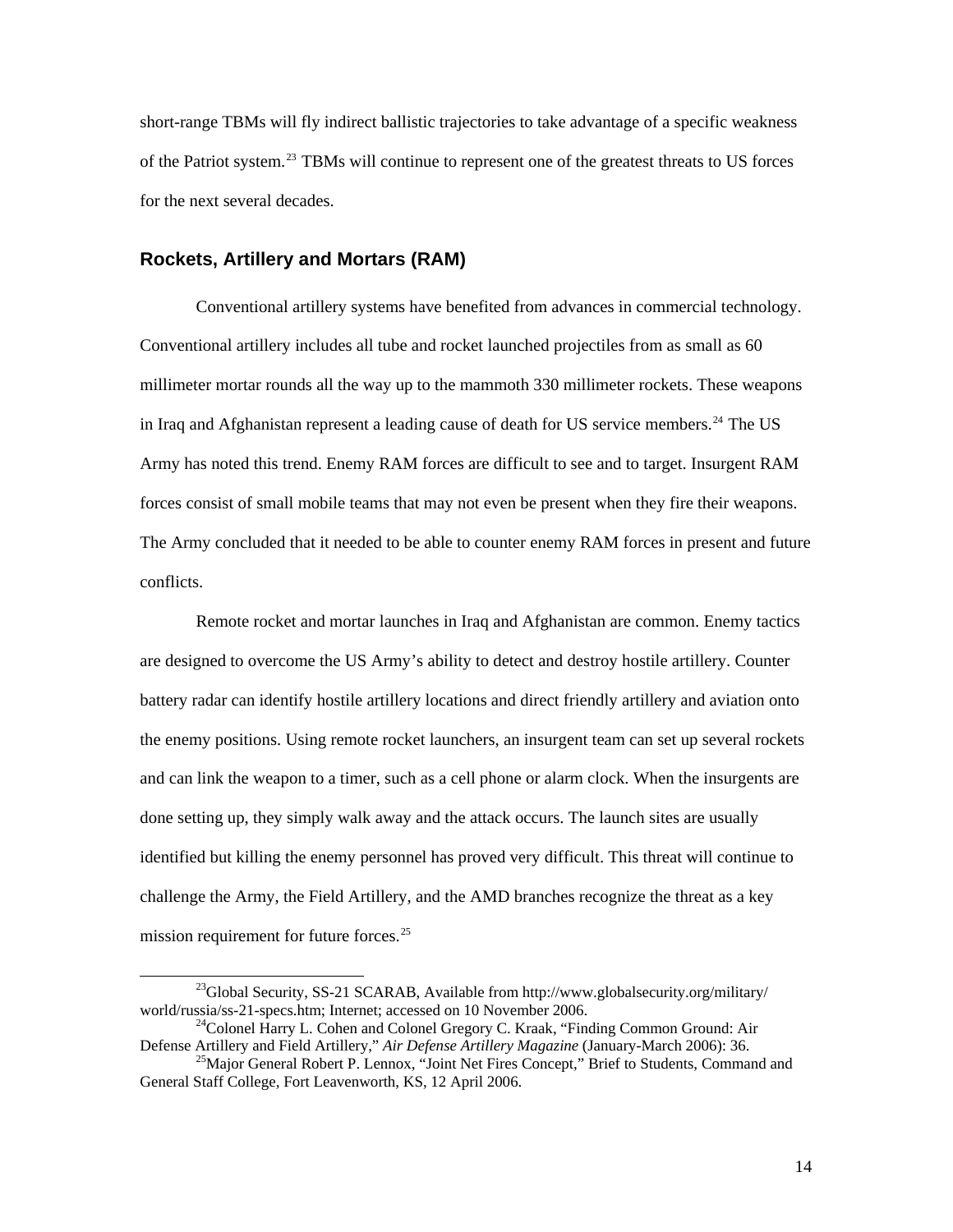short-range TBMs will fly indirect ballistic trajectories to take advantage of a specific weakness of the Patriot system.[23] TBMs will continue to represent one of the greatest threats to US forces for the next several decades.

### Rockets, Artillery and Mortars (RAM)

Conventional artillery systems have benefited from advances in commercial technology. Conventional artillery includes all tube and rocket launched projectiles from as small as 60 millimeter mortar rounds all the way up to the mammoth 330 millimeter rockets. These weapons in Iraq and Afghanistan represent a leading cause of death for US service members.[24] The US Army has noted this trend. Enemy RAM forces are difficult to see and to target. Insurgent RAM forces consist of small mobile teams that may not even be present when they fire their weapons. The Army concluded that it needed to be able to counter enemy RAM forces in present and future conflicts.

Remote rocket and mortar launches in Iraq and Afghanistan are common. Enemy tactics are designed to overcome the US Army's ability to detect and destroy hostile artillery. Counter battery radar can identify hostile artillery locations and direct friendly artillery and aviation onto the enemy positions. Using remote rocket launchers, an insurgent team can set up several rockets and can link the weapon to a timer, such as a cell phone or alarm clock. When the insurgents are done setting up, they simply walk away and the attack occurs. The launch sites are usually identified but killing the enemy personnel has proved very difficult. This threat will continue to challenge the Army, the Field Artillery, and the AMD branches recognize the threat as a key mission requirement for future forces.[25]

---

[23] Global Security, SS-21 SCARAB, Available from http://www.globalsecurity.org/military/world/russia/ss-21-specs.htm; Internet; accessed on 10 November 2006.

[24] Colonel Harry L. Cohen and Colonel Gregory C. Kraak, "Finding Common Ground: Air Defense Artillery and Field Artillery," *Air Defense Artillery Magazine* (January-March 2006): 36.

[25] Major General Robert P. Lennox, "Joint Net Fires Concept," Brief to Students, Command and General Staff College, Fort Leavenworth, KS, 12 April 2006.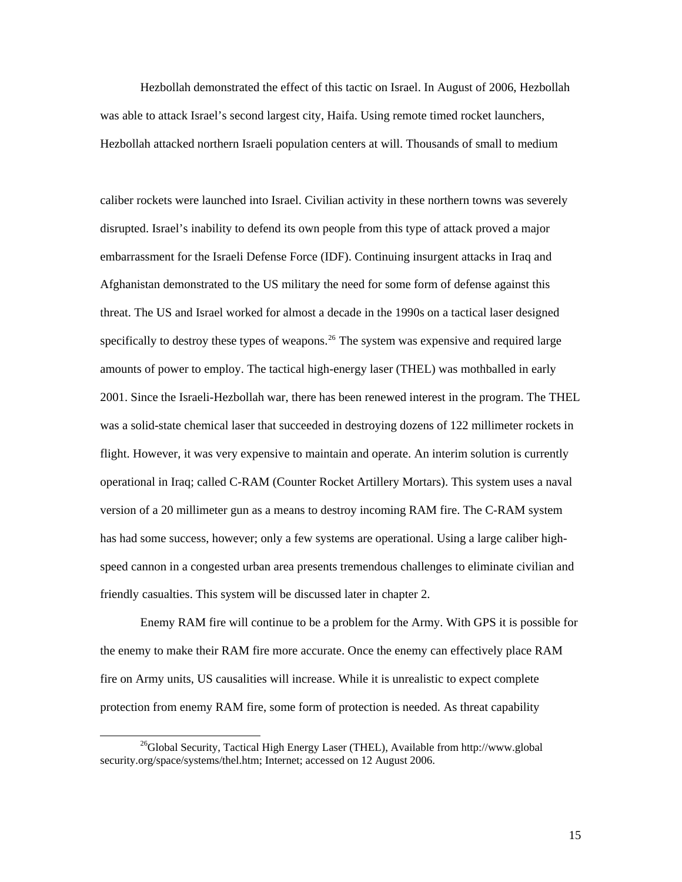Hezbollah demonstrated the effect of this tactic on Israel. In August of 2006, Hezbollah was able to attack Israel's second largest city, Haifa. Using remote timed rocket launchers, Hezbollah attacked northern Israeli population centers at will. Thousands of small to medium caliber rockets were launched into Israel. Civilian activity in these northern towns was severely disrupted. Israel's inability to defend its own people from this type of attack proved a major embarrassment for the Israeli Defense Force (IDF). Continuing insurgent attacks in Iraq and Afghanistan demonstrated to the US military the need for some form of defense against this threat. The US and Israel worked for almost a decade in the 1990s on a tactical laser designed specifically to destroy these types of weapons.[26] The system was expensive and required large amounts of power to employ. The tactical high-energy laser (THEL) was mothballed in early 2001. Since the Israeli-Hezbollah war, there has been renewed interest in the program. The THEL was a solid-state chemical laser that succeeded in destroying dozens of 122 millimeter rockets in flight. However, it was very expensive to maintain and operate. An interim solution is currently operational in Iraq; called C-RAM (Counter Rocket Artillery Mortars). This system uses a naval version of a 20 millimeter gun as a means to destroy incoming RAM fire. The C-RAM system has had some success, however; only a few systems are operational. Using a large caliber high-speed cannon in a congested urban area presents tremendous challenges to eliminate civilian and friendly casualties. This system will be discussed later in chapter 2.

Enemy RAM fire will continue to be a problem for the Army. With GPS it is possible for the enemy to make their RAM fire more accurate. Once the enemy can effectively place RAM fire on Army units, US causalities will increase. While it is unrealistic to expect complete protection from enemy RAM fire, some form of protection is needed. As threat capability

[26]Global Security, Tactical High Energy Laser (THEL), Available from http://www.global security.org/space/systems/thel.htm; Internet; accessed on 12 August 2006.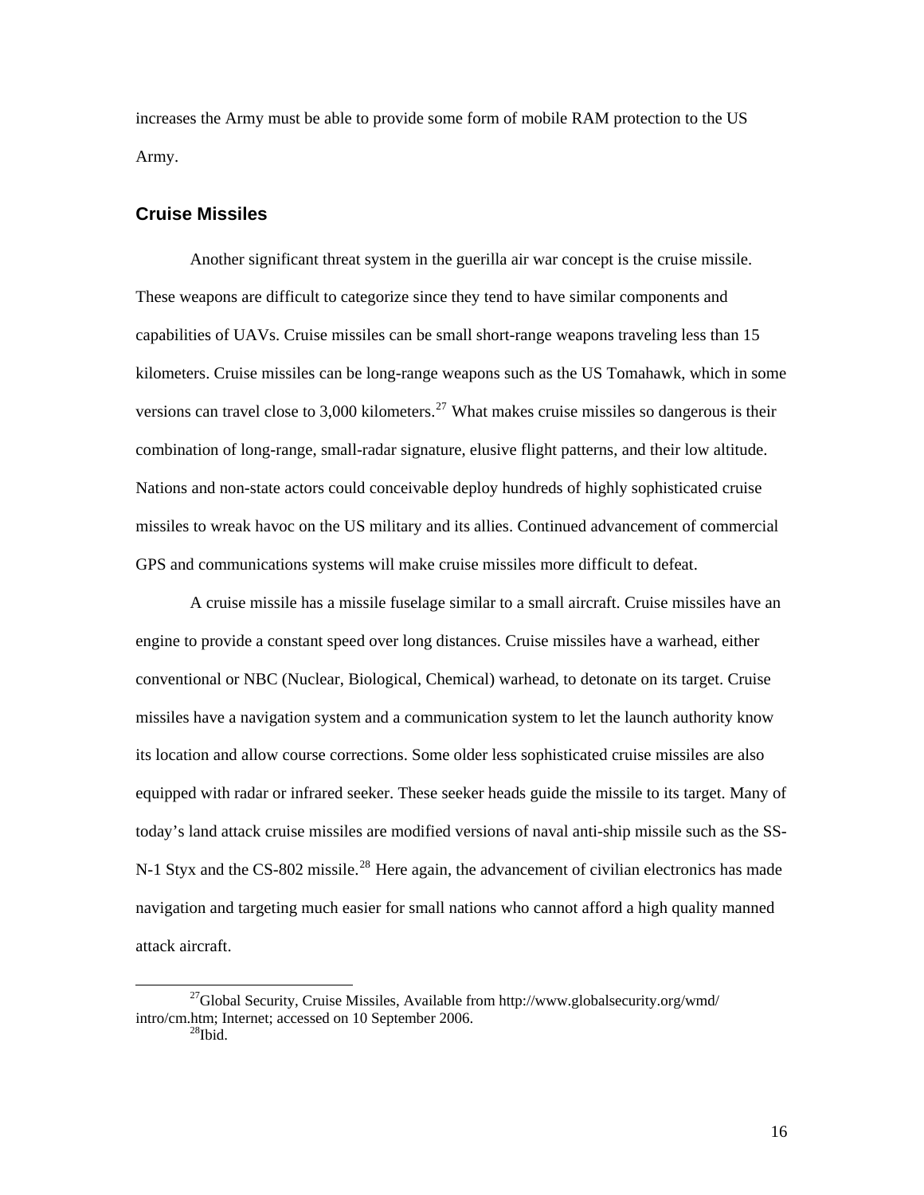increases the Army must be able to provide some form of mobile RAM protection to the US Army.

## Cruise Missiles

Another significant threat system in the guerilla air war concept is the cruise missile. These weapons are difficult to categorize since they tend to have similar components and capabilities of UAVs. Cruise missiles can be small short-range weapons traveling less than 15 kilometers. Cruise missiles can be long-range weapons such as the US Tomahawk, which in some versions can travel close to 3,000 kilometers.[27] What makes cruise missiles so dangerous is their combination of long-range, small-radar signature, elusive flight patterns, and their low altitude. Nations and non-state actors could conceivable deploy hundreds of highly sophisticated cruise missiles to wreak havoc on the US military and its allies. Continued advancement of commercial GPS and communications systems will make cruise missiles more difficult to defeat.

A cruise missile has a missile fuselage similar to a small aircraft. Cruise missiles have an engine to provide a constant speed over long distances. Cruise missiles have a warhead, either conventional or NBC (Nuclear, Biological, Chemical) warhead, to detonate on its target. Cruise missiles have a navigation system and a communication system to let the launch authority know its location and allow course corrections. Some older less sophisticated cruise missiles are also equipped with radar or infrared seeker. These seeker heads guide the missile to its target. Many of today's land attack cruise missiles are modified versions of naval anti-ship missile such as the SS-N-1 Styx and the CS-802 missile.[28] Here again, the advancement of civilian electronics has made navigation and targeting much easier for small nations who cannot afford a high quality manned attack aircraft.

---

[27] Global Security, Cruise Missiles, Available from http://www.globalsecurity.org/wmd/intro/cm.htm; Internet; accessed on 10 September 2006.

[28] Ibid.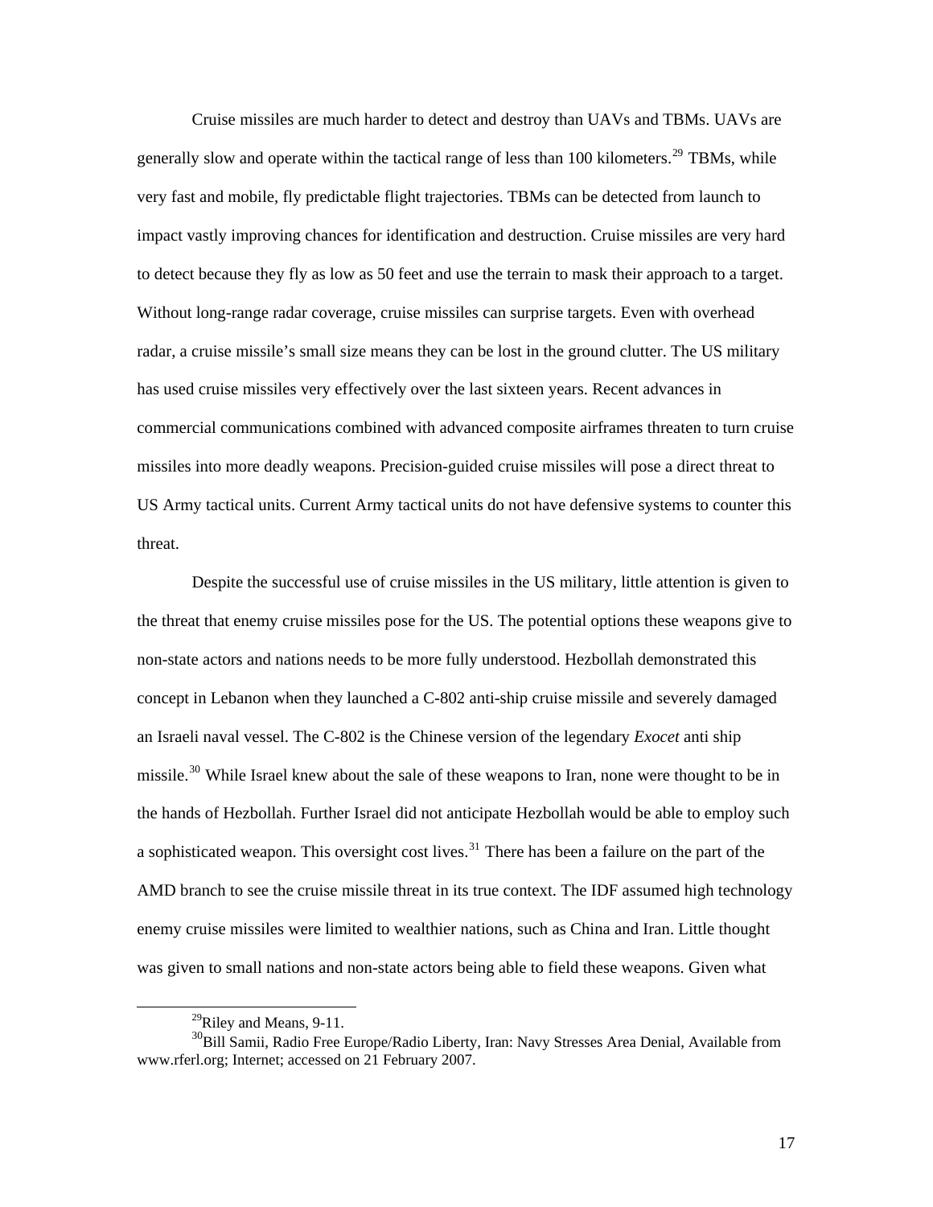Cruise missiles are much harder to detect and destroy than UAVs and TBMs. UAVs are generally slow and operate within the tactical range of less than 100 kilometers.[29] TBMs, while very fast and mobile, fly predictable flight trajectories. TBMs can be detected from launch to impact vastly improving chances for identification and destruction. Cruise missiles are very hard to detect because they fly as low as 50 feet and use the terrain to mask their approach to a target. Without long-range radar coverage, cruise missiles can surprise targets. Even with overhead radar, a cruise missile's small size means they can be lost in the ground clutter. The US military has used cruise missiles very effectively over the last sixteen years. Recent advances in commercial communications combined with advanced composite airframes threaten to turn cruise missiles into more deadly weapons. Precision-guided cruise missiles will pose a direct threat to US Army tactical units. Current Army tactical units do not have defensive systems to counter this threat.

Despite the successful use of cruise missiles in the US military, little attention is given to the threat that enemy cruise missiles pose for the US. The potential options these weapons give to non-state actors and nations needs to be more fully understood. Hezbollah demonstrated this concept in Lebanon when they launched a C-802 anti-ship cruise missile and severely damaged an Israeli naval vessel. The C-802 is the Chinese version of the legendary *Exocet* anti ship missile.[30] While Israel knew about the sale of these weapons to Iran, none were thought to be in the hands of Hezbollah. Further Israel did not anticipate Hezbollah would be able to employ such a sophisticated weapon. This oversight cost lives.[31] There has been a failure on the part of the AMD branch to see the cruise missile threat in its true context. The IDF assumed high technology enemy cruise missiles were limited to wealthier nations, such as China and Iran. Little thought was given to small nations and non-state actors being able to field these weapons. Given what

---

[29] Riley and Means, 9-11.

[30] Bill Samii, Radio Free Europe/Radio Liberty, Iran: Navy Stresses Area Denial, Available from www.rferl.org; Internet; accessed on 21 February 2007.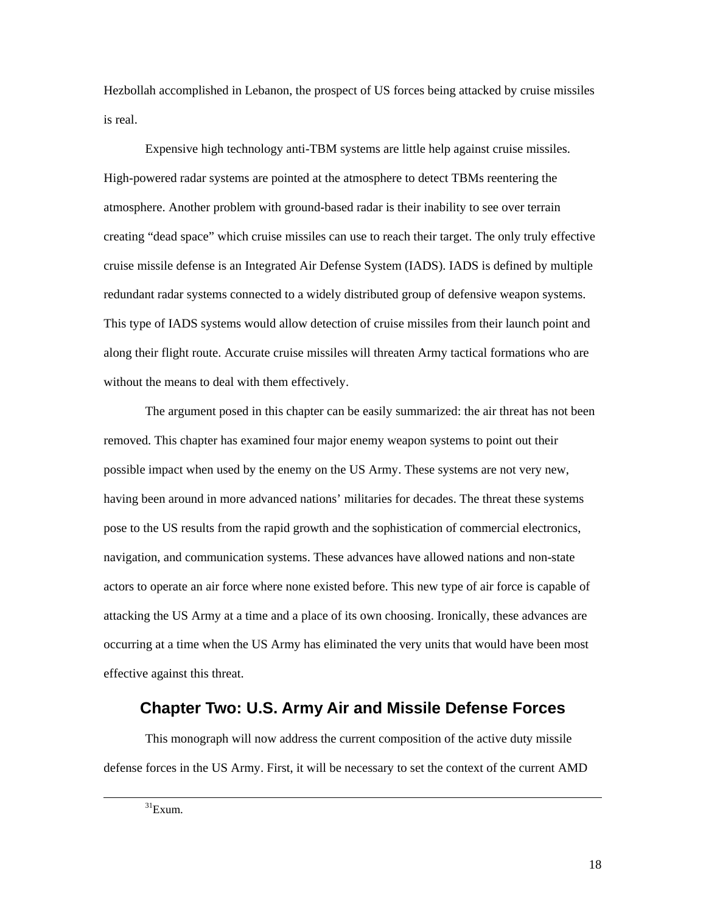Hezbollah accomplished in Lebanon, the prospect of US forces being attacked by cruise missiles is real.

Expensive high technology anti-TBM systems are little help against cruise missiles. High-powered radar systems are pointed at the atmosphere to detect TBMs reentering the atmosphere. Another problem with ground-based radar is their inability to see over terrain creating "dead space" which cruise missiles can use to reach their target. The only truly effective cruise missile defense is an Integrated Air Defense System (IADS). IADS is defined by multiple redundant radar systems connected to a widely distributed group of defensive weapon systems. This type of IADS systems would allow detection of cruise missiles from their launch point and along their flight route. Accurate cruise missiles will threaten Army tactical formations who are without the means to deal with them effectively.

The argument posed in this chapter can be easily summarized: the air threat has not been removed. This chapter has examined four major enemy weapon systems to point out their possible impact when used by the enemy on the US Army. These systems are not very new, having been around in more advanced nations' militaries for decades. The threat these systems pose to the US results from the rapid growth and the sophistication of commercial electronics, navigation, and communication systems. These advances have allowed nations and non-state actors to operate an air force where none existed before. This new type of air force is capable of attacking the US Army at a time and a place of its own choosing. Ironically, these advances are occurring at a time when the US Army has eliminated the very units that would have been most effective against this threat.

## Chapter Two: U.S. Army Air and Missile Defense Forces

This monograph will now address the current composition of the active duty missile defense forces in the US Army. First, it will be necessary to set the context of the current AMD

---

[31]Exum.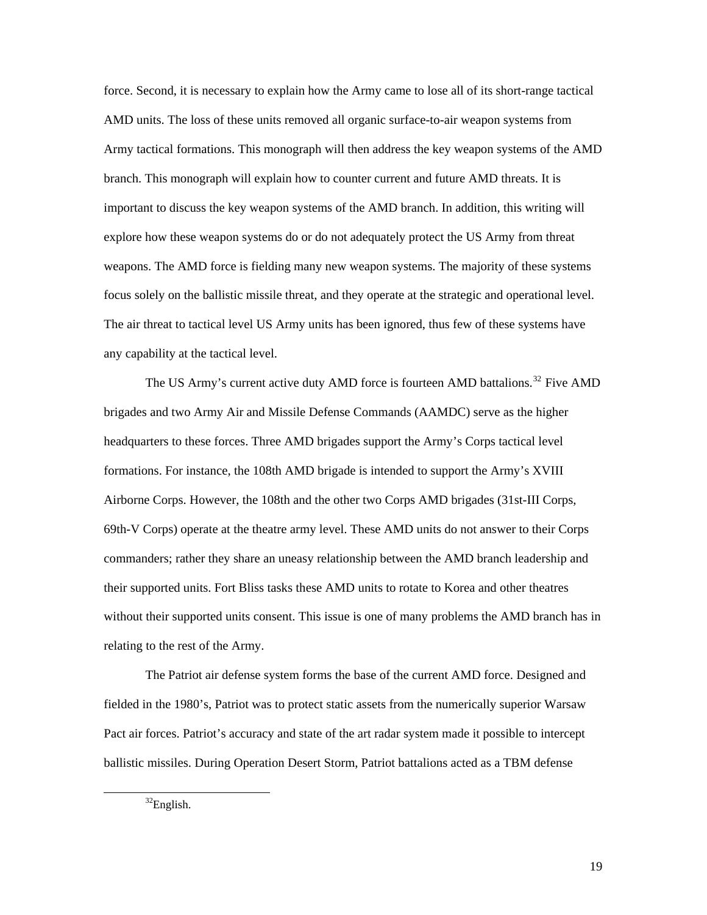force. Second, it is necessary to explain how the Army came to lose all of its short-range tactical AMD units. The loss of these units removed all organic surface-to-air weapon systems from Army tactical formations. This monograph will then address the key weapon systems of the AMD branch. This monograph will explain how to counter current and future AMD threats. It is important to discuss the key weapon systems of the AMD branch. In addition, this writing will explore how these weapon systems do or do not adequately protect the US Army from threat weapons. The AMD force is fielding many new weapon systems. The majority of these systems focus solely on the ballistic missile threat, and they operate at the strategic and operational level. The air threat to tactical level US Army units has been ignored, thus few of these systems have any capability at the tactical level.

The US Army's current active duty AMD force is fourteen AMD battalions.[32] Five AMD brigades and two Army Air and Missile Defense Commands (AAMDC) serve as the higher headquarters to these forces. Three AMD brigades support the Army's Corps tactical level formations. For instance, the 108th AMD brigade is intended to support the Army's XVIII Airborne Corps. However, the 108th and the other two Corps AMD brigades (31st-III Corps, 69th-V Corps) operate at the theatre army level. These AMD units do not answer to their Corps commanders; rather they share an uneasy relationship between the AMD branch leadership and their supported units. Fort Bliss tasks these AMD units to rotate to Korea and other theatres without their supported units consent. This issue is one of many problems the AMD branch has in relating to the rest of the Army.

The Patriot air defense system forms the base of the current AMD force. Designed and fielded in the 1980's, Patriot was to protect static assets from the numerically superior Warsaw Pact air forces. Patriot's accuracy and state of the art radar system made it possible to intercept ballistic missiles. During Operation Desert Storm, Patriot battalions acted as a TBM defense

---

[32]English.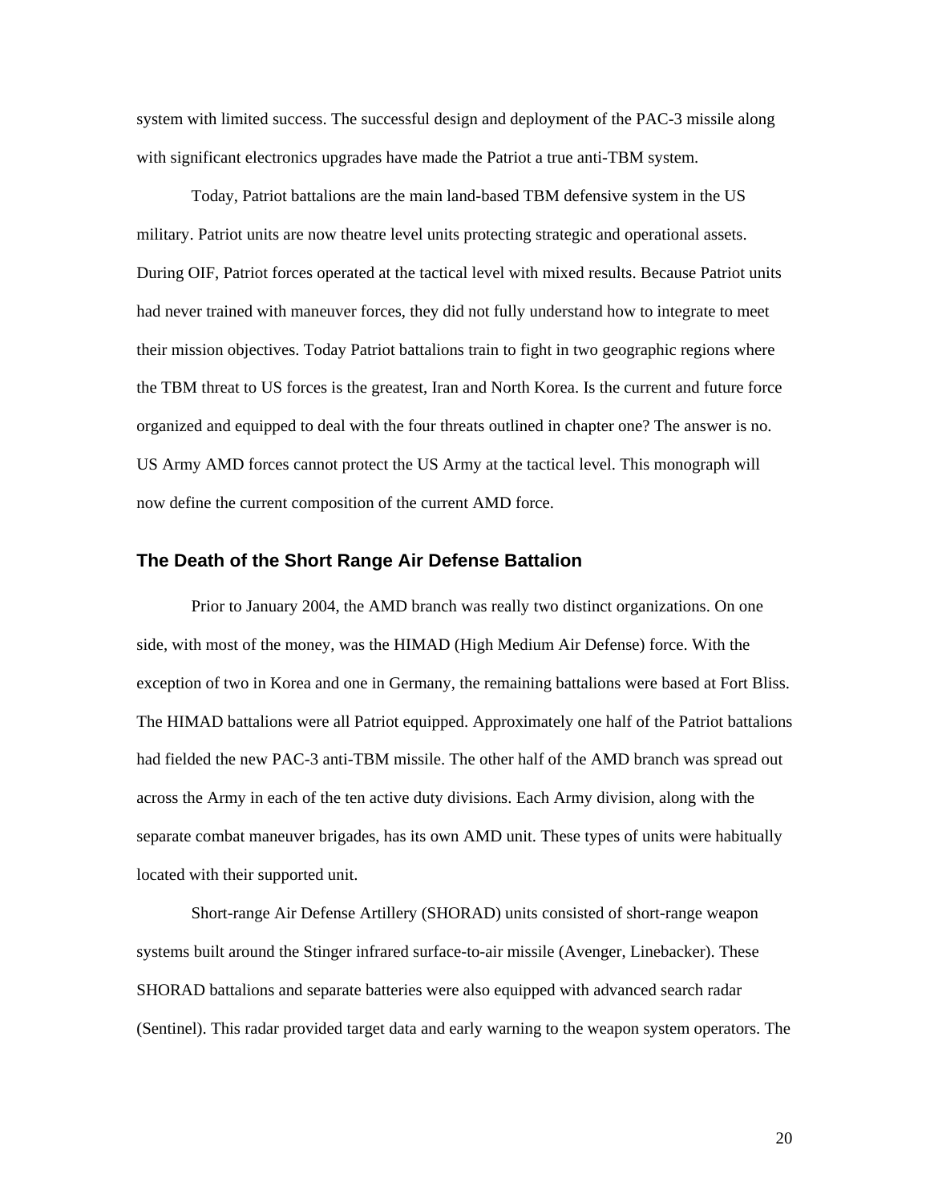system with limited success. The successful design and deployment of the PAC-3 missile along with significant electronics upgrades have made the Patriot a true anti-TBM system.

Today, Patriot battalions are the main land-based TBM defensive system in the US military. Patriot units are now theatre level units protecting strategic and operational assets. During OIF, Patriot forces operated at the tactical level with mixed results. Because Patriot units had never trained with maneuver forces, they did not fully understand how to integrate to meet their mission objectives. Today Patriot battalions train to fight in two geographic regions where the TBM threat to US forces is the greatest, Iran and North Korea. Is the current and future force organized and equipped to deal with the four threats outlined in chapter one? The answer is no. US Army AMD forces cannot protect the US Army at the tactical level. This monograph will now define the current composition of the current AMD force.

## The Death of the Short Range Air Defense Battalion

Prior to January 2004, the AMD branch was really two distinct organizations. On one side, with most of the money, was the HIMAD (High Medium Air Defense) force. With the exception of two in Korea and one in Germany, the remaining battalions were based at Fort Bliss. The HIMAD battalions were all Patriot equipped. Approximately one half of the Patriot battalions had fielded the new PAC-3 anti-TBM missile. The other half of the AMD branch was spread out across the Army in each of the ten active duty divisions. Each Army division, along with the separate combat maneuver brigades, has its own AMD unit. These types of units were habitually located with their supported unit.

Short-range Air Defense Artillery (SHORAD) units consisted of short-range weapon systems built around the Stinger infrared surface-to-air missile (Avenger, Linebacker). These SHORAD battalions and separate batteries were also equipped with advanced search radar (Sentinel). This radar provided target data and early warning to the weapon system operators. The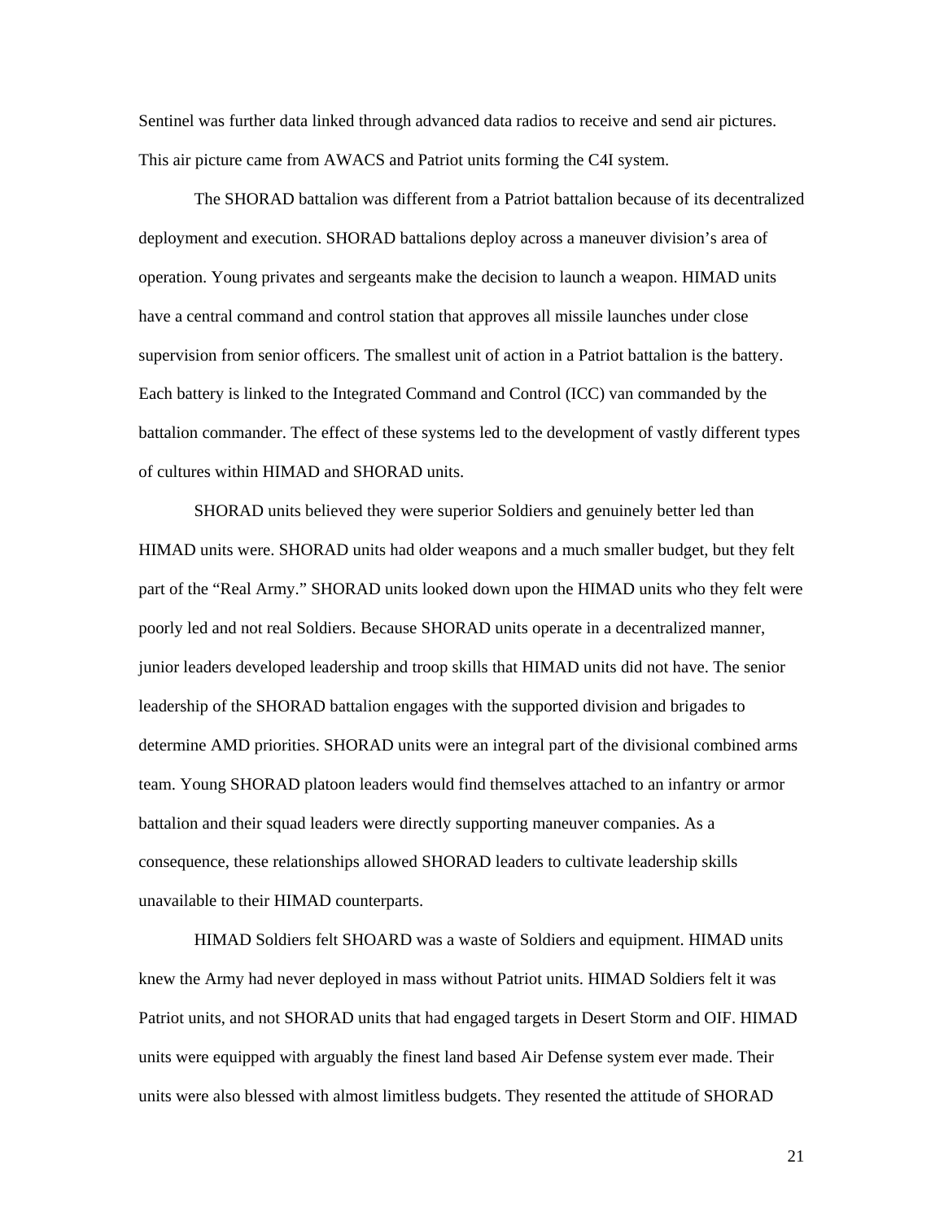Sentinel was further data linked through advanced data radios to receive and send air pictures. This air picture came from AWACS and Patriot units forming the C4I system.

The SHORAD battalion was different from a Patriot battalion because of its decentralized deployment and execution. SHORAD battalions deploy across a maneuver division's area of operation. Young privates and sergeants make the decision to launch a weapon. HIMAD units have a central command and control station that approves all missile launches under close supervision from senior officers. The smallest unit of action in a Patriot battalion is the battery. Each battery is linked to the Integrated Command and Control (ICC) van commanded by the battalion commander. The effect of these systems led to the development of vastly different types of cultures within HIMAD and SHORAD units.

SHORAD units believed they were superior Soldiers and genuinely better led than HIMAD units were. SHORAD units had older weapons and a much smaller budget, but they felt part of the "Real Army." SHORAD units looked down upon the HIMAD units who they felt were poorly led and not real Soldiers. Because SHORAD units operate in a decentralized manner, junior leaders developed leadership and troop skills that HIMAD units did not have. The senior leadership of the SHORAD battalion engages with the supported division and brigades to determine AMD priorities. SHORAD units were an integral part of the divisional combined arms team. Young SHORAD platoon leaders would find themselves attached to an infantry or armor battalion and their squad leaders were directly supporting maneuver companies. As a consequence, these relationships allowed SHORAD leaders to cultivate leadership skills unavailable to their HIMAD counterparts.

HIMAD Soldiers felt SHOARD was a waste of Soldiers and equipment. HIMAD units knew the Army had never deployed in mass without Patriot units. HIMAD Soldiers felt it was Patriot units, and not SHORAD units that had engaged targets in Desert Storm and OIF. HIMAD units were equipped with arguably the finest land based Air Defense system ever made. Their units were also blessed with almost limitless budgets. They resented the attitude of SHORAD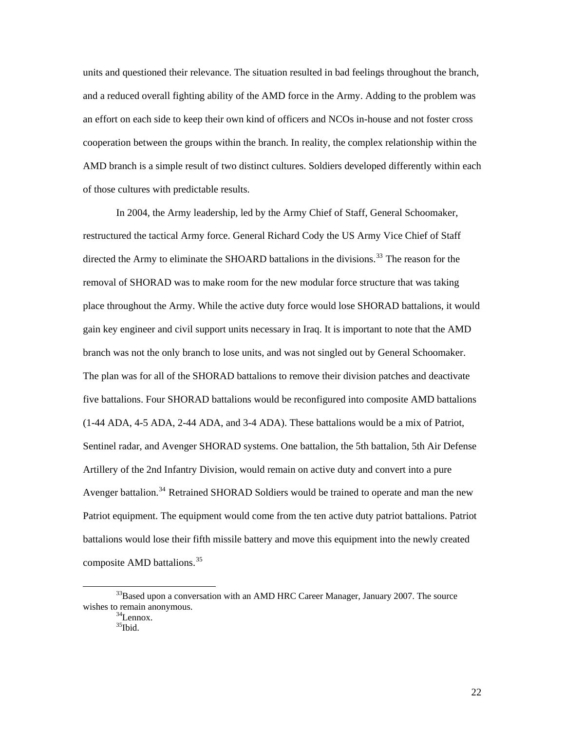units and questioned their relevance. The situation resulted in bad feelings throughout the branch, and a reduced overall fighting ability of the AMD force in the Army. Adding to the problem was an effort on each side to keep their own kind of officers and NCOs in-house and not foster cross cooperation between the groups within the branch. In reality, the complex relationship within the AMD branch is a simple result of two distinct cultures. Soldiers developed differently within each of those cultures with predictable results.

In 2004, the Army leadership, led by the Army Chief of Staff, General Schoomaker, restructured the tactical Army force. General Richard Cody the US Army Vice Chief of Staff directed the Army to eliminate the SHOARD battalions in the divisions.[33] The reason for the removal of SHORAD was to make room for the new modular force structure that was taking place throughout the Army. While the active duty force would lose SHORAD battalions, it would gain key engineer and civil support units necessary in Iraq. It is important to note that the AMD branch was not the only branch to lose units, and was not singled out by General Schoomaker. The plan was for all of the SHORAD battalions to remove their division patches and deactivate five battalions. Four SHORAD battalions would be reconfigured into composite AMD battalions (1-44 ADA, 4-5 ADA, 2-44 ADA, and 3-4 ADA). These battalions would be a mix of Patriot, Sentinel radar, and Avenger SHORAD systems. One battalion, the 5th battalion, 5th Air Defense Artillery of the 2nd Infantry Division, would remain on active duty and convert into a pure Avenger battalion.[34] Retrained SHORAD Soldiers would be trained to operate and man the new Patriot equipment. The equipment would come from the ten active duty patriot battalions. Patriot battalions would lose their fifth missile battery and move this equipment into the newly created composite AMD battalions.[35]

---

[33]Based upon a conversation with an AMD HRC Career Manager, January 2007. The source wishes to remain anonymous.

[34]Lennox.

[35]Ibid.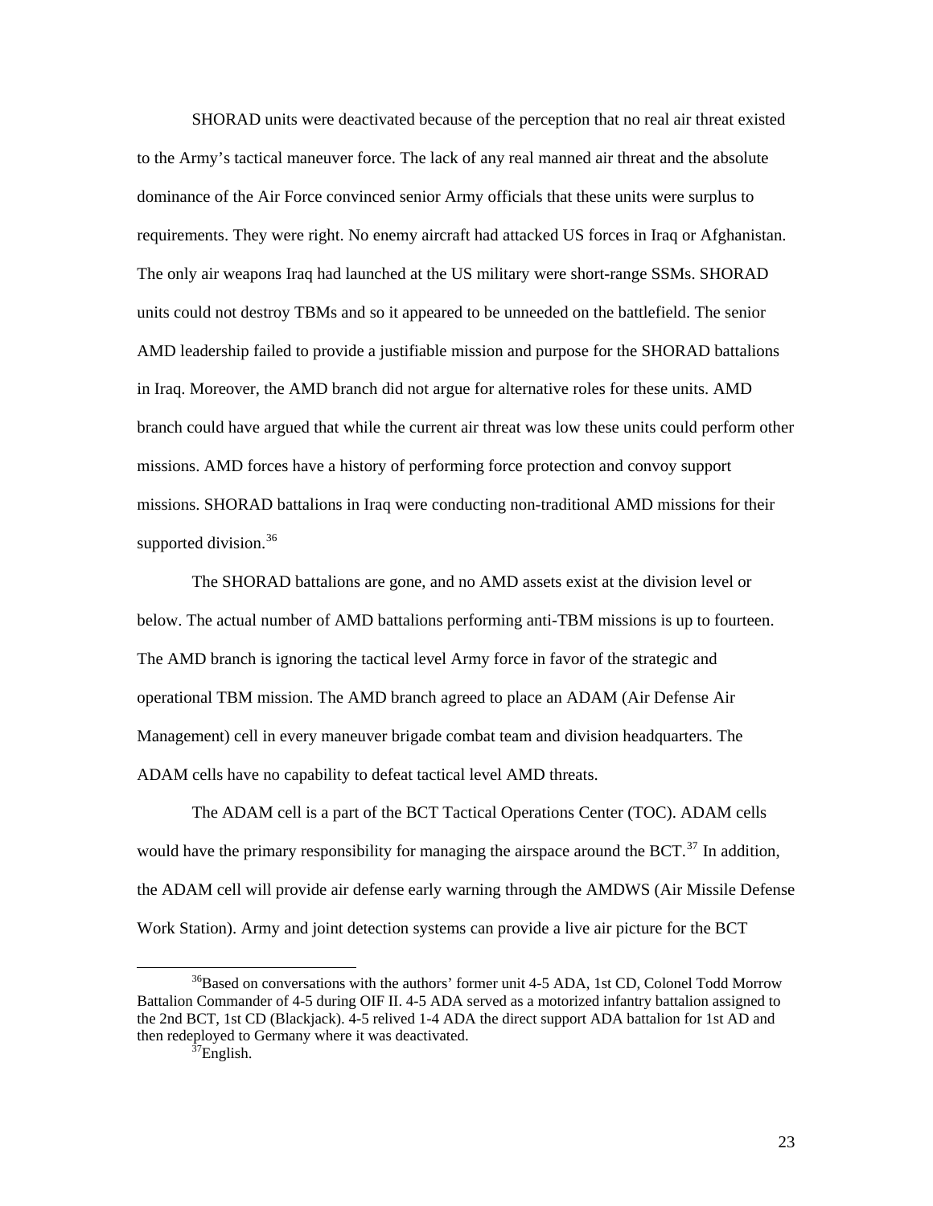SHORAD units were deactivated because of the perception that no real air threat existed to the Army's tactical maneuver force. The lack of any real manned air threat and the absolute dominance of the Air Force convinced senior Army officials that these units were surplus to requirements. They were right. No enemy aircraft had attacked US forces in Iraq or Afghanistan. The only air weapons Iraq had launched at the US military were short-range SSMs. SHORAD units could not destroy TBMs and so it appeared to be unneeded on the battlefield. The senior AMD leadership failed to provide a justifiable mission and purpose for the SHORAD battalions in Iraq. Moreover, the AMD branch did not argue for alternative roles for these units. AMD branch could have argued that while the current air threat was low these units could perform other missions. AMD forces have a history of performing force protection and convoy support missions. SHORAD battalions in Iraq were conducting non-traditional AMD missions for their supported division.[36]

The SHORAD battalions are gone, and no AMD assets exist at the division level or below. The actual number of AMD battalions performing anti-TBM missions is up to fourteen. The AMD branch is ignoring the tactical level Army force in favor of the strategic and operational TBM mission. The AMD branch agreed to place an ADAM (Air Defense Air Management) cell in every maneuver brigade combat team and division headquarters. The ADAM cells have no capability to defeat tactical level AMD threats.

The ADAM cell is a part of the BCT Tactical Operations Center (TOC). ADAM cells would have the primary responsibility for managing the airspace around the BCT.[37] In addition, the ADAM cell will provide air defense early warning through the AMDWS (Air Missile Defense Work Station). Army and joint detection systems can provide a live air picture for the BCT

[36]Based on conversations with the authors' former unit 4-5 ADA, 1st CD, Colonel Todd Morrow Battalion Commander of 4-5 during OIF II. 4-5 ADA served as a motorized infantry battalion assigned to the 2nd BCT, 1st CD (Blackjack). 4-5 relived 1-4 ADA the direct support ADA battalion for 1st AD and then redeployed to Germany where it was deactivated.

[37]English.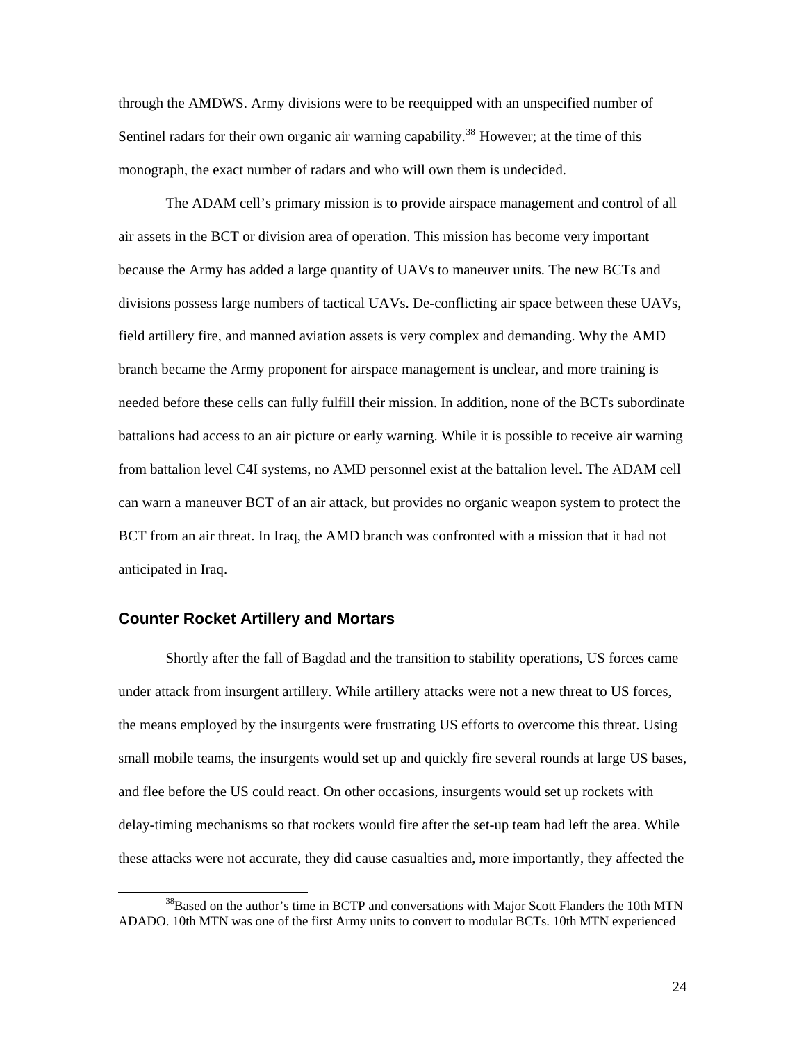through the AMDWS. Army divisions were to be reequipped with an unspecified number of Sentinel radars for their own organic air warning capability.[38] However; at the time of this monograph, the exact number of radars and who will own them is undecided.

The ADAM cell's primary mission is to provide airspace management and control of all air assets in the BCT or division area of operation. This mission has become very important because the Army has added a large quantity of UAVs to maneuver units. The new BCTs and divisions possess large numbers of tactical UAVs. De-conflicting air space between these UAVs, field artillery fire, and manned aviation assets is very complex and demanding. Why the AMD branch became the Army proponent for airspace management is unclear, and more training is needed before these cells can fully fulfill their mission. In addition, none of the BCTs subordinate battalions had access to an air picture or early warning. While it is possible to receive air warning from battalion level C4I systems, no AMD personnel exist at the battalion level. The ADAM cell can warn a maneuver BCT of an air attack, but provides no organic weapon system to protect the BCT from an air threat. In Iraq, the AMD branch was confronted with a mission that it had not anticipated in Iraq.

## Counter Rocket Artillery and Mortars

Shortly after the fall of Bagdad and the transition to stability operations, US forces came under attack from insurgent artillery. While artillery attacks were not a new threat to US forces, the means employed by the insurgents were frustrating US efforts to overcome this threat. Using small mobile teams, the insurgents would set up and quickly fire several rounds at large US bases, and flee before the US could react. On other occasions, insurgents would set up rockets with delay-timing mechanisms so that rockets would fire after the set-up team had left the area. While these attacks were not accurate, they did cause casualties and, more importantly, they affected the

[38]Based on the author's time in BCTP and conversations with Major Scott Flanders the 10th MTN ADADO. 10th MTN was one of the first Army units to convert to modular BCTs. 10th MTN experienced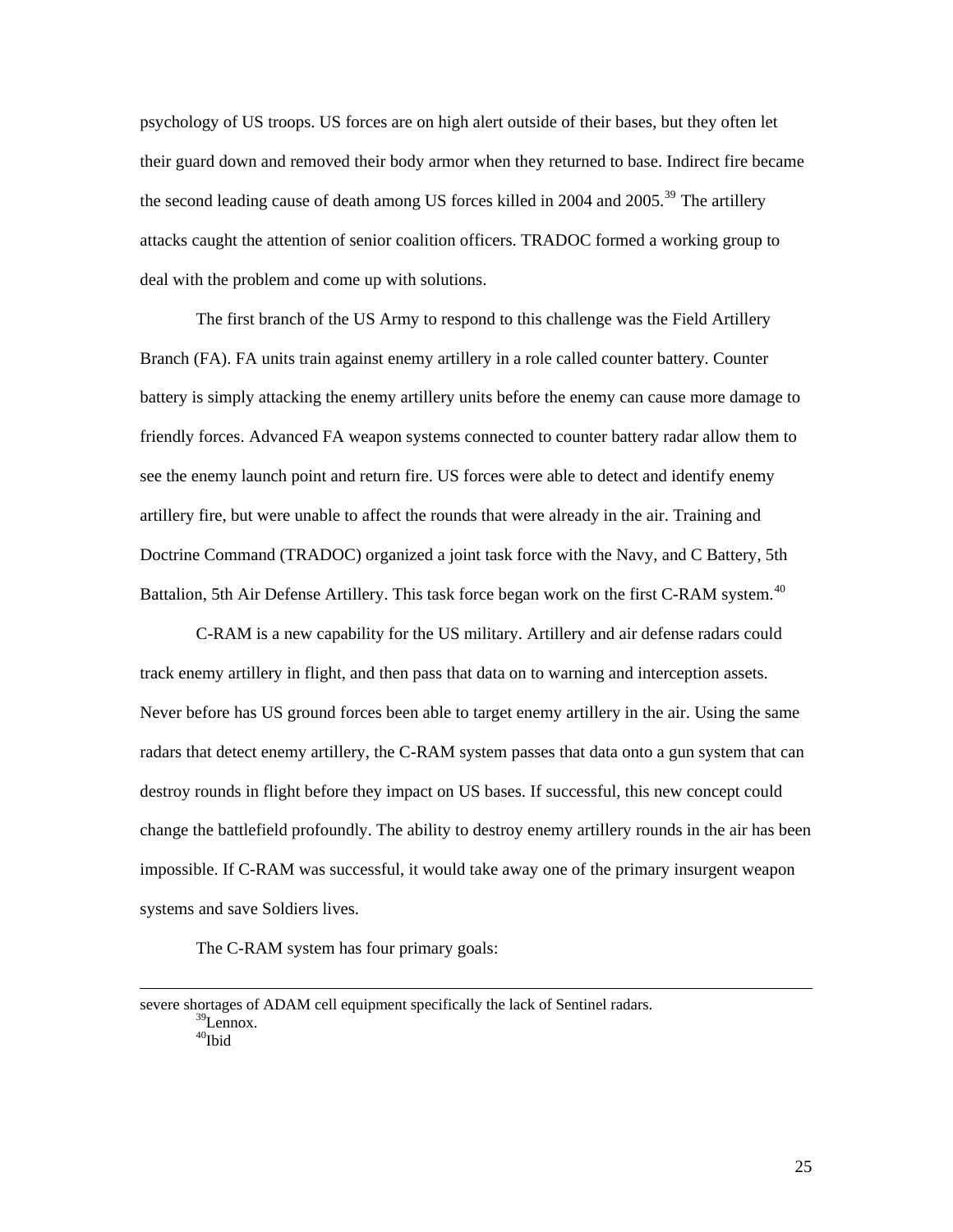psychology of US troops. US forces are on high alert outside of their bases, but they often let their guard down and removed their body armor when they returned to base. Indirect fire became the second leading cause of death among US forces killed in 2004 and 2005.[39] The artillery attacks caught the attention of senior coalition officers. TRADOC formed a working group to deal with the problem and come up with solutions.

The first branch of the US Army to respond to this challenge was the Field Artillery Branch (FA). FA units train against enemy artillery in a role called counter battery. Counter battery is simply attacking the enemy artillery units before the enemy can cause more damage to friendly forces. Advanced FA weapon systems connected to counter battery radar allow them to see the enemy launch point and return fire. US forces were able to detect and identify enemy artillery fire, but were unable to affect the rounds that were already in the air. Training and Doctrine Command (TRADOC) organized a joint task force with the Navy, and C Battery, 5th Battalion, 5th Air Defense Artillery. This task force began work on the first C-RAM system.[40]

C-RAM is a new capability for the US military. Artillery and air defense radars could track enemy artillery in flight, and then pass that data on to warning and interception assets. Never before has US ground forces been able to target enemy artillery in the air. Using the same radars that detect enemy artillery, the C-RAM system passes that data onto a gun system that can destroy rounds in flight before they impact on US bases. If successful, this new concept could change the battlefield profoundly. The ability to destroy enemy artillery rounds in the air has been impossible. If C-RAM was successful, it would take away one of the primary insurgent weapon systems and save Soldiers lives.

The C-RAM system has four primary goals:

---

severe shortages of ADAM cell equipment specifically the lack of Sentinel radars.

[39]Lennox.

[40]Ibid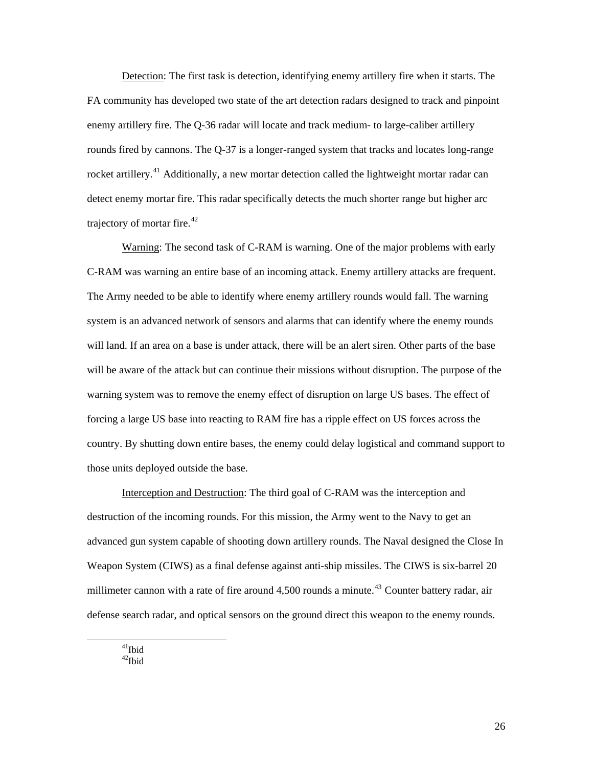<u>Detection</u>: The first task is detection, identifying enemy artillery fire when it starts. The FA community has developed two state of the art detection radars designed to track and pinpoint enemy artillery fire. The Q-36 radar will locate and track medium- to large-caliber artillery rounds fired by cannons. The Q-37 is a longer-ranged system that tracks and locates long-range rocket artillery.[41] Additionally, a new mortar detection called the lightweight mortar radar can detect enemy mortar fire. This radar specifically detects the much shorter range but higher arc trajectory of mortar fire.[42]

<u>Warning</u>: The second task of C-RAM is warning. One of the major problems with early C-RAM was warning an entire base of an incoming attack. Enemy artillery attacks are frequent. The Army needed to be able to identify where enemy artillery rounds would fall. The warning system is an advanced network of sensors and alarms that can identify where the enemy rounds will land. If an area on a base is under attack, there will be an alert siren. Other parts of the base will be aware of the attack but can continue their missions without disruption. The purpose of the warning system was to remove the enemy effect of disruption on large US bases. The effect of forcing a large US base into reacting to RAM fire has a ripple effect on US forces across the country. By shutting down entire bases, the enemy could delay logistical and command support to those units deployed outside the base.

<u>Interception and Destruction</u>: The third goal of C-RAM was the interception and destruction of the incoming rounds. For this mission, the Army went to the Navy to get an advanced gun system capable of shooting down artillery rounds. The Naval designed the Close In Weapon System (CIWS) as a final defense against anti-ship missiles. The CIWS is six-barrel 20 millimeter cannon with a rate of fire around 4,500 rounds a minute.[43] Counter battery radar, air defense search radar, and optical sensors on the ground direct this weapon to the enemy rounds.

---

[41] Ibid

[42] Ibid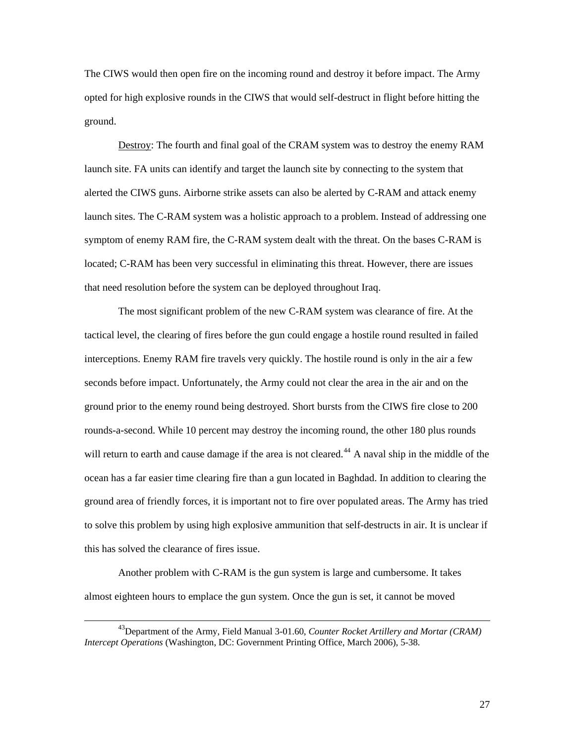The CIWS would then open fire on the incoming round and destroy it before impact. The Army opted for high explosive rounds in the CIWS that would self-destruct in flight before hitting the ground.

Destroy: The fourth and final goal of the CRAM system was to destroy the enemy RAM launch site. FA units can identify and target the launch site by connecting to the system that alerted the CIWS guns. Airborne strike assets can also be alerted by C-RAM and attack enemy launch sites. The C-RAM system was a holistic approach to a problem. Instead of addressing one symptom of enemy RAM fire, the C-RAM system dealt with the threat. On the bases C-RAM is located; C-RAM has been very successful in eliminating this threat. However, there are issues that need resolution before the system can be deployed throughout Iraq.

The most significant problem of the new C-RAM system was clearance of fire. At the tactical level, the clearing of fires before the gun could engage a hostile round resulted in failed interceptions. Enemy RAM fire travels very quickly. The hostile round is only in the air a few seconds before impact. Unfortunately, the Army could not clear the area in the air and on the ground prior to the enemy round being destroyed. Short bursts from the CIWS fire close to 200 rounds-a-second. While 10 percent may destroy the incoming round, the other 180 plus rounds will return to earth and cause damage if the area is not cleared.[44] A naval ship in the middle of the ocean has a far easier time clearing fire than a gun located in Baghdad. In addition to clearing the ground area of friendly forces, it is important not to fire over populated areas. The Army has tried to solve this problem by using high explosive ammunition that self-destructs in air. It is unclear if this has solved the clearance of fires issue.

Another problem with C-RAM is the gun system is large and cumbersome. It takes almost eighteen hours to emplace the gun system. Once the gun is set, it cannot be moved

---

[43] Department of the Army, Field Manual 3-01.60, *Counter Rocket Artillery and Mortar (CRAM) Intercept Operations* (Washington, DC: Government Printing Office, March 2006), 5-38.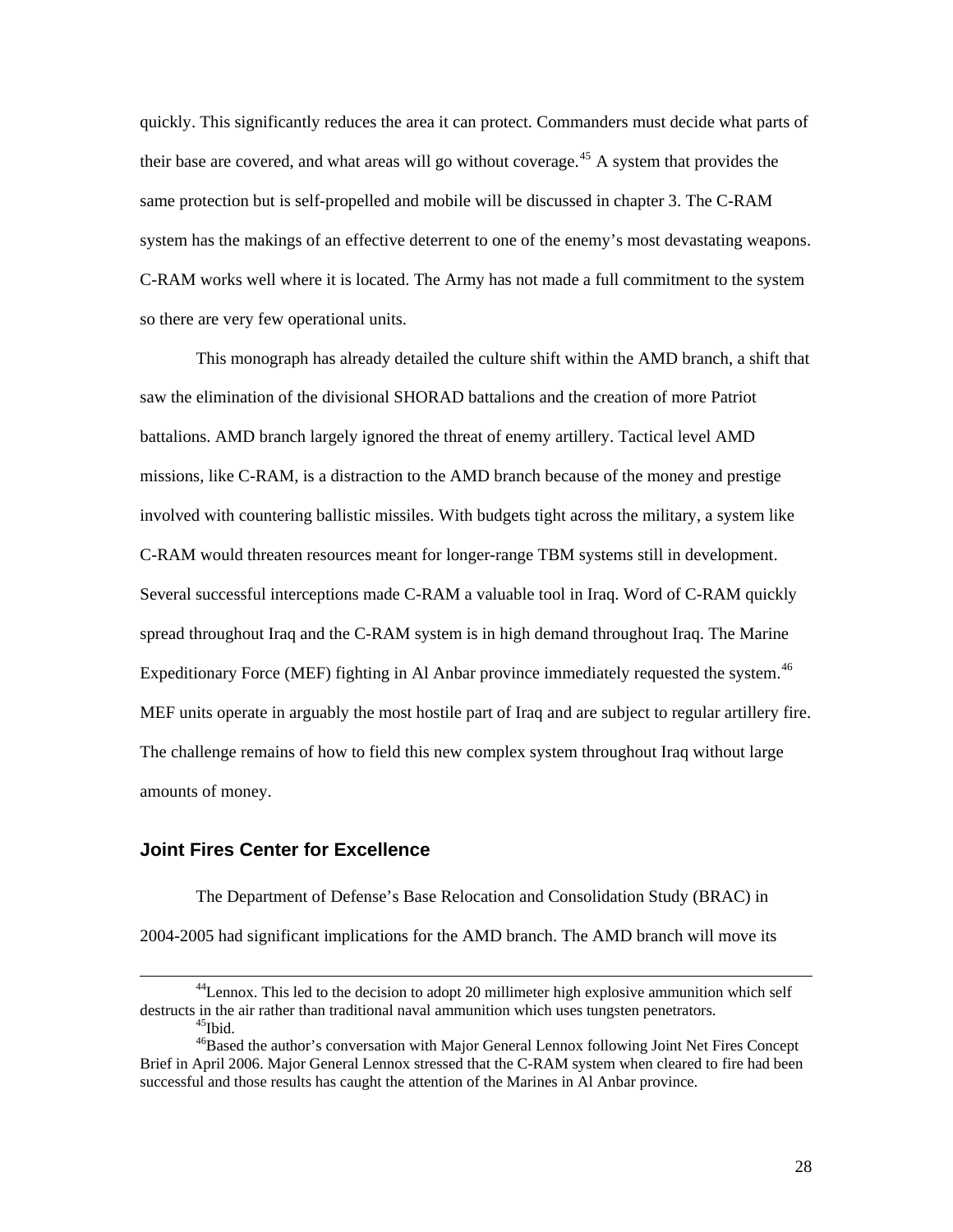quickly. This significantly reduces the area it can protect. Commanders must decide what parts of their base are covered, and what areas will go without coverage.[45] A system that provides the same protection but is self-propelled and mobile will be discussed in chapter 3. The C-RAM system has the makings of an effective deterrent to one of the enemy's most devastating weapons. C-RAM works well where it is located. The Army has not made a full commitment to the system so there are very few operational units.

This monograph has already detailed the culture shift within the AMD branch, a shift that saw the elimination of the divisional SHORAD battalions and the creation of more Patriot battalions. AMD branch largely ignored the threat of enemy artillery. Tactical level AMD missions, like C-RAM, is a distraction to the AMD branch because of the money and prestige involved with countering ballistic missiles. With budgets tight across the military, a system like C-RAM would threaten resources meant for longer-range TBM systems still in development. Several successful interceptions made C-RAM a valuable tool in Iraq. Word of C-RAM quickly spread throughout Iraq and the C-RAM system is in high demand throughout Iraq. The Marine Expeditionary Force (MEF) fighting in Al Anbar province immediately requested the system.[46] MEF units operate in arguably the most hostile part of Iraq and are subject to regular artillery fire. The challenge remains of how to field this new complex system throughout Iraq without large amounts of money.

### Joint Fires Center for Excellence

The Department of Defense's Base Relocation and Consolidation Study (BRAC) in 2004-2005 had significant implications for the AMD branch. The AMD branch will move its

---

[44] Lennox. This led to the decision to adopt 20 millimeter high explosive ammunition which self destructs in the air rather than traditional naval ammunition which uses tungsten penetrators.

[45] Ibid.

[46] Based the author's conversation with Major General Lennox following Joint Net Fires Concept Brief in April 2006. Major General Lennox stressed that the C-RAM system when cleared to fire had been successful and those results has caught the attention of the Marines in Al Anbar province.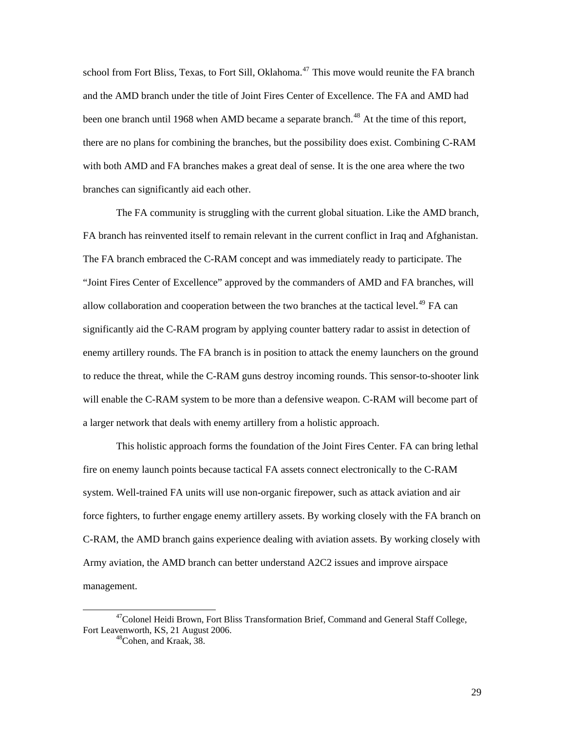school from Fort Bliss, Texas, to Fort Sill, Oklahoma.[47] This move would reunite the FA branch and the AMD branch under the title of Joint Fires Center of Excellence. The FA and AMD had been one branch until 1968 when AMD became a separate branch.[48] At the time of this report, there are no plans for combining the branches, but the possibility does exist. Combining C-RAM with both AMD and FA branches makes a great deal of sense. It is the one area where the two branches can significantly aid each other.

The FA community is struggling with the current global situation. Like the AMD branch, FA branch has reinvented itself to remain relevant in the current conflict in Iraq and Afghanistan. The FA branch embraced the C-RAM concept and was immediately ready to participate. The "Joint Fires Center of Excellence" approved by the commanders of AMD and FA branches, will allow collaboration and cooperation between the two branches at the tactical level.[49] FA can significantly aid the C-RAM program by applying counter battery radar to assist in detection of enemy artillery rounds. The FA branch is in position to attack the enemy launchers on the ground to reduce the threat, while the C-RAM guns destroy incoming rounds. This sensor-to-shooter link will enable the C-RAM system to be more than a defensive weapon. C-RAM will become part of a larger network that deals with enemy artillery from a holistic approach.

This holistic approach forms the foundation of the Joint Fires Center. FA can bring lethal fire on enemy launch points because tactical FA assets connect electronically to the C-RAM system. Well-trained FA units will use non-organic firepower, such as attack aviation and air force fighters, to further engage enemy artillery assets. By working closely with the FA branch on C-RAM, the AMD branch gains experience dealing with aviation assets. By working closely with Army aviation, the AMD branch can better understand A2C2 issues and improve airspace management.

---

[47] Colonel Heidi Brown, Fort Bliss Transformation Brief, Command and General Staff College, Fort Leavenworth, KS, 21 August 2006.

[48] Cohen, and Kraak, 38.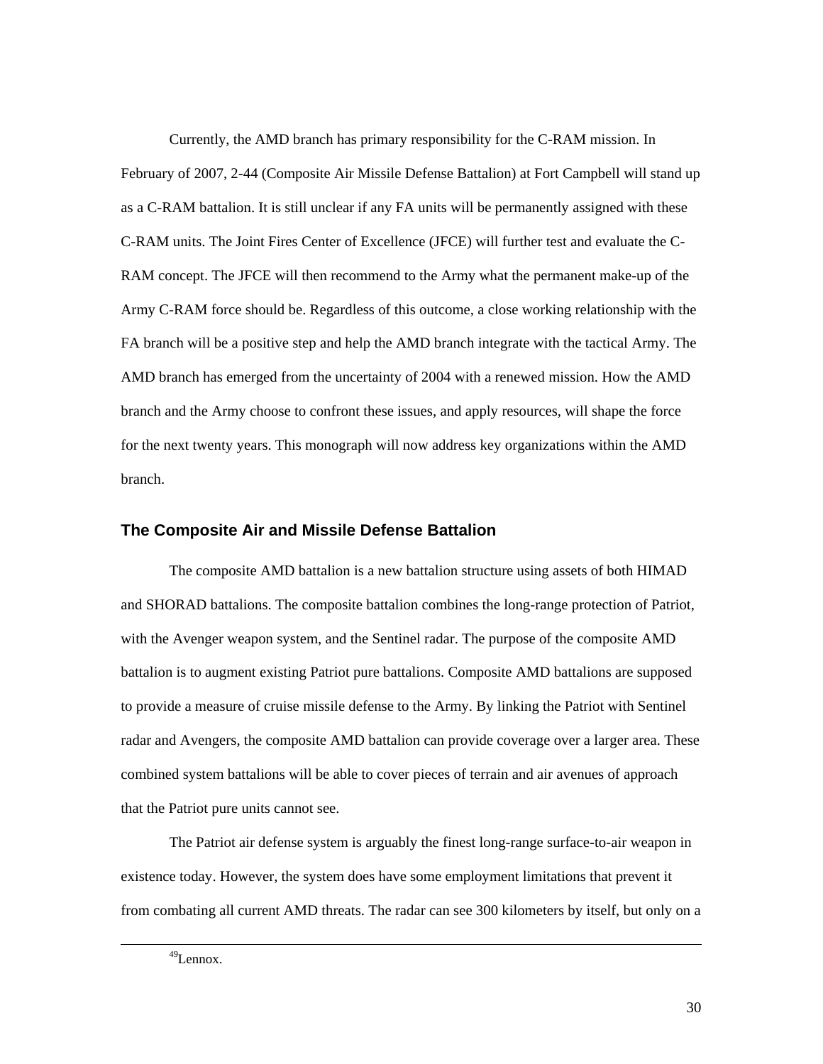Currently, the AMD branch has primary responsibility for the C-RAM mission. In February of 2007, 2-44 (Composite Air Missile Defense Battalion) at Fort Campbell will stand up as a C-RAM battalion. It is still unclear if any FA units will be permanently assigned with these C-RAM units. The Joint Fires Center of Excellence (JFCE) will further test and evaluate the C-RAM concept. The JFCE will then recommend to the Army what the permanent make-up of the Army C-RAM force should be. Regardless of this outcome, a close working relationship with the FA branch will be a positive step and help the AMD branch integrate with the tactical Army. The AMD branch has emerged from the uncertainty of 2004 with a renewed mission. How the AMD branch and the Army choose to confront these issues, and apply resources, will shape the force for the next twenty years. This monograph will now address key organizations within the AMD branch.

### The Composite Air and Missile Defense Battalion

The composite AMD battalion is a new battalion structure using assets of both HIMAD and SHORAD battalions. The composite battalion combines the long-range protection of Patriot, with the Avenger weapon system, and the Sentinel radar. The purpose of the composite AMD battalion is to augment existing Patriot pure battalions. Composite AMD battalions are supposed to provide a measure of cruise missile defense to the Army. By linking the Patriot with Sentinel radar and Avengers, the composite AMD battalion can provide coverage over a larger area. These combined system battalions will be able to cover pieces of terrain and air avenues of approach that the Patriot pure units cannot see.

The Patriot air defense system is arguably the finest long-range surface-to-air weapon in existence today. However, the system does have some employment limitations that prevent it from combating all current AMD threats. The radar can see 300 kilometers by itself, but only on a

---

[49]Lennox.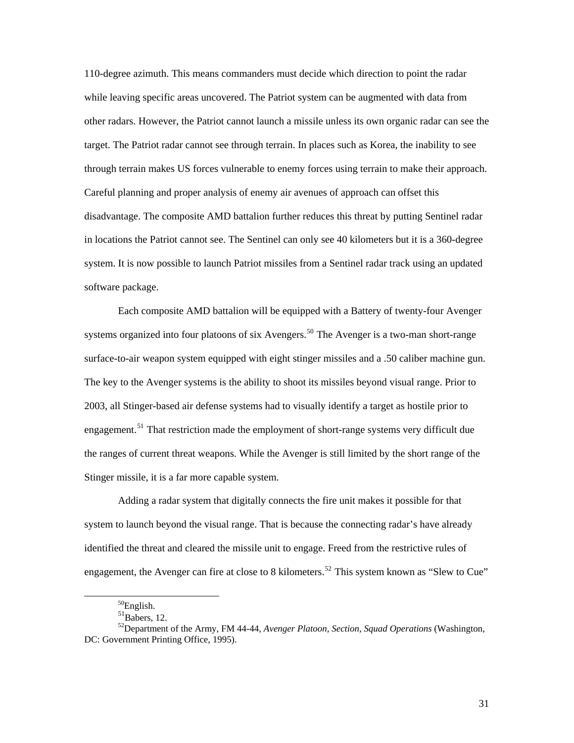110-degree azimuth. This means commanders must decide which direction to point the radar while leaving specific areas uncovered. The Patriot system can be augmented with data from other radars. However, the Patriot cannot launch a missile unless its own organic radar can see the target. The Patriot radar cannot see through terrain. In places such as Korea, the inability to see through terrain makes US forces vulnerable to enemy forces using terrain to make their approach. Careful planning and proper analysis of enemy air avenues of approach can offset this disadvantage. The composite AMD battalion further reduces this threat by putting Sentinel radar in locations the Patriot cannot see. The Sentinel can only see 40 kilometers but it is a 360-degree system. It is now possible to launch Patriot missiles from a Sentinel radar track using an updated software package.

Each composite AMD battalion will be equipped with a Battery of twenty-four Avenger systems organized into four platoons of six Avengers.[50] The Avenger is a two-man short-range surface-to-air weapon system equipped with eight stinger missiles and a .50 caliber machine gun. The key to the Avenger systems is the ability to shoot its missiles beyond visual range. Prior to 2003, all Stinger-based air defense systems had to visually identify a target as hostile prior to engagement.[51] That restriction made the employment of short-range systems very difficult due the ranges of current threat weapons. While the Avenger is still limited by the short range of the Stinger missile, it is a far more capable system.

Adding a radar system that digitally connects the fire unit makes it possible for that system to launch beyond the visual range. That is because the connecting radar's have already identified the threat and cleared the missile unit to engage. Freed from the restrictive rules of engagement, the Avenger can fire at close to 8 kilometers.[52] This system known as "Slew to Cue"

---

[50]English.

[51]Babers, 12.

[52]Department of the Army, FM 44-44, *Avenger Platoon, Section, Squad Operations* (Washington, DC: Government Printing Office, 1995).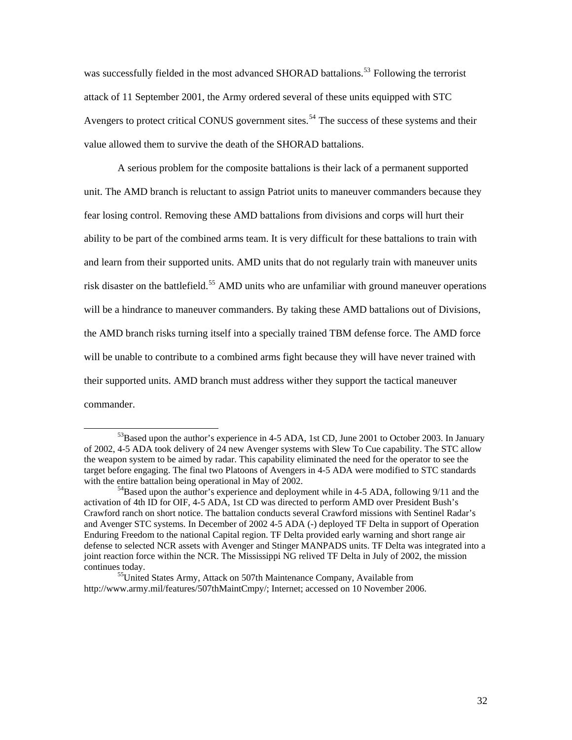was successfully fielded in the most advanced SHORAD battalions.[53] Following the terrorist attack of 11 September 2001, the Army ordered several of these units equipped with STC Avengers to protect critical CONUS government sites.[54] The success of these systems and their value allowed them to survive the death of the SHORAD battalions.

A serious problem for the composite battalions is their lack of a permanent supported unit. The AMD branch is reluctant to assign Patriot units to maneuver commanders because they fear losing control. Removing these AMD battalions from divisions and corps will hurt their ability to be part of the combined arms team. It is very difficult for these battalions to train with and learn from their supported units. AMD units that do not regularly train with maneuver units risk disaster on the battlefield.[55] AMD units who are unfamiliar with ground maneuver operations will be a hindrance to maneuver commanders. By taking these AMD battalions out of Divisions, the AMD branch risks turning itself into a specially trained TBM defense force. The AMD force will be unable to contribute to a combined arms fight because they will have never trained with their supported units. AMD branch must address wither they support the tactical maneuver commander.

---

[53] Based upon the author's experience in 4-5 ADA, 1st CD, June 2001 to October 2003. In January of 2002, 4-5 ADA took delivery of 24 new Avenger systems with Slew To Cue capability. The STC allow the weapon system to be aimed by radar. This capability eliminated the need for the operator to see the target before engaging. The final two Platoons of Avengers in 4-5 ADA were modified to STC standards with the entire battalion being operational in May of 2002.

[54] Based upon the author's experience and deployment while in 4-5 ADA, following 9/11 and the activation of 4th ID for OIF, 4-5 ADA, 1st CD was directed to perform AMD over President Bush's Crawford ranch on short notice. The battalion conducts several Crawford missions with Sentinel Radar's and Avenger STC systems. In December of 2002 4-5 ADA (-) deployed TF Delta in support of Operation Enduring Freedom to the national Capital region. TF Delta provided early warning and short range air defense to selected NCR assets with Avenger and Stinger MANPADS units. TF Delta was integrated into a joint reaction force within the NCR. The Mississippi NG relived TF Delta in July of 2002, the mission continues today.

[55] United States Army, Attack on 507th Maintenance Company, Available from http://www.army.mil/features/507thMaintCmpy/; Internet; accessed on 10 November 2006.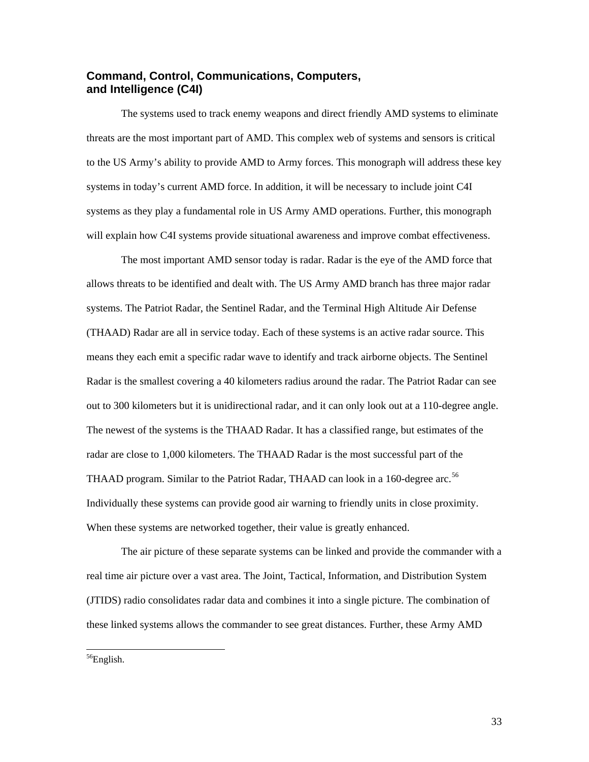## Command, Control, Communications, Computers, and Intelligence (C4I)

The systems used to track enemy weapons and direct friendly AMD systems to eliminate threats are the most important part of AMD. This complex web of systems and sensors is critical to the US Army's ability to provide AMD to Army forces. This monograph will address these key systems in today's current AMD force. In addition, it will be necessary to include joint C4I systems as they play a fundamental role in US Army AMD operations. Further, this monograph will explain how C4I systems provide situational awareness and improve combat effectiveness.

The most important AMD sensor today is radar. Radar is the eye of the AMD force that allows threats to be identified and dealt with. The US Army AMD branch has three major radar systems. The Patriot Radar, the Sentinel Radar, and the Terminal High Altitude Air Defense (THAAD) Radar are all in service today. Each of these systems is an active radar source. This means they each emit a specific radar wave to identify and track airborne objects. The Sentinel Radar is the smallest covering a 40 kilometers radius around the radar. The Patriot Radar can see out to 300 kilometers but it is unidirectional radar, and it can only look out at a 110-degree angle. The newest of the systems is the THAAD Radar. It has a classified range, but estimates of the radar are close to 1,000 kilometers. The THAAD Radar is the most successful part of the THAAD program. Similar to the Patriot Radar, THAAD can look in a 160-degree arc.[56] Individually these systems can provide good air warning to friendly units in close proximity. When these systems are networked together, their value is greatly enhanced.

The air picture of these separate systems can be linked and provide the commander with a real time air picture over a vast area. The Joint, Tactical, Information, and Distribution System (JTIDS) radio consolidates radar data and combines it into a single picture. The combination of these linked systems allows the commander to see great distances. Further, these Army AMD

---

[56] English.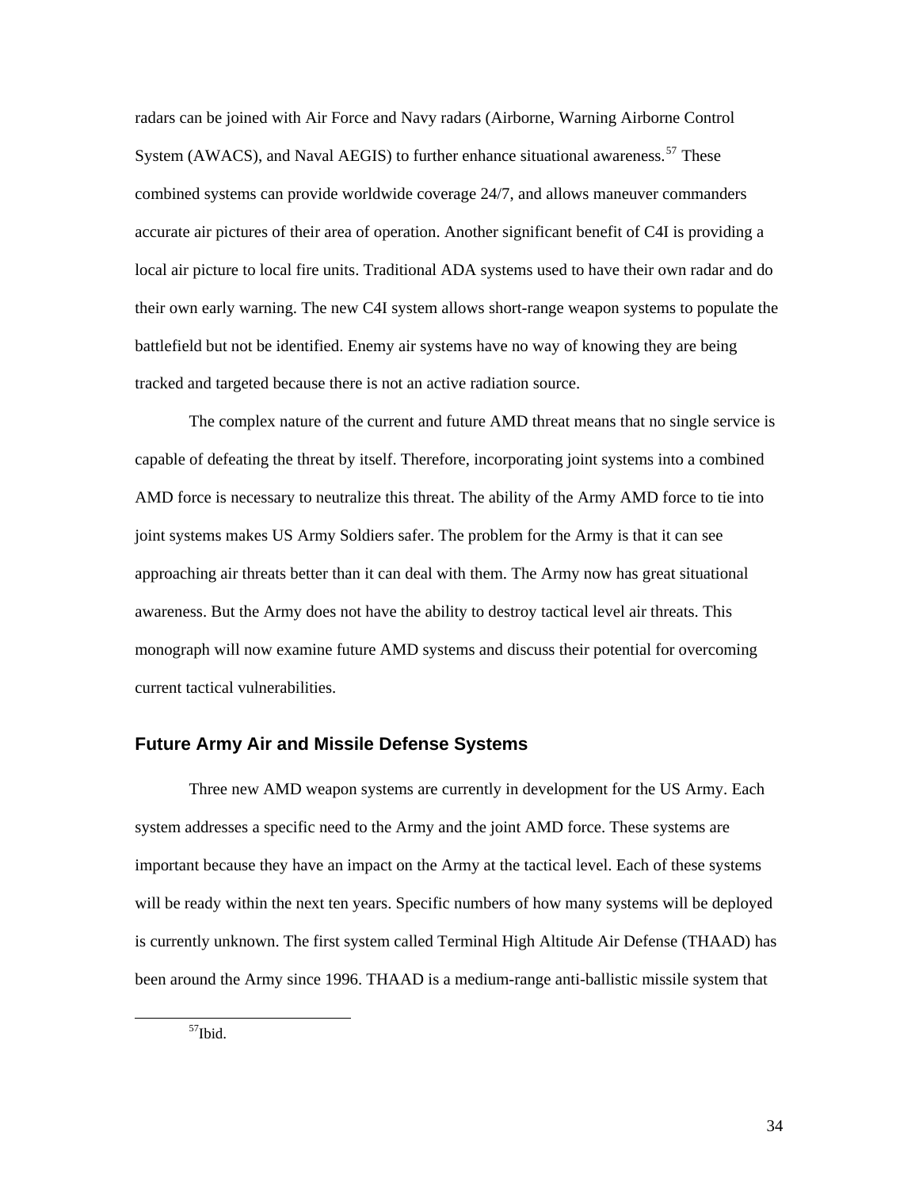radars can be joined with Air Force and Navy radars (Airborne, Warning Airborne Control System (AWACS), and Naval AEGIS) to further enhance situational awareness.[57] These combined systems can provide worldwide coverage 24/7, and allows maneuver commanders accurate air pictures of their area of operation. Another significant benefit of C4I is providing a local air picture to local fire units. Traditional ADA systems used to have their own radar and do their own early warning. The new C4I system allows short-range weapon systems to populate the battlefield but not be identified. Enemy air systems have no way of knowing they are being tracked and targeted because there is not an active radiation source.

The complex nature of the current and future AMD threat means that no single service is capable of defeating the threat by itself. Therefore, incorporating joint systems into a combined AMD force is necessary to neutralize this threat. The ability of the Army AMD force to tie into joint systems makes US Army Soldiers safer. The problem for the Army is that it can see approaching air threats better than it can deal with them. The Army now has great situational awareness. But the Army does not have the ability to destroy tactical level air threats. This monograph will now examine future AMD systems and discuss their potential for overcoming current tactical vulnerabilities.

## Future Army Air and Missile Defense Systems

Three new AMD weapon systems are currently in development for the US Army. Each system addresses a specific need to the Army and the joint AMD force. These systems are important because they have an impact on the Army at the tactical level. Each of these systems will be ready within the next ten years. Specific numbers of how many systems will be deployed is currently unknown. The first system called Terminal High Altitude Air Defense (THAAD) has been around the Army since 1996. THAAD is a medium-range anti-ballistic missile system that

[57]Ibid.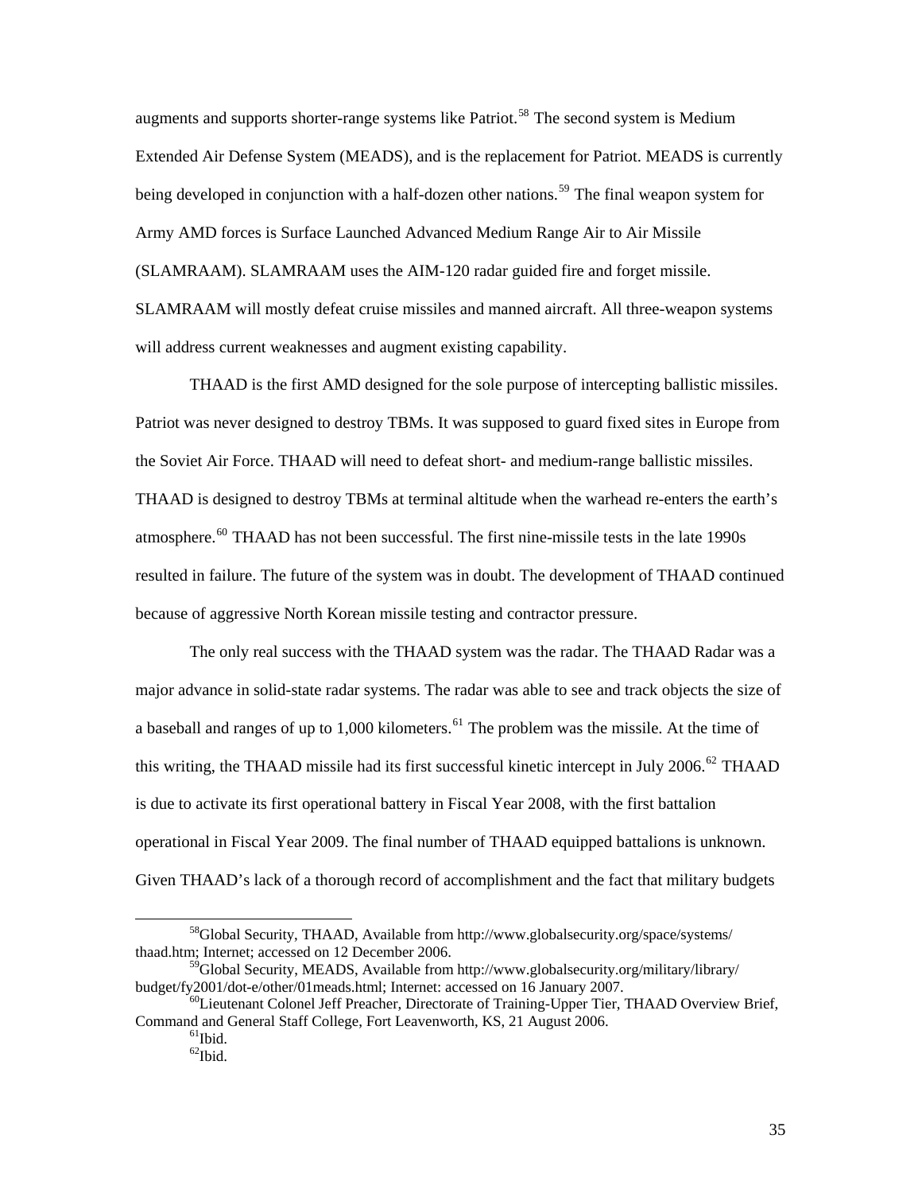augments and supports shorter-range systems like Patriot.[58] The second system is Medium Extended Air Defense System (MEADS), and is the replacement for Patriot. MEADS is currently being developed in conjunction with a half-dozen other nations.[59] The final weapon system for Army AMD forces is Surface Launched Advanced Medium Range Air to Air Missile (SLAMRAAM). SLAMRAAM uses the AIM-120 radar guided fire and forget missile. SLAMRAAM will mostly defeat cruise missiles and manned aircraft. All three-weapon systems will address current weaknesses and augment existing capability.

THAAD is the first AMD designed for the sole purpose of intercepting ballistic missiles. Patriot was never designed to destroy TBMs. It was supposed to guard fixed sites in Europe from the Soviet Air Force. THAAD will need to defeat short- and medium-range ballistic missiles. THAAD is designed to destroy TBMs at terminal altitude when the warhead re-enters the earth's atmosphere.[60] THAAD has not been successful. The first nine-missile tests in the late 1990s resulted in failure. The future of the system was in doubt. The development of THAAD continued because of aggressive North Korean missile testing and contractor pressure.

The only real success with the THAAD system was the radar. The THAAD Radar was a major advance in solid-state radar systems. The radar was able to see and track objects the size of a baseball and ranges of up to 1,000 kilometers.[61] The problem was the missile. At the time of this writing, the THAAD missile had its first successful kinetic intercept in July 2006.[62] THAAD is due to activate its first operational battery in Fiscal Year 2008, with the first battalion operational in Fiscal Year 2009. The final number of THAAD equipped battalions is unknown. Given THAAD's lack of a thorough record of accomplishment and the fact that military budgets

---

[58]Global Security, THAAD, Available from http://www.globalsecurity.org/space/systems/thaad.htm; Internet; accessed on 12 December 2006.

[59]Global Security, MEADS, Available from http://www.globalsecurity.org/military/library/budget/fy2001/dot-e/other/01meads.html; Internet: accessed on 16 January 2007.

[60]Lieutenant Colonel Jeff Preacher, Directorate of Training-Upper Tier, THAAD Overview Brief, Command and General Staff College, Fort Leavenworth, KS, 21 August 2006.

[61]Ibid.

[62]Ibid.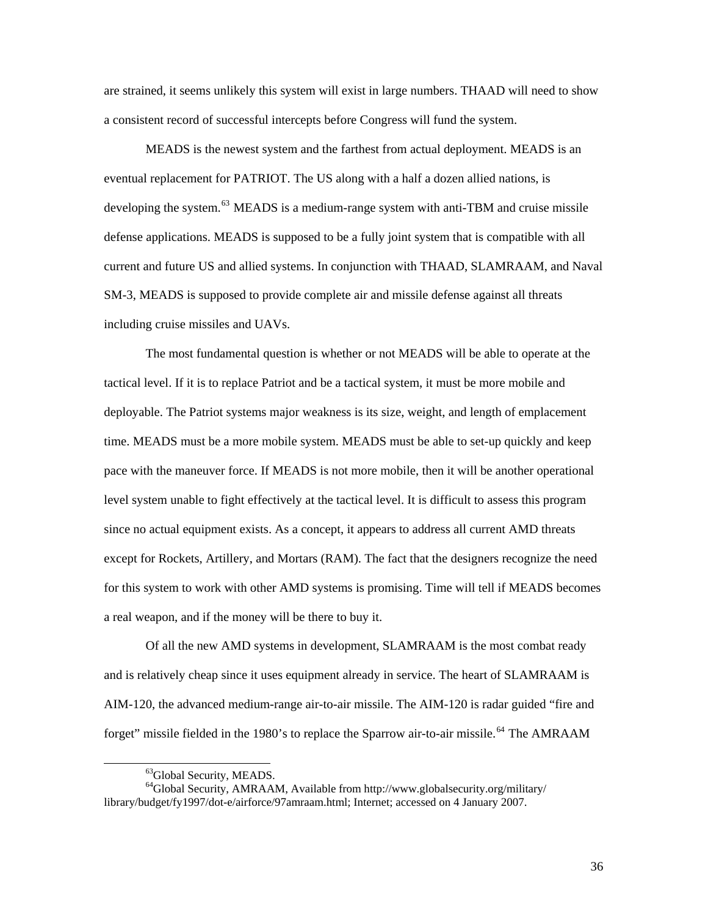are strained, it seems unlikely this system will exist in large numbers. THAAD will need to show a consistent record of successful intercepts before Congress will fund the system.

MEADS is the newest system and the farthest from actual deployment. MEADS is an eventual replacement for PATRIOT. The US along with a half a dozen allied nations, is developing the system.[63] MEADS is a medium-range system with anti-TBM and cruise missile defense applications. MEADS is supposed to be a fully joint system that is compatible with all current and future US and allied systems. In conjunction with THAAD, SLAMRAAM, and Naval SM-3, MEADS is supposed to provide complete air and missile defense against all threats including cruise missiles and UAVs.

The most fundamental question is whether or not MEADS will be able to operate at the tactical level. If it is to replace Patriot and be a tactical system, it must be more mobile and deployable. The Patriot systems major weakness is its size, weight, and length of emplacement time. MEADS must be a more mobile system. MEADS must be able to set-up quickly and keep pace with the maneuver force. If MEADS is not more mobile, then it will be another operational level system unable to fight effectively at the tactical level. It is difficult to assess this program since no actual equipment exists. As a concept, it appears to address all current AMD threats except for Rockets, Artillery, and Mortars (RAM). The fact that the designers recognize the need for this system to work with other AMD systems is promising. Time will tell if MEADS becomes a real weapon, and if the money will be there to buy it.

Of all the new AMD systems in development, SLAMRAAM is the most combat ready and is relatively cheap since it uses equipment already in service. The heart of SLAMRAAM is AIM-120, the advanced medium-range air-to-air missile. The AIM-120 is radar guided "fire and forget" missile fielded in the 1980's to replace the Sparrow air-to-air missile.[64] The AMRAAM

---

[63] Global Security, MEADS.

[64] Global Security, AMRAAM, Available from http://www.globalsecurity.org/military/library/budget/fy1997/dot-e/airforce/97amraam.html; Internet; accessed on 4 January 2007.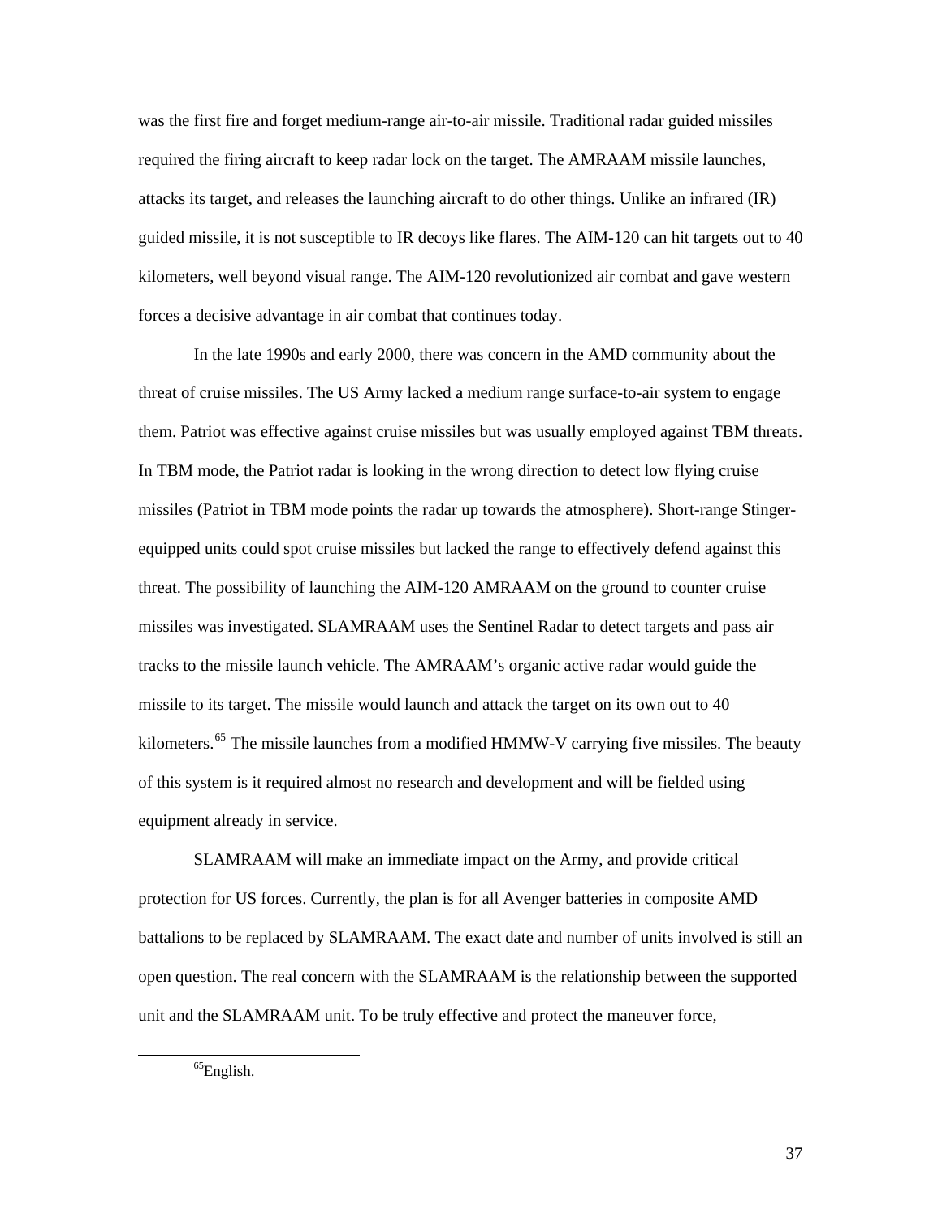was the first fire and forget medium-range air-to-air missile. Traditional radar guided missiles required the firing aircraft to keep radar lock on the target. The AMRAAM missile launches, attacks its target, and releases the launching aircraft to do other things. Unlike an infrared (IR) guided missile, it is not susceptible to IR decoys like flares. The AIM-120 can hit targets out to 40 kilometers, well beyond visual range. The AIM-120 revolutionized air combat and gave western forces a decisive advantage in air combat that continues today.

In the late 1990s and early 2000, there was concern in the AMD community about the threat of cruise missiles. The US Army lacked a medium range surface-to-air system to engage them. Patriot was effective against cruise missiles but was usually employed against TBM threats. In TBM mode, the Patriot radar is looking in the wrong direction to detect low flying cruise missiles (Patriot in TBM mode points the radar up towards the atmosphere). Short-range Stinger-equipped units could spot cruise missiles but lacked the range to effectively defend against this threat. The possibility of launching the AIM-120 AMRAAM on the ground to counter cruise missiles was investigated. SLAMRAAM uses the Sentinel Radar to detect targets and pass air tracks to the missile launch vehicle. The AMRAAM's organic active radar would guide the missile to its target. The missile would launch and attack the target on its own out to 40 kilometers.[65] The missile launches from a modified HMMW-V carrying five missiles. The beauty of this system is it required almost no research and development and will be fielded using equipment already in service.

SLAMRAAM will make an immediate impact on the Army, and provide critical protection for US forces. Currently, the plan is for all Avenger batteries in composite AMD battalions to be replaced by SLAMRAAM. The exact date and number of units involved is still an open question. The real concern with the SLAMRAAM is the relationship between the supported unit and the SLAMRAAM unit. To be truly effective and protect the maneuver force,

---

[65]English.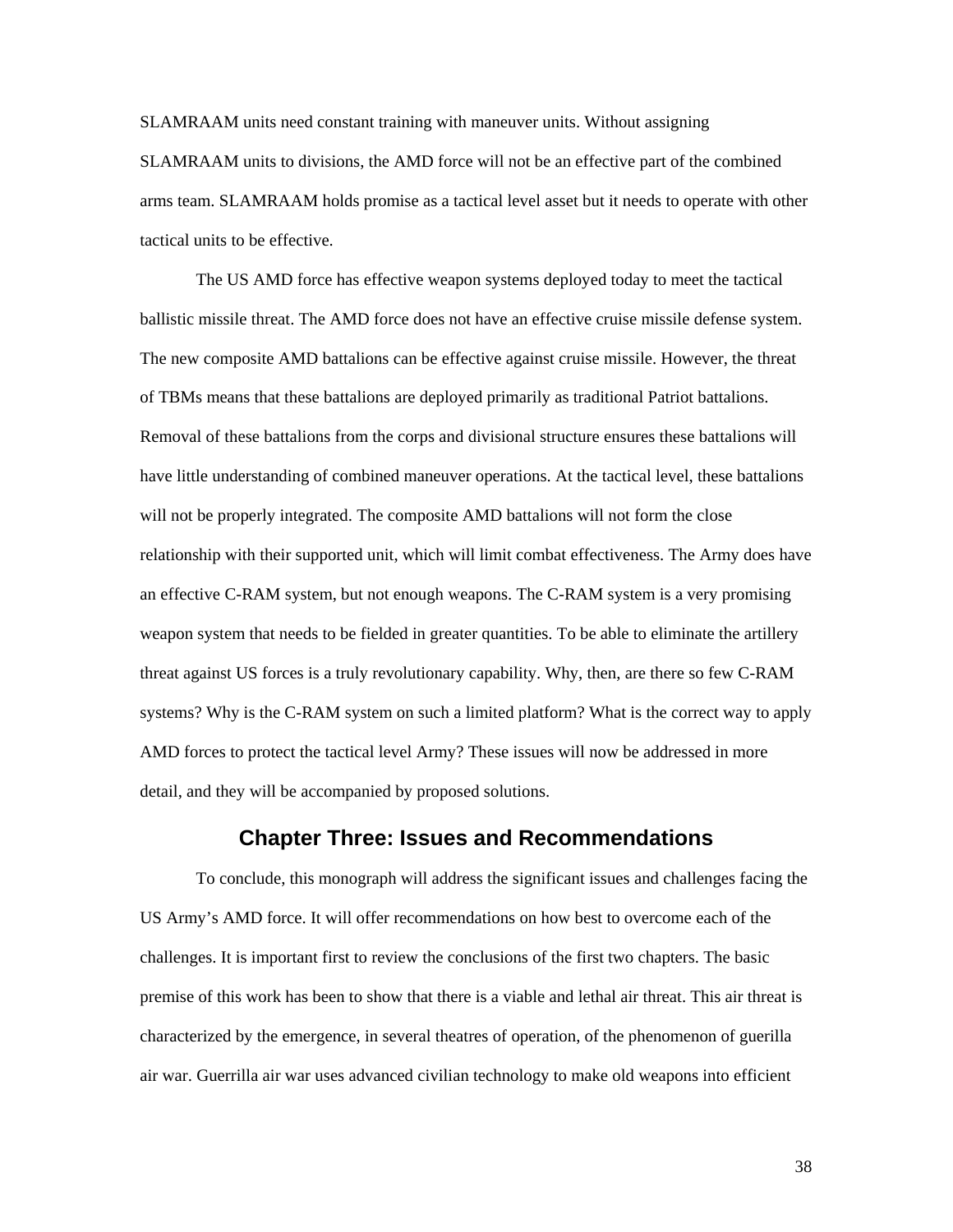SLAMRAAM units need constant training with maneuver units. Without assigning SLAMRAAM units to divisions, the AMD force will not be an effective part of the combined arms team. SLAMRAAM holds promise as a tactical level asset but it needs to operate with other tactical units to be effective.

The US AMD force has effective weapon systems deployed today to meet the tactical ballistic missile threat. The AMD force does not have an effective cruise missile defense system. The new composite AMD battalions can be effective against cruise missile. However, the threat of TBMs means that these battalions are deployed primarily as traditional Patriot battalions. Removal of these battalions from the corps and divisional structure ensures these battalions will have little understanding of combined maneuver operations. At the tactical level, these battalions will not be properly integrated. The composite AMD battalions will not form the close relationship with their supported unit, which will limit combat effectiveness. The Army does have an effective C-RAM system, but not enough weapons. The C-RAM system is a very promising weapon system that needs to be fielded in greater quantities. To be able to eliminate the artillery threat against US forces is a truly revolutionary capability. Why, then, are there so few C-RAM systems? Why is the C-RAM system on such a limited platform? What is the correct way to apply AMD forces to protect the tactical level Army? These issues will now be addressed in more detail, and they will be accompanied by proposed solutions.

# Chapter Three: Issues and Recommendations

To conclude, this monograph will address the significant issues and challenges facing the US Army's AMD force. It will offer recommendations on how best to overcome each of the challenges. It is important first to review the conclusions of the first two chapters. The basic premise of this work has been to show that there is a viable and lethal air threat. This air threat is characterized by the emergence, in several theatres of operation, of the phenomenon of guerilla air war. Guerrilla air war uses advanced civilian technology to make old weapons into efficient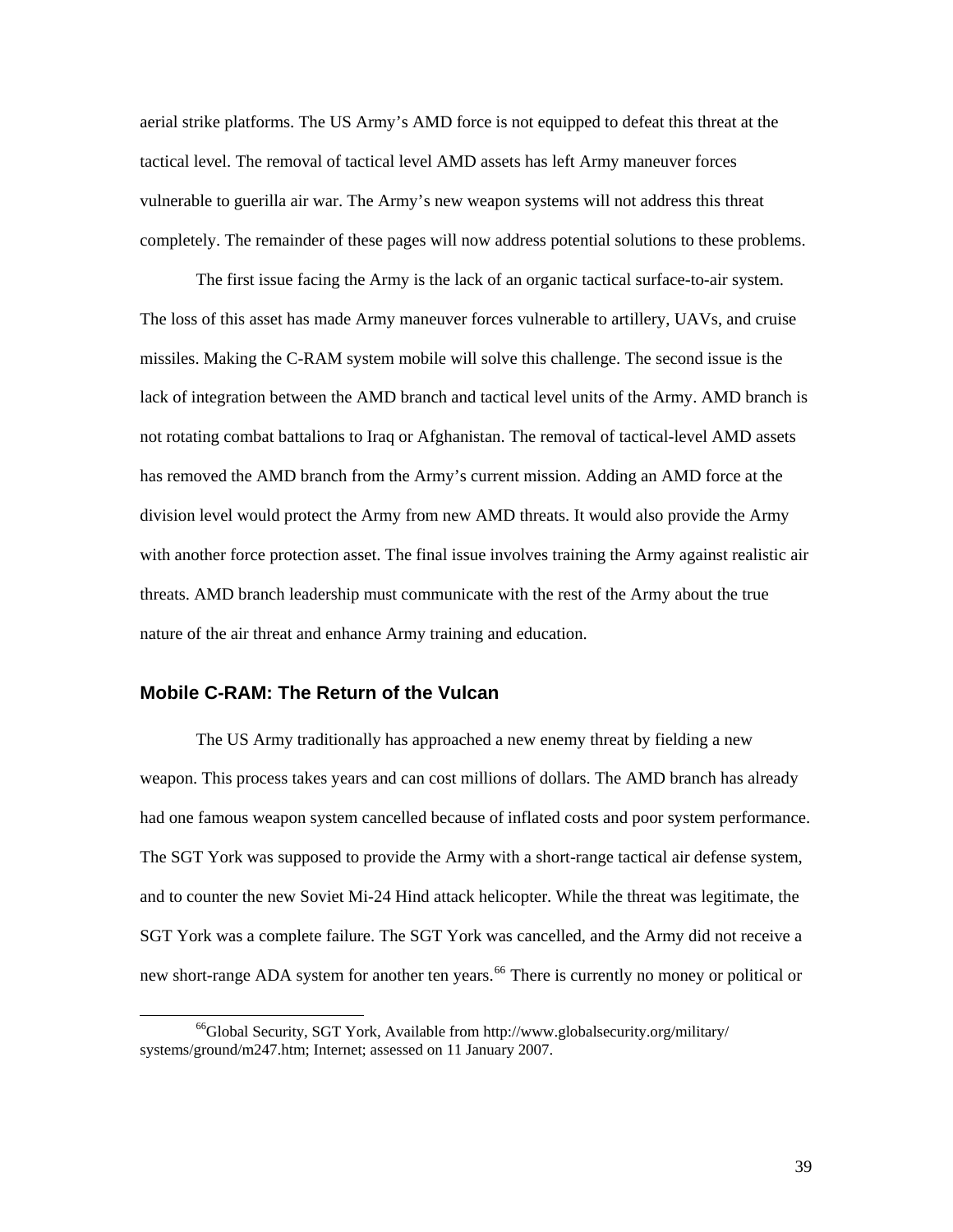aerial strike platforms. The US Army's AMD force is not equipped to defeat this threat at the tactical level. The removal of tactical level AMD assets has left Army maneuver forces vulnerable to guerilla air war. The Army's new weapon systems will not address this threat completely. The remainder of these pages will now address potential solutions to these problems.

The first issue facing the Army is the lack of an organic tactical surface-to-air system. The loss of this asset has made Army maneuver forces vulnerable to artillery, UAVs, and cruise missiles. Making the C-RAM system mobile will solve this challenge. The second issue is the lack of integration between the AMD branch and tactical level units of the Army. AMD branch is not rotating combat battalions to Iraq or Afghanistan. The removal of tactical-level AMD assets has removed the AMD branch from the Army's current mission. Adding an AMD force at the division level would protect the Army from new AMD threats. It would also provide the Army with another force protection asset. The final issue involves training the Army against realistic air threats. AMD branch leadership must communicate with the rest of the Army about the true nature of the air threat and enhance Army training and education.

## Mobile C-RAM: The Return of the Vulcan

The US Army traditionally has approached a new enemy threat by fielding a new weapon. This process takes years and can cost millions of dollars. The AMD branch has already had one famous weapon system cancelled because of inflated costs and poor system performance. The SGT York was supposed to provide the Army with a short-range tactical air defense system, and to counter the new Soviet Mi-24 Hind attack helicopter. While the threat was legitimate, the SGT York was a complete failure. The SGT York was cancelled, and the Army did not receive a new short-range ADA system for another ten years.[66] There is currently no money or political or

[66] Global Security, SGT York, Available from http://www.globalsecurity.org/military/systems/ground/m247.htm; Internet; assessed on 11 January 2007.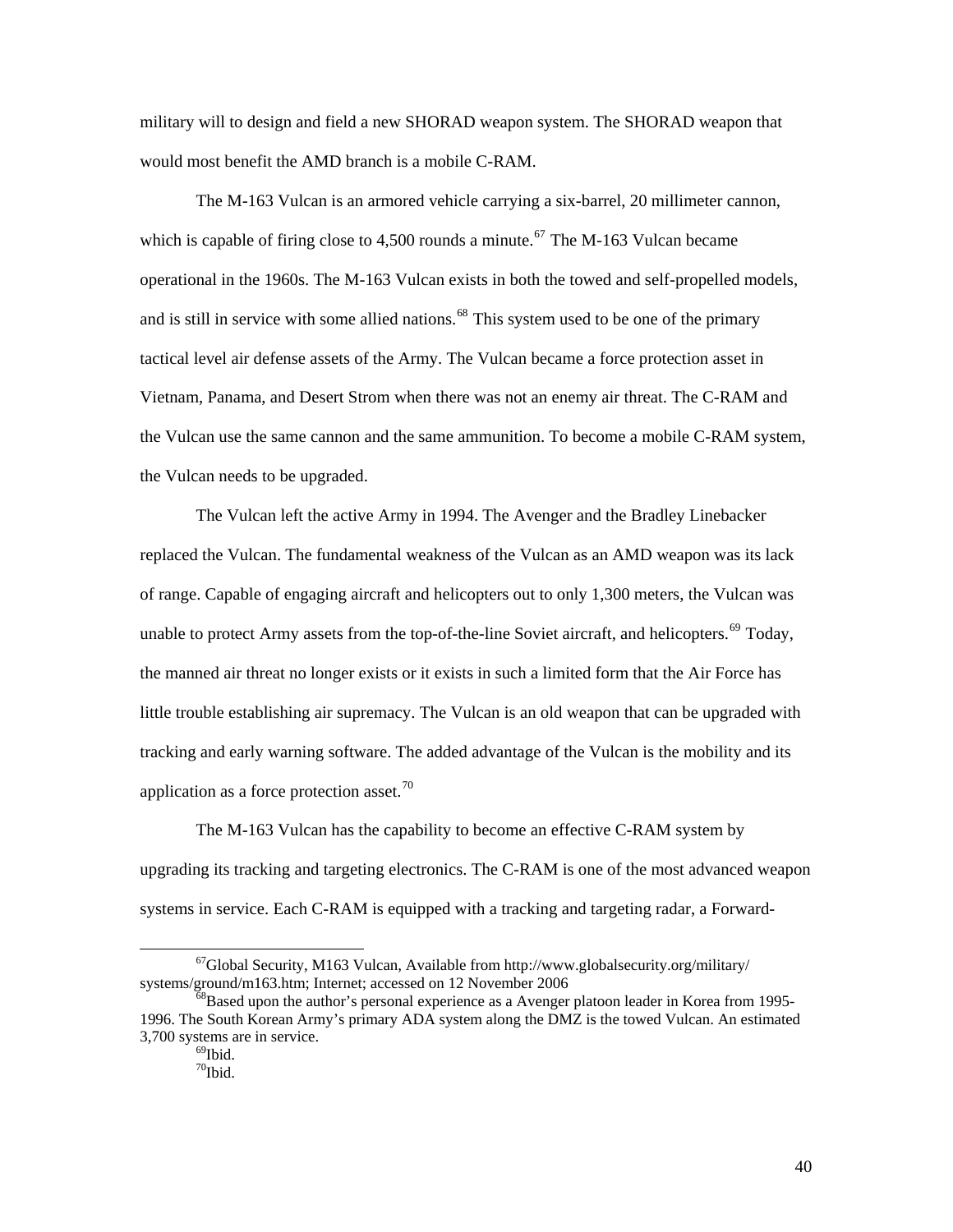military will to design and field a new SHORAD weapon system. The SHORAD weapon that would most benefit the AMD branch is a mobile C-RAM.

The M-163 Vulcan is an armored vehicle carrying a six-barrel, 20 millimeter cannon, which is capable of firing close to 4,500 rounds a minute.[67] The M-163 Vulcan became operational in the 1960s. The M-163 Vulcan exists in both the towed and self-propelled models, and is still in service with some allied nations.[68] This system used to be one of the primary tactical level air defense assets of the Army. The Vulcan became a force protection asset in Vietnam, Panama, and Desert Strom when there was not an enemy air threat. The C-RAM and the Vulcan use the same cannon and the same ammunition. To become a mobile C-RAM system, the Vulcan needs to be upgraded.

The Vulcan left the active Army in 1994. The Avenger and the Bradley Linebacker replaced the Vulcan. The fundamental weakness of the Vulcan as an AMD weapon was its lack of range. Capable of engaging aircraft and helicopters out to only 1,300 meters, the Vulcan was unable to protect Army assets from the top-of-the-line Soviet aircraft, and helicopters.[69] Today, the manned air threat no longer exists or it exists in such a limited form that the Air Force has little trouble establishing air supremacy. The Vulcan is an old weapon that can be upgraded with tracking and early warning software. The added advantage of the Vulcan is the mobility and its application as a force protection asset.[70]

The M-163 Vulcan has the capability to become an effective C-RAM system by upgrading its tracking and targeting electronics. The C-RAM is one of the most advanced weapon systems in service. Each C-RAM is equipped with a tracking and targeting radar, a Forward-

---

[67]Global Security, M163 Vulcan, Available from http://www.globalsecurity.org/military/systems/ground/m163.htm; Internet; accessed on 12 November 2006

[68]Based upon the author's personal experience as a Avenger platoon leader in Korea from 1995-1996. The South Korean Army's primary ADA system along the DMZ is the towed Vulcan. An estimated 3,700 systems are in service.

[69]Ibid.

[70]Ibid.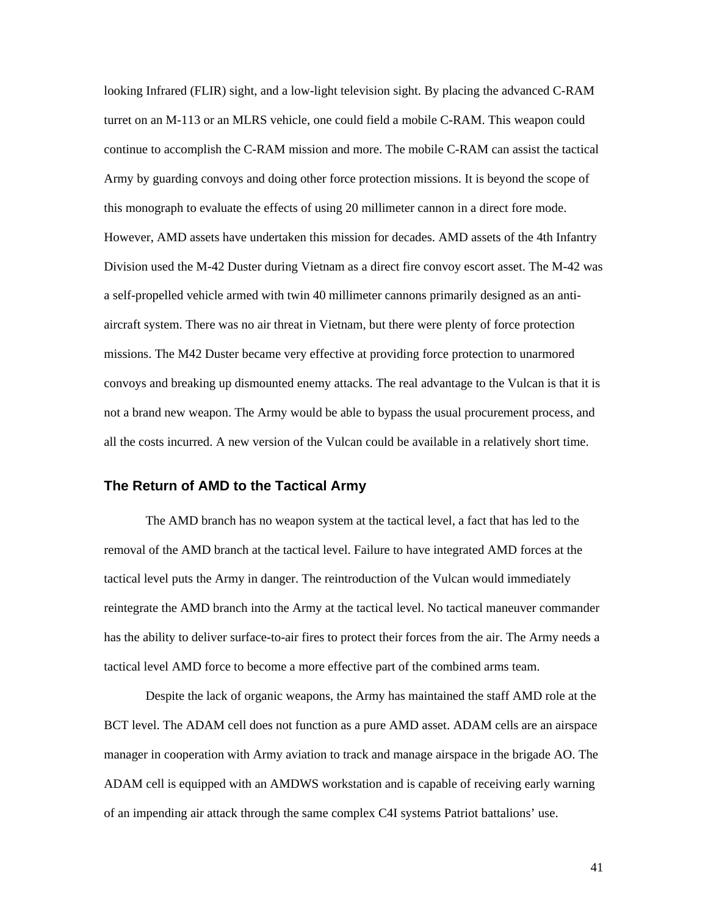looking Infrared (FLIR) sight, and a low-light television sight. By placing the advanced C-RAM turret on an M-113 or an MLRS vehicle, one could field a mobile C-RAM. This weapon could continue to accomplish the C-RAM mission and more. The mobile C-RAM can assist the tactical Army by guarding convoys and doing other force protection missions. It is beyond the scope of this monograph to evaluate the effects of using 20 millimeter cannon in a direct fore mode. However, AMD assets have undertaken this mission for decades. AMD assets of the 4th Infantry Division used the M-42 Duster during Vietnam as a direct fire convoy escort asset. The M-42 was a self-propelled vehicle armed with twin 40 millimeter cannons primarily designed as an anti-aircraft system. There was no air threat in Vietnam, but there were plenty of force protection missions. The M42 Duster became very effective at providing force protection to unarmored convoys and breaking up dismounted enemy attacks. The real advantage to the Vulcan is that it is not a brand new weapon. The Army would be able to bypass the usual procurement process, and all the costs incurred. A new version of the Vulcan could be available in a relatively short time.

## The Return of AMD to the Tactical Army

The AMD branch has no weapon system at the tactical level, a fact that has led to the removal of the AMD branch at the tactical level. Failure to have integrated AMD forces at the tactical level puts the Army in danger. The reintroduction of the Vulcan would immediately reintegrate the AMD branch into the Army at the tactical level. No tactical maneuver commander has the ability to deliver surface-to-air fires to protect their forces from the air. The Army needs a tactical level AMD force to become a more effective part of the combined arms team.

Despite the lack of organic weapons, the Army has maintained the staff AMD role at the BCT level. The ADAM cell does not function as a pure AMD asset. ADAM cells are an airspace manager in cooperation with Army aviation to track and manage airspace in the brigade AO. The ADAM cell is equipped with an AMDWS workstation and is capable of receiving early warning of an impending air attack through the same complex C4I systems Patriot battalions' use.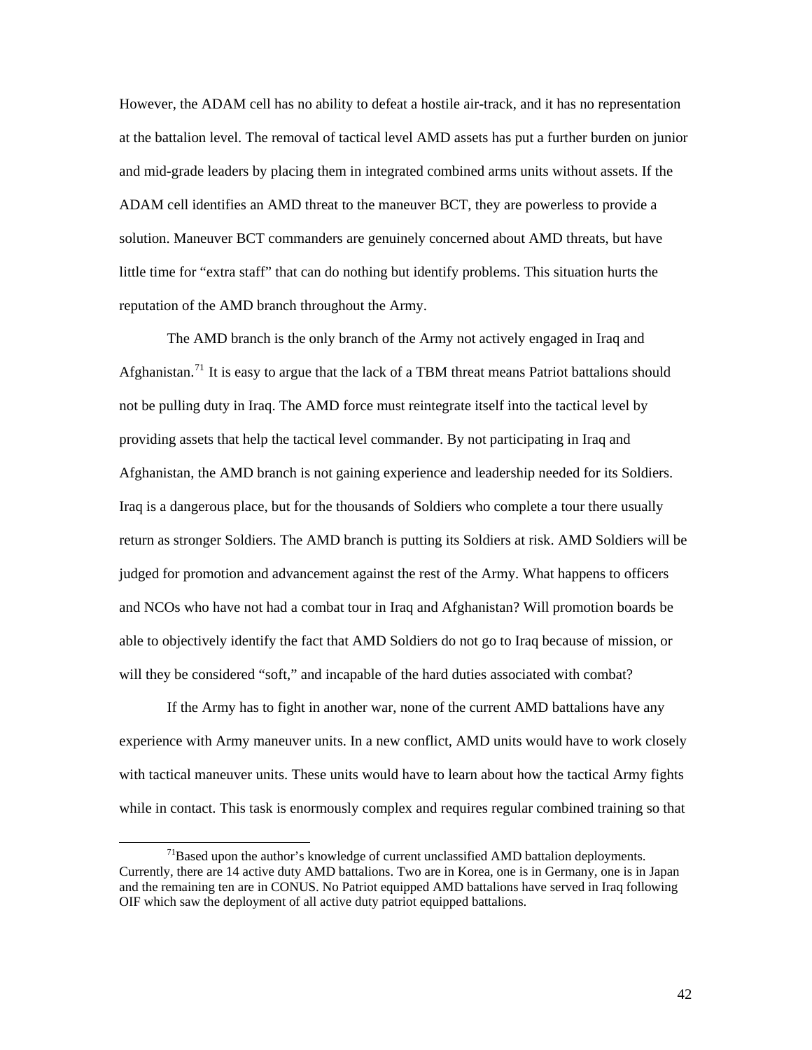However, the ADAM cell has no ability to defeat a hostile air-track, and it has no representation at the battalion level. The removal of tactical level AMD assets has put a further burden on junior and mid-grade leaders by placing them in integrated combined arms units without assets. If the ADAM cell identifies an AMD threat to the maneuver BCT, they are powerless to provide a solution. Maneuver BCT commanders are genuinely concerned about AMD threats, but have little time for "extra staff" that can do nothing but identify problems. This situation hurts the reputation of the AMD branch throughout the Army.

The AMD branch is the only branch of the Army not actively engaged in Iraq and Afghanistan.[71] It is easy to argue that the lack of a TBM threat means Patriot battalions should not be pulling duty in Iraq. The AMD force must reintegrate itself into the tactical level by providing assets that help the tactical level commander. By not participating in Iraq and Afghanistan, the AMD branch is not gaining experience and leadership needed for its Soldiers. Iraq is a dangerous place, but for the thousands of Soldiers who complete a tour there usually return as stronger Soldiers. The AMD branch is putting its Soldiers at risk. AMD Soldiers will be judged for promotion and advancement against the rest of the Army. What happens to officers and NCOs who have not had a combat tour in Iraq and Afghanistan? Will promotion boards be able to objectively identify the fact that AMD Soldiers do not go to Iraq because of mission, or will they be considered "soft," and incapable of the hard duties associated with combat?

If the Army has to fight in another war, none of the current AMD battalions have any experience with Army maneuver units. In a new conflict, AMD units would have to work closely with tactical maneuver units. These units would have to learn about how the tactical Army fights while in contact. This task is enormously complex and requires regular combined training so that

[71] Based upon the author's knowledge of current unclassified AMD battalion deployments. Currently, there are 14 active duty AMD battalions. Two are in Korea, one is in Germany, one is in Japan and the remaining ten are in CONUS. No Patriot equipped AMD battalions have served in Iraq following OIF which saw the deployment of all active duty patriot equipped battalions.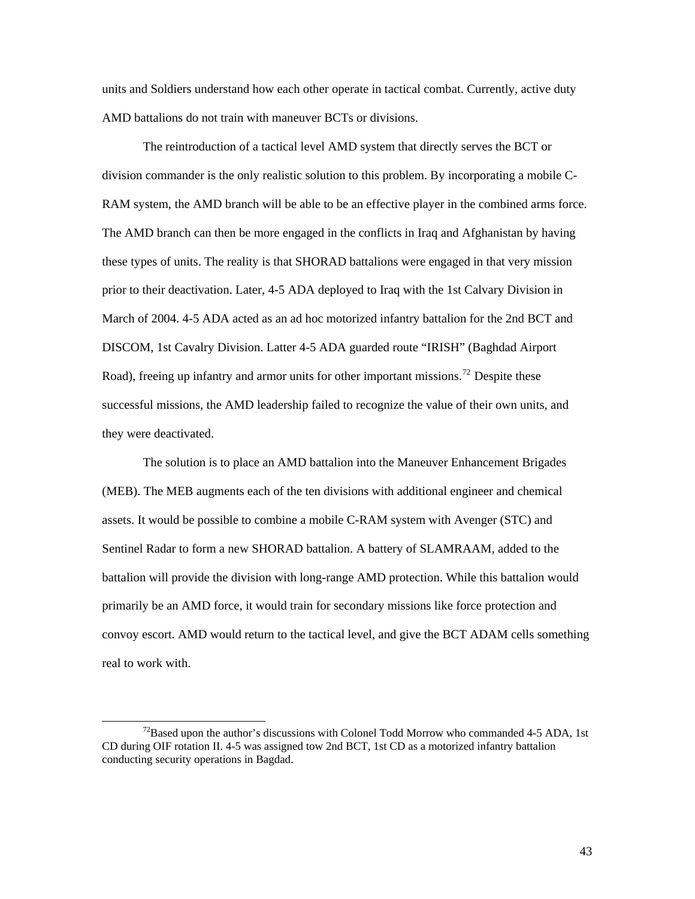units and Soldiers understand how each other operate in tactical combat. Currently, active duty AMD battalions do not train with maneuver BCTs or divisions.

The reintroduction of a tactical level AMD system that directly serves the BCT or division commander is the only realistic solution to this problem. By incorporating a mobile C-RAM system, the AMD branch will be able to be an effective player in the combined arms force. The AMD branch can then be more engaged in the conflicts in Iraq and Afghanistan by having these types of units. The reality is that SHORAD battalions were engaged in that very mission prior to their deactivation. Later, 4-5 ADA deployed to Iraq with the 1st Calvary Division in March of 2004. 4-5 ADA acted as an ad hoc motorized infantry battalion for the 2nd BCT and DISCOM, 1st Cavalry Division. Latter 4-5 ADA guarded route "IRISH" (Baghdad Airport Road), freeing up infantry and armor units for other important missions.[72] Despite these successful missions, the AMD leadership failed to recognize the value of their own units, and they were deactivated.

The solution is to place an AMD battalion into the Maneuver Enhancement Brigades (MEB). The MEB augments each of the ten divisions with additional engineer and chemical assets. It would be possible to combine a mobile C-RAM system with Avenger (STC) and Sentinel Radar to form a new SHORAD battalion. A battery of SLAMRAAM, added to the battalion will provide the division with long-range AMD protection. While this battalion would primarily be an AMD force, it would train for secondary missions like force protection and convoy escort. AMD would return to the tactical level, and give the BCT ADAM cells something real to work with.

---

[72] Based upon the author's discussions with Colonel Todd Morrow who commanded 4-5 ADA, 1st CD during OIF rotation II. 4-5 was assigned tow 2nd BCT, 1st CD as a motorized infantry battalion conducting security operations in Bagdad.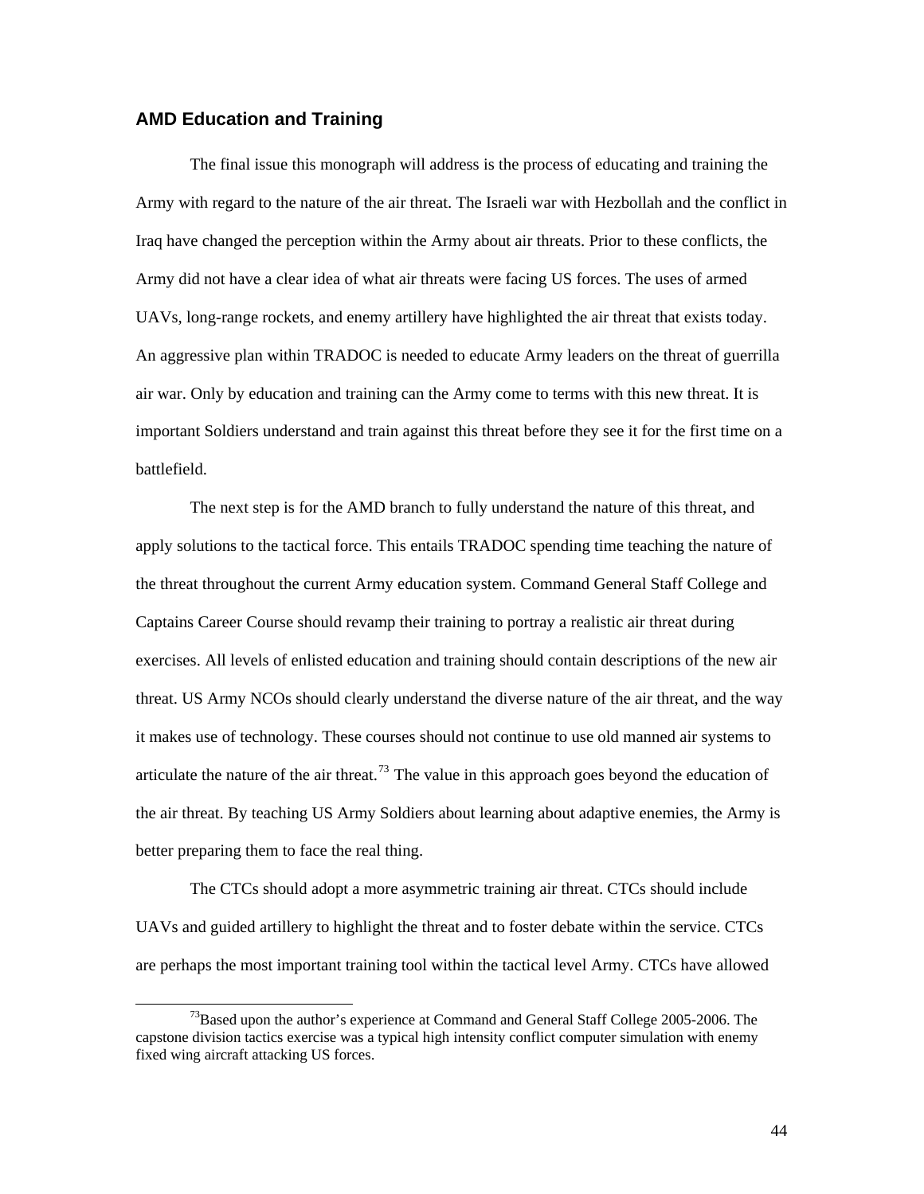## AMD Education and Training

The final issue this monograph will address is the process of educating and training the Army with regard to the nature of the air threat. The Israeli war with Hezbollah and the conflict in Iraq have changed the perception within the Army about air threats. Prior to these conflicts, the Army did not have a clear idea of what air threats were facing US forces. The uses of armed UAVs, long-range rockets, and enemy artillery have highlighted the air threat that exists today. An aggressive plan within TRADOC is needed to educate Army leaders on the threat of guerrilla air war. Only by education and training can the Army come to terms with this new threat. It is important Soldiers understand and train against this threat before they see it for the first time on a battlefield.

The next step is for the AMD branch to fully understand the nature of this threat, and apply solutions to the tactical force. This entails TRADOC spending time teaching the nature of the threat throughout the current Army education system. Command General Staff College and Captains Career Course should revamp their training to portray a realistic air threat during exercises. All levels of enlisted education and training should contain descriptions of the new air threat. US Army NCOs should clearly understand the diverse nature of the air threat, and the way it makes use of technology. These courses should not continue to use old manned air systems to articulate the nature of the air threat.[73] The value in this approach goes beyond the education of the air threat. By teaching US Army Soldiers about learning about adaptive enemies, the Army is better preparing them to face the real thing.

The CTCs should adopt a more asymmetric training air threat. CTCs should include UAVs and guided artillery to highlight the threat and to foster debate within the service. CTCs are perhaps the most important training tool within the tactical level Army. CTCs have allowed

---

[73] Based upon the author's experience at Command and General Staff College 2005-2006. The capstone division tactics exercise was a typical high intensity conflict computer simulation with enemy fixed wing aircraft attacking US forces.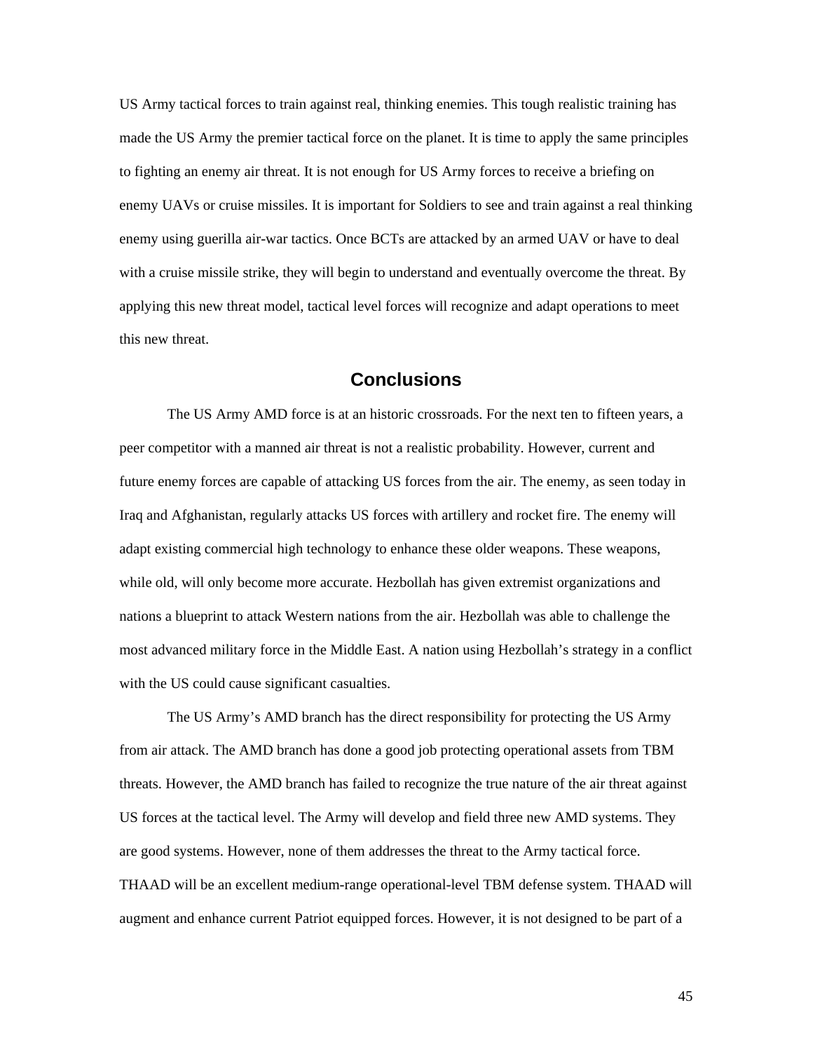US Army tactical forces to train against real, thinking enemies. This tough realistic training has made the US Army the premier tactical force on the planet. It is time to apply the same principles to fighting an enemy air threat. It is not enough for US Army forces to receive a briefing on enemy UAVs or cruise missiles. It is important for Soldiers to see and train against a real thinking enemy using guerilla air-war tactics. Once BCTs are attacked by an armed UAV or have to deal with a cruise missile strike, they will begin to understand and eventually overcome the threat. By applying this new threat model, tactical level forces will recognize and adapt operations to meet this new threat.

## Conclusions

The US Army AMD force is at an historic crossroads. For the next ten to fifteen years, a peer competitor with a manned air threat is not a realistic probability. However, current and future enemy forces are capable of attacking US forces from the air. The enemy, as seen today in Iraq and Afghanistan, regularly attacks US forces with artillery and rocket fire. The enemy will adapt existing commercial high technology to enhance these older weapons. These weapons, while old, will only become more accurate. Hezbollah has given extremist organizations and nations a blueprint to attack Western nations from the air. Hezbollah was able to challenge the most advanced military force in the Middle East. A nation using Hezbollah's strategy in a conflict with the US could cause significant casualties.

The US Army's AMD branch has the direct responsibility for protecting the US Army from air attack. The AMD branch has done a good job protecting operational assets from TBM threats. However, the AMD branch has failed to recognize the true nature of the air threat against US forces at the tactical level. The Army will develop and field three new AMD systems. They are good systems. However, none of them addresses the threat to the Army tactical force. THAAD will be an excellent medium-range operational-level TBM defense system. THAAD will augment and enhance current Patriot equipped forces. However, it is not designed to be part of a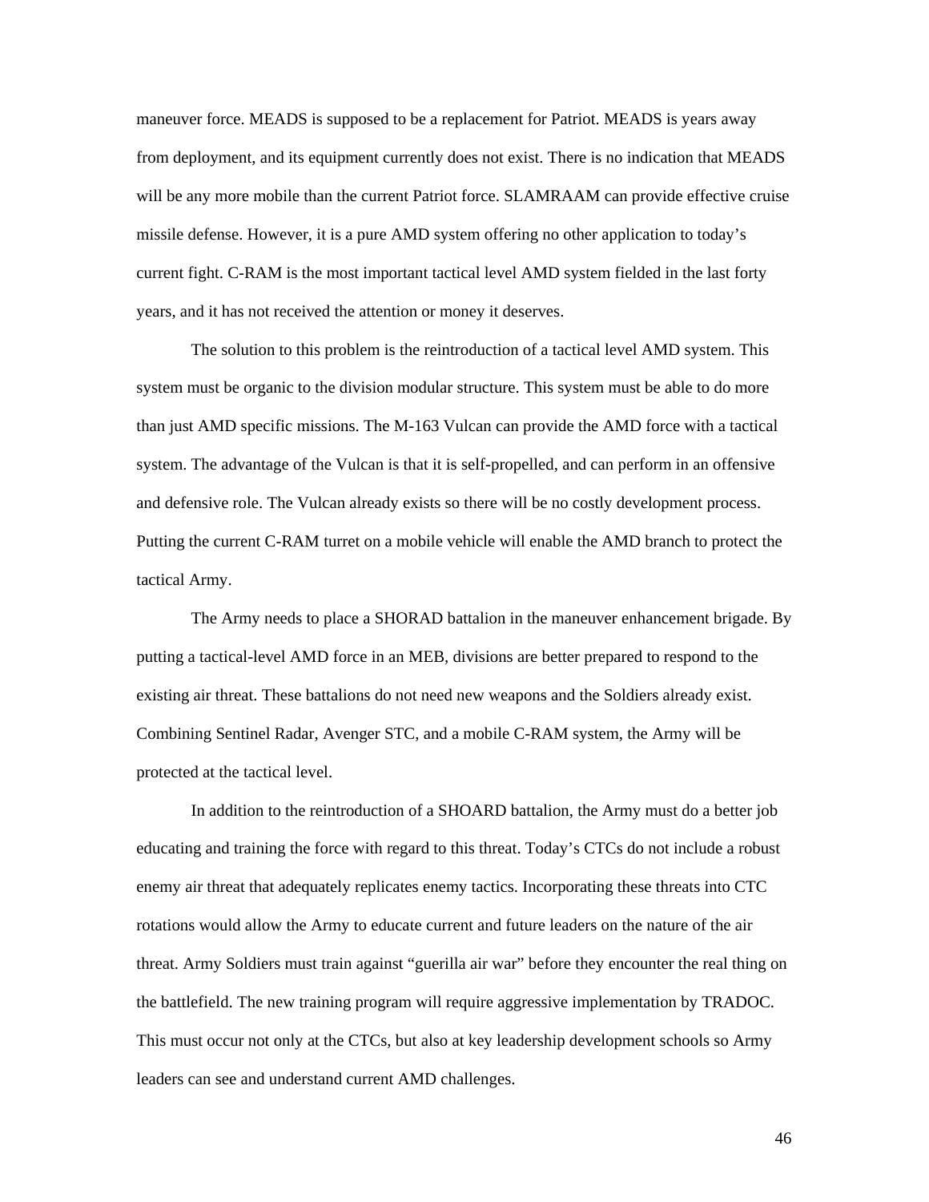maneuver force. MEADS is supposed to be a replacement for Patriot. MEADS is years away from deployment, and its equipment currently does not exist. There is no indication that MEADS will be any more mobile than the current Patriot force. SLAMRAAM can provide effective cruise missile defense. However, it is a pure AMD system offering no other application to today's current fight. C-RAM is the most important tactical level AMD system fielded in the last forty years, and it has not received the attention or money it deserves.

The solution to this problem is the reintroduction of a tactical level AMD system. This system must be organic to the division modular structure. This system must be able to do more than just AMD specific missions. The M-163 Vulcan can provide the AMD force with a tactical system. The advantage of the Vulcan is that it is self-propelled, and can perform in an offensive and defensive role. The Vulcan already exists so there will be no costly development process. Putting the current C-RAM turret on a mobile vehicle will enable the AMD branch to protect the tactical Army.

The Army needs to place a SHORAD battalion in the maneuver enhancement brigade. By putting a tactical-level AMD force in an MEB, divisions are better prepared to respond to the existing air threat. These battalions do not need new weapons and the Soldiers already exist. Combining Sentinel Radar, Avenger STC, and a mobile C-RAM system, the Army will be protected at the tactical level.

In addition to the reintroduction of a SHOARD battalion, the Army must do a better job educating and training the force with regard to this threat. Today's CTCs do not include a robust enemy air threat that adequately replicates enemy tactics. Incorporating these threats into CTC rotations would allow the Army to educate current and future leaders on the nature of the air threat. Army Soldiers must train against "guerilla air war" before they encounter the real thing on the battlefield. The new training program will require aggressive implementation by TRADOC. This must occur not only at the CTCs, but also at key leadership development schools so Army leaders can see and understand current AMD challenges.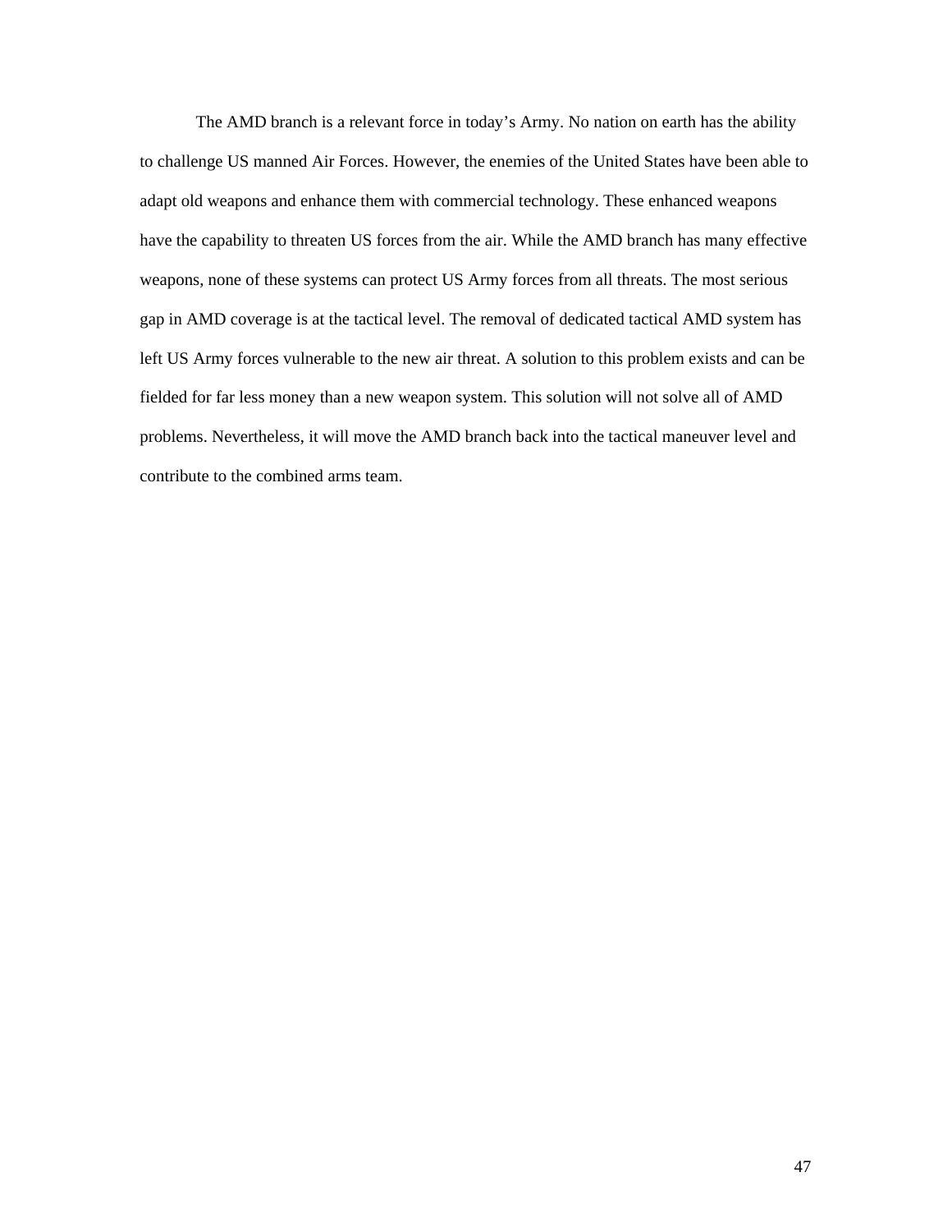The AMD branch is a relevant force in today's Army. No nation on earth has the ability to challenge US manned Air Forces. However, the enemies of the United States have been able to adapt old weapons and enhance them with commercial technology. These enhanced weapons have the capability to threaten US forces from the air. While the AMD branch has many effective weapons, none of these systems can protect US Army forces from all threats. The most serious gap in AMD coverage is at the tactical level. The removal of dedicated tactical AMD system has left US Army forces vulnerable to the new air threat. A solution to this problem exists and can be fielded for far less money than a new weapon system. This solution will not solve all of AMD problems. Nevertheless, it will move the AMD branch back into the tactical maneuver level and contribute to the combined arms team.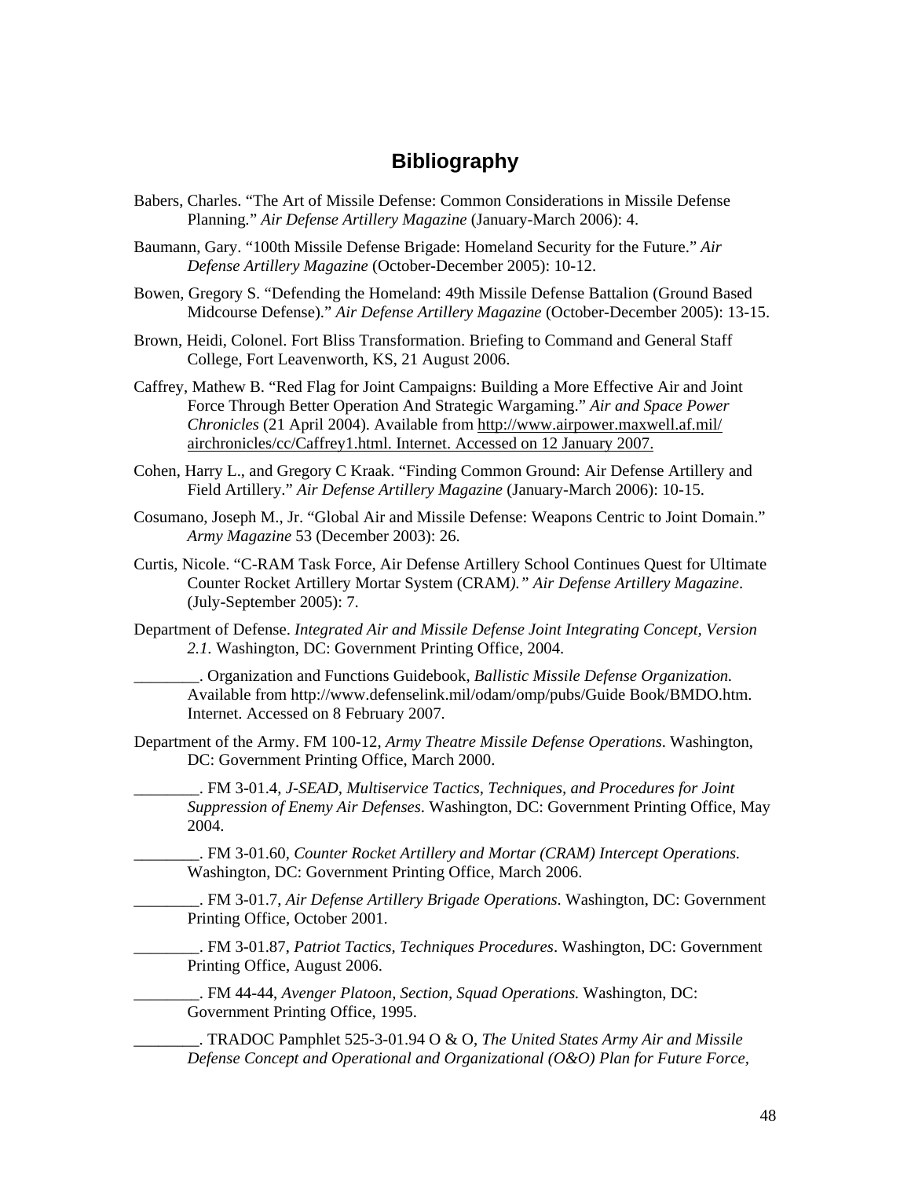# Bibliography

Babers, Charles. "The Art of Missile Defense: Common Considerations in Missile Defense Planning." *Air Defense Artillery Magazine* (January-March 2006): 4.

Baumann, Gary. "100th Missile Defense Brigade: Homeland Security for the Future." *Air Defense Artillery Magazine* (October-December 2005): 10-12.

Bowen, Gregory S. "Defending the Homeland: 49th Missile Defense Battalion (Ground Based Midcourse Defense)." *Air Defense Artillery Magazine* (October-December 2005): 13-15.

Brown, Heidi, Colonel. Fort Bliss Transformation. Briefing to Command and General Staff College, Fort Leavenworth, KS, 21 August 2006.

Caffrey, Mathew B. "Red Flag for Joint Campaigns: Building a More Effective Air and Joint Force Through Better Operation And Strategic Wargaming." *Air and Space Power Chronicles* (21 April 2004). Available from http://www.airpower.maxwell.af.mil/airchronicles/cc/Caffrey1.html. Internet. Accessed on 12 January 2007.

Cohen, Harry L., and Gregory C Kraak. "Finding Common Ground: Air Defense Artillery and Field Artillery." *Air Defense Artillery Magazine* (January-March 2006): 10-15.

Cosumano, Joseph M., Jr. "Global Air and Missile Defense: Weapons Centric to Joint Domain." *Army Magazine* 53 (December 2003): 26.

Curtis, Nicole. "C-RAM Task Force, Air Defense Artillery School Continues Quest for Ultimate Counter Rocket Artillery Mortar System (CRAM)." *Air Defense Artillery Magazine*. (July-September 2005): 7.

Department of Defense. *Integrated Air and Missile Defense Joint Integrating Concept, Version 2.1.* Washington, DC: Government Printing Office, 2004.

________. Organization and Functions Guidebook, *Ballistic Missile Defense Organization.* Available from http://www.defenselink.mil/odam/omp/pubs/Guide Book/BMDO.htm. Internet. Accessed on 8 February 2007.

Department of the Army. FM 100-12, *Army Theatre Missile Defense Operations*. Washington, DC: Government Printing Office, March 2000.

________. FM 3-01.4, *J-SEAD, Multiservice Tactics, Techniques, and Procedures for Joint Suppression of Enemy Air Defenses*. Washington, DC: Government Printing Office, May 2004.

________. FM 3-01.60, *Counter Rocket Artillery and Mortar (CRAM) Intercept Operations.* Washington, DC: Government Printing Office, March 2006.

________. FM 3-01.7, *Air Defense Artillery Brigade Operations*. Washington, DC: Government Printing Office, October 2001.

________. FM 3-01.87, *Patriot Tactics, Techniques Procedures*. Washington, DC: Government Printing Office, August 2006.

________. FM 44-44, *Avenger Platoon, Section, Squad Operations.* Washington, DC: Government Printing Office, 1995.

________. TRADOC Pamphlet 525-3-01.94 O & O, *The United States Army Air and Missile Defense Concept and Operational and Organizational (O&O) Plan for Future Force,*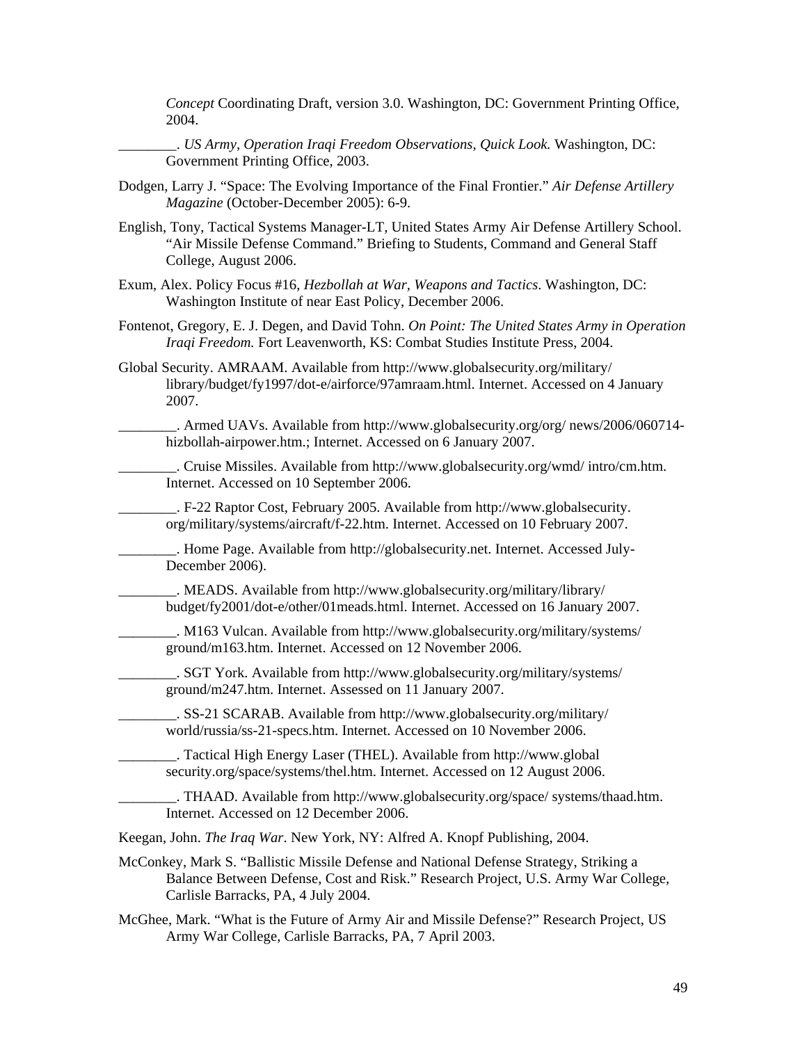*Concept* Coordinating Draft, version 3.0. Washington, DC: Government Printing Office, 2004.

________. *US Army, Operation Iraqi Freedom Observations, Quick Look.* Washington, DC: Government Printing Office, 2003.

Dodgen, Larry J. "Space: The Evolving Importance of the Final Frontier." *Air Defense Artillery Magazine* (October-December 2005): 6-9.

English, Tony, Tactical Systems Manager-LT, United States Army Air Defense Artillery School. "Air Missile Defense Command." Briefing to Students, Command and General Staff College, August 2006.

Exum, Alex. Policy Focus #16, *Hezbollah at War, Weapons and Tactics*. Washington, DC: Washington Institute of near East Policy, December 2006.

Fontenot, Gregory, E. J. Degen, and David Tohn. *On Point: The United States Army in Operation Iraqi Freedom.* Fort Leavenworth, KS: Combat Studies Institute Press, 2004.

Global Security. AMRAAM. Available from http://www.globalsecurity.org/military/library/budget/fy1997/dot-e/airforce/97amraam.html. Internet. Accessed on 4 January 2007.

________. Armed UAVs. Available from http://www.globalsecurity.org/org/ news/2006/060714-hizbollah-airpower.htm.; Internet. Accessed on 6 January 2007.

________. Cruise Missiles. Available from http://www.globalsecurity.org/wmd/ intro/cm.htm. Internet. Accessed on 10 September 2006.

________. F-22 Raptor Cost, February 2005. Available from http://www.globalsecurity.org/military/systems/aircraft/f-22.htm. Internet. Accessed on 10 February 2007.

________. Home Page. Available from http://globalsecurity.net. Internet. Accessed July-December 2006).

________. MEADS. Available from http://www.globalsecurity.org/military/library/budget/fy2001/dot-e/other/01meads.html. Internet. Accessed on 16 January 2007.

________. M163 Vulcan. Available from http://www.globalsecurity.org/military/systems/ground/m163.htm. Internet. Accessed on 12 November 2006.

________. SGT York. Available from http://www.globalsecurity.org/military/systems/ground/m247.htm. Internet. Assessed on 11 January 2007.

________. SS-21 SCARAB. Available from http://www.globalsecurity.org/military/world/russia/ss-21-specs.htm. Internet. Accessed on 10 November 2006.

________. Tactical High Energy Laser (THEL). Available from http://www.global security.org/space/systems/thel.htm. Internet. Accessed on 12 August 2006.

________. THAAD. Available from http://www.globalsecurity.org/space/ systems/thaad.htm. Internet. Accessed on 12 December 2006.

Keegan, John. *The Iraq War*. New York, NY: Alfred A. Knopf Publishing, 2004.

McConkey, Mark S. "Ballistic Missile Defense and National Defense Strategy, Striking a Balance Between Defense, Cost and Risk." Research Project, U.S. Army War College, Carlisle Barracks, PA, 4 July 2004.

McGhee, Mark. "What is the Future of Army Air and Missile Defense?" Research Project, US Army War College, Carlisle Barracks, PA, 7 April 2003.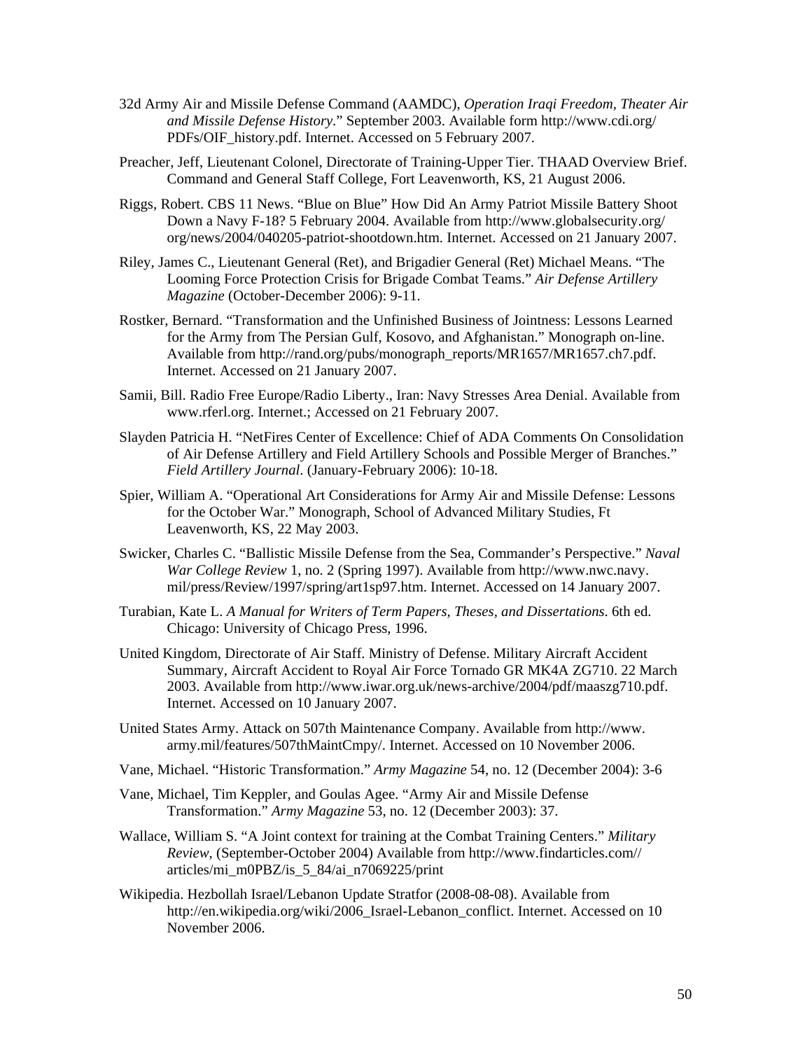32d Army Air and Missile Defense Command (AAMDC), *Operation Iraqi Freedom, Theater Air and Missile Defense History*." September 2003. Available form http://www.cdi.org/ PDFs/OIF_history.pdf. Internet. Accessed on 5 February 2007.

Preacher, Jeff, Lieutenant Colonel, Directorate of Training-Upper Tier. THAAD Overview Brief. Command and General Staff College, Fort Leavenworth, KS, 21 August 2006.

Riggs, Robert. CBS 11 News. "Blue on Blue" How Did An Army Patriot Missile Battery Shoot Down a Navy F-18? 5 February 2004. Available from http://www.globalsecurity.org/ org/news/2004/040205-patriot-shootdown.htm. Internet. Accessed on 21 January 2007.

Riley, James C., Lieutenant General (Ret), and Brigadier General (Ret) Michael Means. "The Looming Force Protection Crisis for Brigade Combat Teams." *Air Defense Artillery Magazine* (October-December 2006): 9-11.

Rostker, Bernard. "Transformation and the Unfinished Business of Jointness: Lessons Learned for the Army from The Persian Gulf, Kosovo, and Afghanistan." Monograph on-line. Available from http://rand.org/pubs/monograph_reports/MR1657/MR1657.ch7.pdf. Internet. Accessed on 21 January 2007.

Samii, Bill. Radio Free Europe/Radio Liberty., Iran: Navy Stresses Area Denial. Available from www.rferl.org. Internet.; Accessed on 21 February 2007.

Slayden Patricia H. "NetFires Center of Excellence: Chief of ADA Comments On Consolidation of Air Defense Artillery and Field Artillery Schools and Possible Merger of Branches." *Field Artillery Journal*. (January-February 2006): 10-18.

Spier, William A. "Operational Art Considerations for Army Air and Missile Defense: Lessons for the October War." Monograph, School of Advanced Military Studies, Ft Leavenworth, KS, 22 May 2003.

Swicker, Charles C. "Ballistic Missile Defense from the Sea, Commander's Perspective." *Naval War College Review* 1, no. 2 (Spring 1997). Available from http://www.nwc.navy. mil/press/Review/1997/spring/art1sp97.htm. Internet. Accessed on 14 January 2007.

Turabian, Kate L. *A Manual for Writers of Term Papers, Theses, and Dissertations*. 6th ed. Chicago: University of Chicago Press, 1996.

United Kingdom, Directorate of Air Staff. Ministry of Defense. Military Aircraft Accident Summary, Aircraft Accident to Royal Air Force Tornado GR MK4A ZG710. 22 March 2003. Available from http://www.iwar.org.uk/news-archive/2004/pdf/maaszg710.pdf. Internet. Accessed on 10 January 2007.

United States Army. Attack on 507th Maintenance Company. Available from http://www. army.mil/features/507thMaintCmpy/. Internet. Accessed on 10 November 2006.

Vane, Michael. "Historic Transformation." *Army Magazine* 54, no. 12 (December 2004): 3-6

Vane, Michael, Tim Keppler, and Goulas Agee. "Army Air and Missile Defense Transformation." *Army Magazine* 53, no. 12 (December 2003): 37.

Wallace, William S. "A Joint context for training at the Combat Training Centers." *Military Review*, (September-October 2004) Available from http://www.findarticles.com// articles/mi_m0PBZ/is_5_84/ai_n7069225/print

Wikipedia. Hezbollah Israel/Lebanon Update Stratfor (2008-08-08). Available from http://en.wikipedia.org/wiki/2006_Israel-Lebanon_conflict. Internet. Accessed on 10 November 2006.